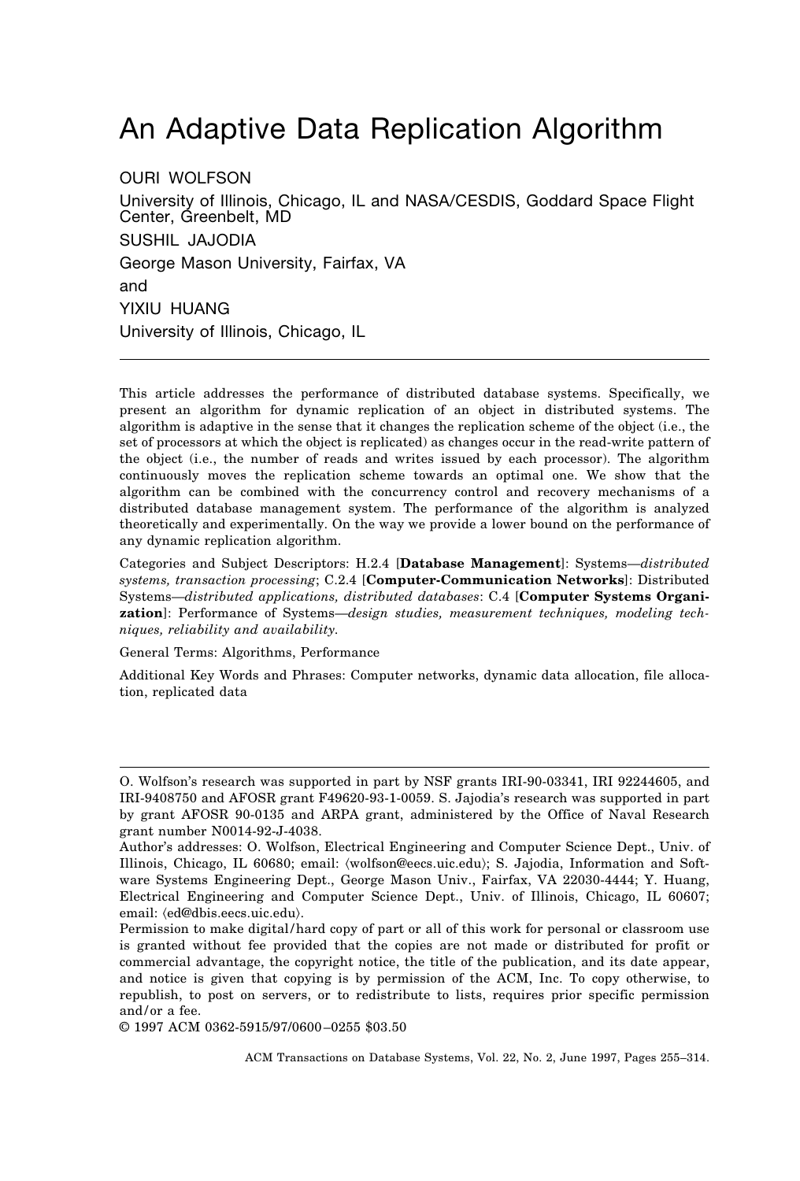# An Adaptive Data Replication Algorithm

OURI WOLFSON
University of Illinois, Chicago, IL and NASA/CESDIS, Goddard Space Flight Center, Greenbelt, MD
SUSHIL JAJODIA
George Mason University, Fairfax, VA
and
YIXIU HUANG
University of Illinois, Chicago, IL

---

This article addresses the performance of distributed database systems. Specifically, we present an algorithm for dynamic replication of an object in distributed systems. The algorithm is adaptive in the sense that it changes the replication scheme of the object (i.e., the set of processors at which the object is replicated) as changes occur in the read-write pattern of the object (i.e., the number of reads and writes issued by each processor). The algorithm continuously moves the replication scheme towards an optimal one. We show that the algorithm can be combined with the concurrency control and recovery mechanisms of a distributed database management system. The performance of the algorithm is analyzed theoretically and experimentally. On the way we provide a lower bound on the performance of any dynamic replication algorithm.

Categories and Subject Descriptors: H.2.4 [**Database Management**]: Systems—*distributed systems, transaction processing*; C.2.4 [**Computer-Communication Networks**]: Distributed Systems—*distributed applications, distributed databases*: C.4 [**Computer Systems Organization**]: Performance of Systems—*design studies, measurement techniques, modeling techniques, reliability and availability.*

General Terms: Algorithms, Performance

Additional Key Words and Phrases: Computer networks, dynamic data allocation, file allocation, replicated data

---

O. Wolfson's research was supported in part by NSF grants IRI-90-03341, IRI 92244605, and IRI-9408750 and AFOSR grant F49620-93-1-0059. S. Jajodia's research was supported in part by grant AFOSR 90-0135 and ARPA grant, administered by the Office of Naval Research grant number N0014-92-J-4038.

Author's addresses: O. Wolfson, Electrical Engineering and Computer Science Dept., Univ. of Illinois, Chicago, IL 60680; email: ⟨wolfson@eecs.uic.edu⟩; S. Jajodia, Information and Software Systems Engineering Dept., George Mason Univ., Fairfax, VA 22030-4444; Y. Huang, Electrical Engineering and Computer Science Dept., Univ. of Illinois, Chicago, IL 60607; email: ⟨ed@dbis.eecs.uic.edu⟩.

Permission to make digital/hard copy of part or all of this work for personal or classroom use is granted without fee provided that the copies are not made or distributed for profit or commercial advantage, the copyright notice, the title of the publication, and its date appear, and notice is given that copying is by permission of the ACM, Inc. To copy otherwise, to republish, to post on servers, or to redistribute to lists, requires prior specific permission and/or a fee.

© 1997 ACM 0362-5915/97/0600–0255 $03.50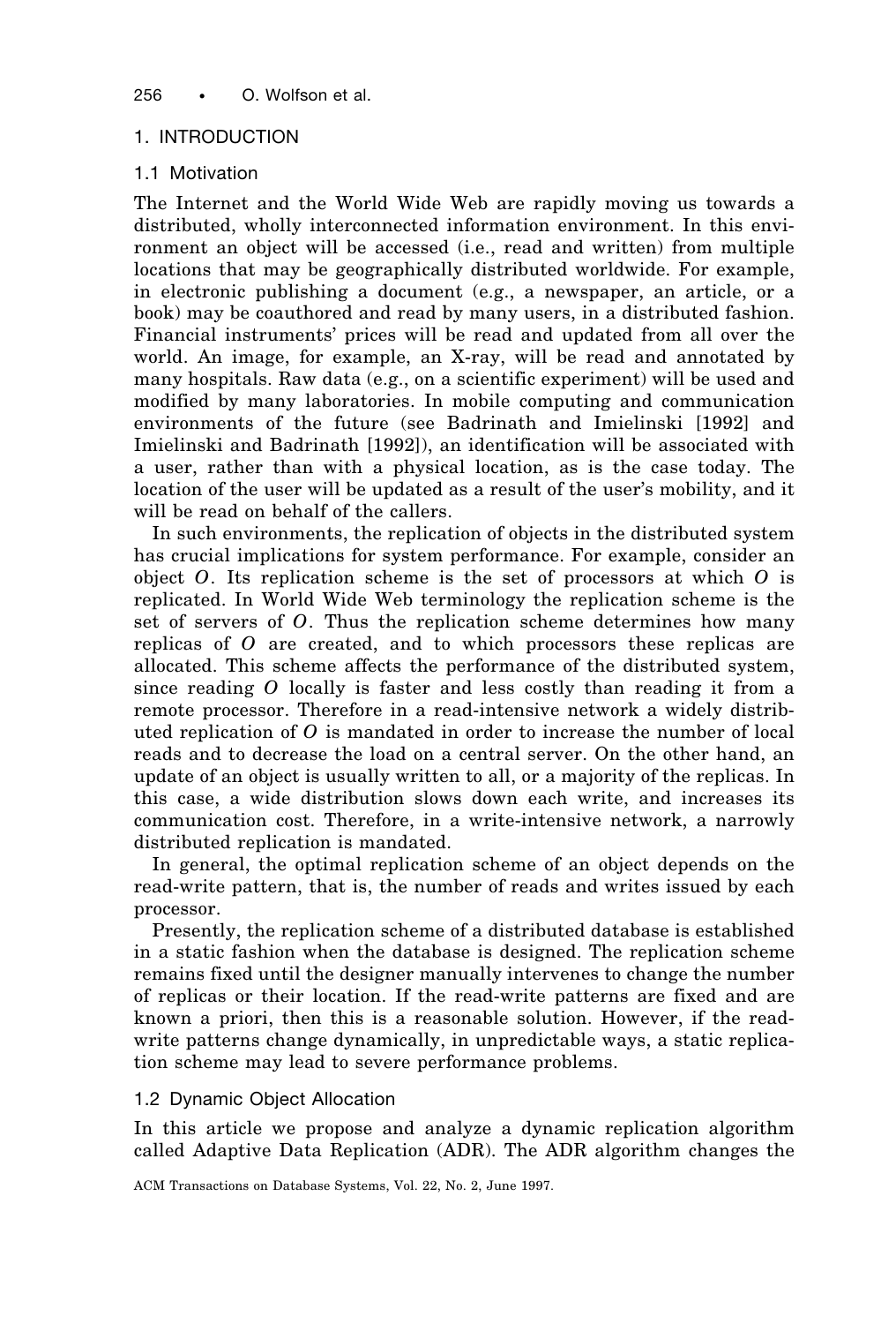## 1. INTRODUCTION

### 1.1 Motivation

The Internet and the World Wide Web are rapidly moving us towards a distributed, wholly interconnected information environment. In this environment an object will be accessed (i.e., read and written) from multiple locations that may be geographically distributed worldwide. For example, in electronic publishing a document (e.g., a newspaper, an article, or a book) may be coauthored and read by many users, in a distributed fashion. Financial instruments' prices will be read and updated from all over the world. An image, for example, an X-ray, will be read and annotated by many hospitals. Raw data (e.g., on a scientific experiment) will be used and modified by many laboratories. In mobile computing and communication environments of the future (see Badrinath and Imielinski [1992] and Imielinski and Badrinath [1992]), an identification will be associated with a user, rather than with a physical location, as is the case today. The location of the user will be updated as a result of the user's mobility, and it will be read on behalf of the callers.

In such environments, the replication of objects in the distributed system has crucial implications for system performance. For example, consider an object $O$. Its replication scheme is the set of processors at which $O$ is replicated. In World Wide Web terminology the replication scheme is the set of servers of $O$. Thus the replication scheme determines how many replicas of $O$ are created, and to which processors these replicas are allocated. This scheme affects the performance of the distributed system, since reading $O$ locally is faster and less costly than reading it from a remote processor. Therefore in a read-intensive network a widely distributed replication of $O$ is mandated in order to increase the number of local reads and to decrease the load on a central server. On the other hand, an update of an object is usually written to all, or a majority of the replicas. In this case, a wide distribution slows down each write, and increases its communication cost. Therefore, in a write-intensive network, a narrowly distributed replication is mandated.

In general, the optimal replication scheme of an object depends on the read-write pattern, that is, the number of reads and writes issued by each processor.

Presently, the replication scheme of a distributed database is established in a static fashion when the database is designed. The replication scheme remains fixed until the designer manually intervenes to change the number of replicas or their location. If the read-write patterns are fixed and are known a priori, then this is a reasonable solution. However, if the read-write patterns change dynamically, in unpredictable ways, a static replication scheme may lead to severe performance problems.

### 1.2 Dynamic Object Allocation

In this article we propose and analyze a dynamic replication algorithm called Adaptive Data Replication (ADR). The ADR algorithm changes the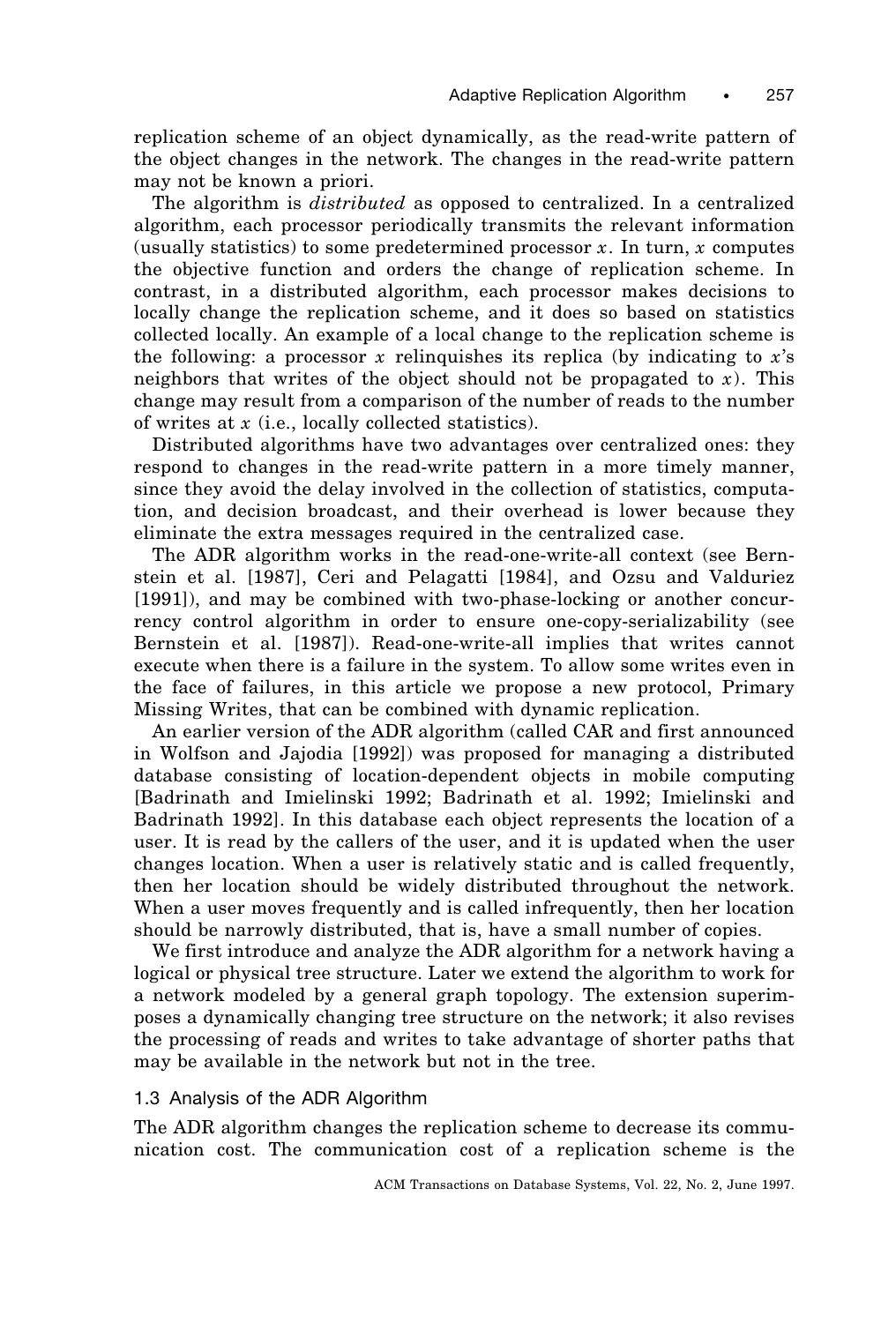replication scheme of an object dynamically, as the read-write pattern of the object changes in the network. The changes in the read-write pattern may not be known a priori.

The algorithm is *distributed* as opposed to centralized. In a centralized algorithm, each processor periodically transmits the relevant information (usually statistics) to some predetermined processor $x$. In turn, $x$ computes the objective function and orders the change of replication scheme. In contrast, in a distributed algorithm, each processor makes decisions to locally change the replication scheme, and it does so based on statistics collected locally. An example of a local change to the replication scheme is the following: a processor $x$ relinquishes its replica (by indicating to $x$'s neighbors that writes of the object should not be propagated to $x$). This change may result from a comparison of the number of reads to the number of writes at $x$ (i.e., locally collected statistics).

Distributed algorithms have two advantages over centralized ones: they respond to changes in the read-write pattern in a more timely manner, since they avoid the delay involved in the collection of statistics, computation, and decision broadcast, and their overhead is lower because they eliminate the extra messages required in the centralized case.

The ADR algorithm works in the read-one-write-all context (see Bernstein et al. [1987], Ceri and Pelagatti [1984], and Ozsu and Valduriez [1991]), and may be combined with two-phase-locking or another concurrency control algorithm in order to ensure one-copy-serializability (see Bernstein et al. [1987]). Read-one-write-all implies that writes cannot execute when there is a failure in the system. To allow some writes even in the face of failures, in this article we propose a new protocol, Primary Missing Writes, that can be combined with dynamic replication.

An earlier version of the ADR algorithm (called CAR and first announced in Wolfson and Jajodia [1992]) was proposed for managing a distributed database consisting of location-dependent objects in mobile computing [Badrinath and Imielinski 1992; Badrinath et al. 1992; Imielinski and Badrinath 1992]. In this database each object represents the location of a user. It is read by the callers of the user, and it is updated when the user changes location. When a user is relatively static and is called frequently, then her location should be widely distributed throughout the network. When a user moves frequently and is called infrequently, then her location should be narrowly distributed, that is, have a small number of copies.

We first introduce and analyze the ADR algorithm for a network having a logical or physical tree structure. Later we extend the algorithm to work for a network modeled by a general graph topology. The extension superimposes a dynamically changing tree structure on the network; it also revises the processing of reads and writes to take advantage of shorter paths that may be available in the network but not in the tree.

### 1.3 Analysis of the ADR Algorithm

The ADR algorithm changes the replication scheme to decrease its communication cost. The communication cost of a replication scheme is the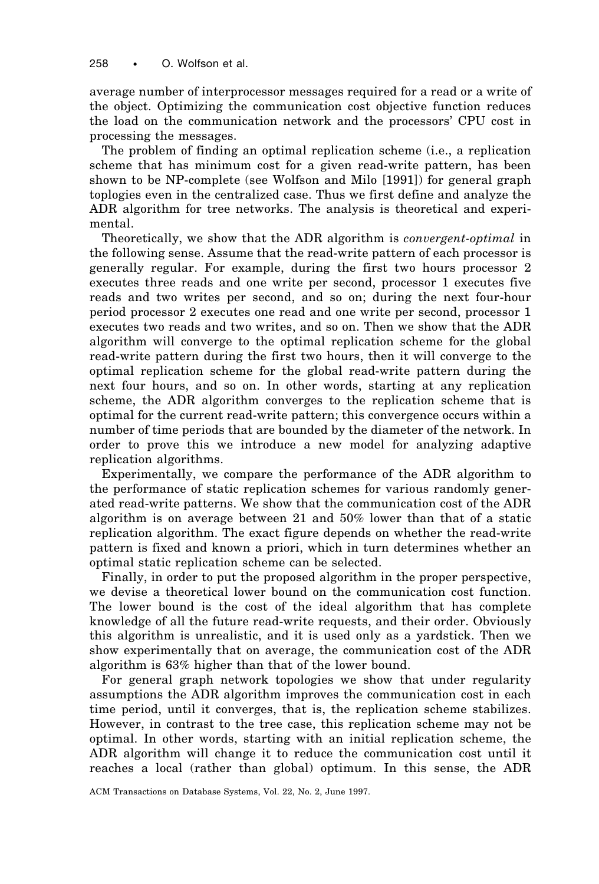average number of interprocessor messages required for a read or a write of the object. Optimizing the communication cost objective function reduces the load on the communication network and the processors' CPU cost in processing the messages.

The problem of finding an optimal replication scheme (i.e., a replication scheme that has minimum cost for a given read-write pattern, has been shown to be NP-complete (see Wolfson and Milo [1991]) for general graph toplogies even in the centralized case. Thus we first define and analyze the ADR algorithm for tree networks. The analysis is theoretical and experimental.

Theoretically, we show that the ADR algorithm is *convergent-optimal* in the following sense. Assume that the read-write pattern of each processor is generally regular. For example, during the first two hours processor 2 executes three reads and one write per second, processor 1 executes five reads and two writes per second, and so on; during the next four-hour period processor 2 executes one read and one write per second, processor 1 executes two reads and two writes, and so on. Then we show that the ADR algorithm will converge to the optimal replication scheme for the global read-write pattern during the first two hours, then it will converge to the optimal replication scheme for the global read-write pattern during the next four hours, and so on. In other words, starting at any replication scheme, the ADR algorithm converges to the replication scheme that is optimal for the current read-write pattern; this convergence occurs within a number of time periods that are bounded by the diameter of the network. In order to prove this we introduce a new model for analyzing adaptive replication algorithms.

Experimentally, we compare the performance of the ADR algorithm to the performance of static replication schemes for various randomly generated read-write patterns. We show that the communication cost of the ADR algorithm is on average between 21 and 50% lower than that of a static replication algorithm. The exact figure depends on whether the read-write pattern is fixed and known a priori, which in turn determines whether an optimal static replication scheme can be selected.

Finally, in order to put the proposed algorithm in the proper perspective, we devise a theoretical lower bound on the communication cost function. The lower bound is the cost of the ideal algorithm that has complete knowledge of all the future read-write requests, and their order. Obviously this algorithm is unrealistic, and it is used only as a yardstick. Then we show experimentally that on average, the communication cost of the ADR algorithm is 63% higher than that of the lower bound.

For general graph network topologies we show that under regularity assumptions the ADR algorithm improves the communication cost in each time period, until it converges, that is, the replication scheme stabilizes. However, in contrast to the tree case, this replication scheme may not be optimal. In other words, starting with an initial replication scheme, the ADR algorithm will change it to reduce the communication cost until it reaches a local (rather than global) optimum. In this sense, the ADR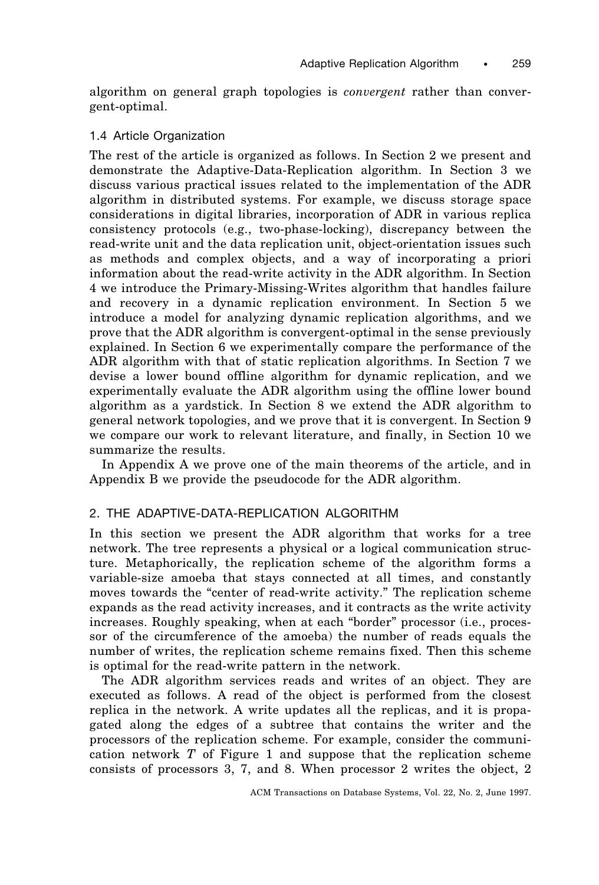algorithm on general graph topologies is *convergent* rather than convergent-optimal.

### 1.4 Article Organization

The rest of the article is organized as follows. In Section 2 we present and demonstrate the Adaptive-Data-Replication algorithm. In Section 3 we discuss various practical issues related to the implementation of the ADR algorithm in distributed systems. For example, we discuss storage space considerations in digital libraries, incorporation of ADR in various replica consistency protocols (e.g., two-phase-locking), discrepancy between the read-write unit and the data replication unit, object-orientation issues such as methods and complex objects, and a way of incorporating a priori information about the read-write activity in the ADR algorithm. In Section 4 we introduce the Primary-Missing-Writes algorithm that handles failure and recovery in a dynamic replication environment. In Section 5 we introduce a model for analyzing dynamic replication algorithms, and we prove that the ADR algorithm is convergent-optimal in the sense previously explained. In Section 6 we experimentally compare the performance of the ADR algorithm with that of static replication algorithms. In Section 7 we devise a lower bound offline algorithm for dynamic replication, and we experimentally evaluate the ADR algorithm using the offline lower bound algorithm as a yardstick. In Section 8 we extend the ADR algorithm to general network topologies, and we prove that it is convergent. In Section 9 we compare our work to relevant literature, and finally, in Section 10 we summarize the results.

In Appendix A we prove one of the main theorems of the article, and in Appendix B we provide the pseudocode for the ADR algorithm.

## 2. THE ADAPTIVE-DATA-REPLICATION ALGORITHM

In this section we present the ADR algorithm that works for a tree network. The tree represents a physical or a logical communication structure. Metaphorically, the replication scheme of the algorithm forms a variable-size amoeba that stays connected at all times, and constantly moves towards the "center of read-write activity." The replication scheme expands as the read activity increases, and it contracts as the write activity increases. Roughly speaking, when at each "border" processor (i.e., processor of the circumference of the amoeba) the number of reads equals the number of writes, the replication scheme remains fixed. Then this scheme is optimal for the read-write pattern in the network.

The ADR algorithm services reads and writes of an object. They are executed as follows. A read of the object is performed from the closest replica in the network. A write updates all the replicas, and it is propagated along the edges of a subtree that contains the writer and the processors of the replication scheme. For example, consider the communication network $T$ of Figure 1 and suppose that the replication scheme consists of processors 3, 7, and 8. When processor 2 writes the object, 2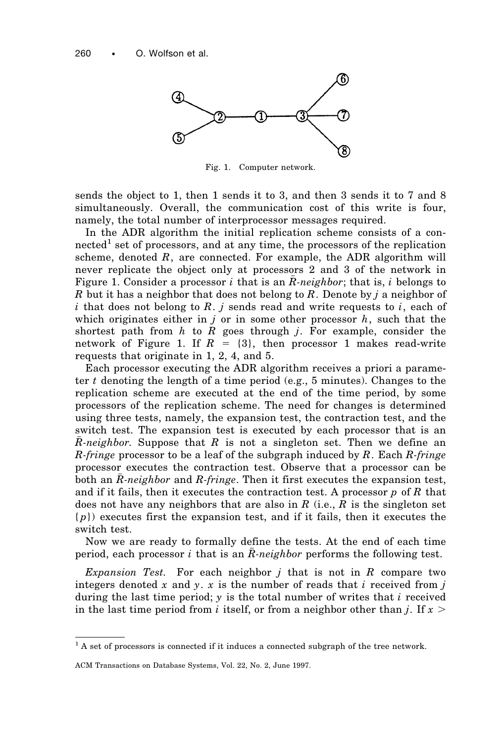Fig. 1. Computer network.

sends the object to 1, then 1 sends it to 3, and then 3 sends it to 7 and 8 simultaneously. Overall, the communication cost of this write is four, namely, the total number of interprocessor messages required.

In the ADR algorithm the initial replication scheme consists of a connected[1] set of processors, and at any time, the processors of the replication scheme, denoted $R$, are connected. For example, the ADR algorithm will never replicate the object only at processors 2 and 3 of the network in Figure 1. Consider a processor $i$ that is an *$\bar{R}$-neighbor*; that is, $i$ belongs to $R$ but it has a neighbor that does not belong to $R$. Denote by $j$ a neighbor of $i$ that does not belong to $R$. $j$ sends read and write requests to $i$, each of which originates either in $j$ or in some other processor $h$, such that the shortest path from $h$ to $R$ goes through $j$. For example, consider the network of Figure 1. If $R = \{3\}$, then processor 1 makes read-write requests that originate in 1, 2, 4, and 5.

Each processor executing the ADR algorithm receives a priori a parameter $t$ denoting the length of a time period (e.g., 5 minutes). Changes to the replication scheme are executed at the end of the time period, by some processors of the replication scheme. The need for changes is determined using three tests, namely, the expansion test, the contraction test, and the switch test. The expansion test is executed by each processor that is an *$\bar{R}$-neighbor*. Suppose that $R$ is not a singleton set. Then we define an *R-fringe* processor to be a leaf of the subgraph induced by $R$. Each *R-fringe* processor executes the contraction test. Observe that a processor can be both an *$\bar{R}$-neighbor* and *R-fringe*. Then it first executes the expansion test, and if it fails, then it executes the contraction test. A processor $p$ of $R$ that does not have any neighbors that are also in $R$ (i.e., $R$ is the singleton set $\{p\}$) executes first the expansion test, and if it fails, then it executes the switch test.

Now we are ready to formally define the tests. At the end of each time period, each processor $i$ that is an *$\bar{R}$-neighbor* performs the following test.

*Expansion Test.* For each neighbor $j$ that is not in $R$ compare two integers denoted $x$ and $y$. $x$ is the number of reads that $i$ received from $j$ during the last time period; $y$ is the total number of writes that $i$ received in the last time period from $i$ itself, or from a neighbor other than $j$. If $x >$

[1] A set of processors is connected if it induces a connected subgraph of the tree network.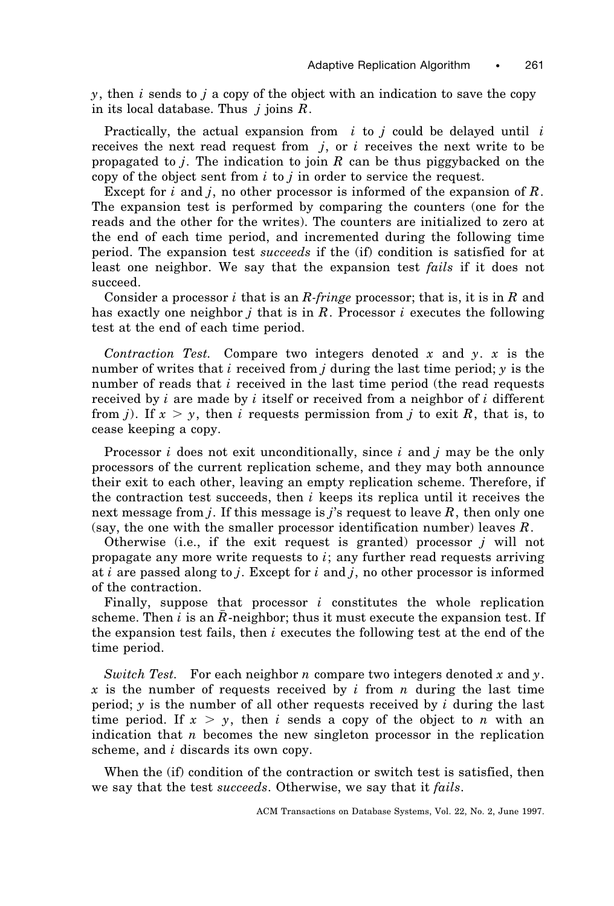$y$, then $i$ sends to $j$ a copy of the object with an indication to save the copy in its local database. Thus $j$ joins $R$.

Practically, the actual expansion from $i$ to $j$ could be delayed until $i$ receives the next read request from $j$, or $i$ receives the next write to be propagated to $j$. The indication to join $R$ can be thus piggybacked on the copy of the object sent from $i$ to $j$ in order to service the request.

Except for $i$ and $j$, no other processor is informed of the expansion of $R$. The expansion test is performed by comparing the counters (one for the reads and the other for the writes). The counters are initialized to zero at the end of each time period, and incremented during the following time period. The expansion test *succeeds* if the (if) condition is satisfied for at least one neighbor. We say that the expansion test *fails* if it does not succeed.

Consider a processor $i$ that is an *R-fringe* processor; that is, it is in $R$ and has exactly one neighbor $j$ that is in $R$. Processor $i$ executes the following test at the end of each time period.

*Contraction Test.* Compare two integers denoted $x$ and $y$. $x$ is the number of writes that $i$ received from $j$ during the last time period; $y$ is the number of reads that $i$ received in the last time period (the read requests received by $i$ are made by $i$ itself or received from a neighbor of $i$ different from $j$). If $x > y$, then $i$ requests permission from $j$ to exit $R$, that is, to cease keeping a copy.

Processor $i$ does not exit unconditionally, since $i$ and $j$ may be the only processors of the current replication scheme, and they may both announce their exit to each other, leaving an empty replication scheme. Therefore, if the contraction test succeeds, then $i$ keeps its replica until it receives the next message from $j$. If this message is $j$'s request to leave $R$, then only one (say, the one with the smaller processor identification number) leaves $R$.

Otherwise (i.e., if the exit request is granted) processor $j$ will not propagate any more write requests to $i$; any further read requests arriving at $i$ are passed along to $j$. Except for $i$ and $j$, no other processor is informed of the contraction.

Finally, suppose that processor $i$ constitutes the whole replication scheme. Then $i$ is an $\bar{R}$-neighbor; thus it must execute the expansion test. If the expansion test fails, then $i$ executes the following test at the end of the time period.

*Switch Test.* For each neighbor $n$ compare two integers denoted $x$ and $y$. $x$ is the number of requests received by $i$ from $n$ during the last time period; $y$ is the number of all other requests received by $i$ during the last time period. If $x > y$, then $i$ sends a copy of the object to $n$ with an indication that $n$ becomes the new singleton processor in the replication scheme, and $i$ discards its own copy.

When the (if) condition of the contraction or switch test is satisfied, then we say that the test *succeeds*. Otherwise, we say that it *fails*.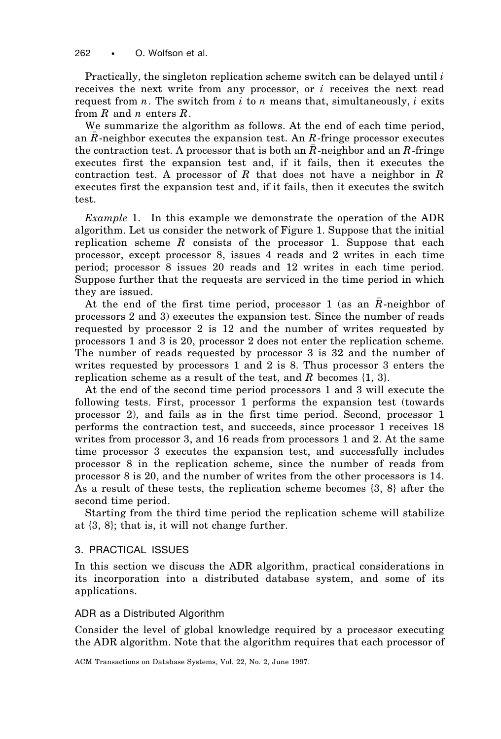Practically, the singleton replication scheme switch can be delayed until $i$ receives the next write from any processor, or $i$ receives the next read request from $n$. The switch from $i$ to $n$ means that, simultaneously, $i$ exits from $R$ and $n$ enters $R$.

We summarize the algorithm as follows. At the end of each time period, an $\bar{R}$-neighbor executes the expansion test. An $R$-fringe processor executes the contraction test. A processor that is both an $\bar{R}$-neighbor and an $R$-fringe executes first the expansion test and, if it fails, then it executes the contraction test. A processor of $R$ that does not have a neighbor in $R$ executes first the expansion test and, if it fails, then it executes the switch test.

*Example* 1. In this example we demonstrate the operation of the ADR algorithm. Let us consider the network of Figure 1. Suppose that the initial replication scheme $R$ consists of the processor 1. Suppose that each processor, except processor 8, issues 4 reads and 2 writes in each time period; processor 8 issues 20 reads and 12 writes in each time period. Suppose further that the requests are serviced in the time period in which they are issued.

At the end of the first time period, processor 1 (as an $\bar{R}$-neighbor of processors 2 and 3) executes the expansion test. Since the number of reads requested by processor 2 is 12 and the number of writes requested by processors 1 and 3 is 20, processor 2 does not enter the replication scheme. The number of reads requested by processor 3 is 32 and the number of writes requested by processors 1 and 2 is 8. Thus processor 3 enters the replication scheme as a result of the test, and $R$ becomes {1, 3}.

At the end of the second time period processors 1 and 3 will execute the following tests. First, processor 1 performs the expansion test (towards processor 2), and fails as in the first time period. Second, processor 1 performs the contraction test, and succeeds, since processor 1 receives 18 writes from processor 3, and 16 reads from processors 1 and 2. At the same time processor 3 executes the expansion test, and successfully includes processor 8 in the replication scheme, since the number of reads from processor 8 is 20, and the number of writes from the other processors is 14. As a result of these tests, the replication scheme becomes {3, 8} after the second time period.

Starting from the third time period the replication scheme will stabilize at {3, 8}; that is, it will not change further.

## 3. PRACTICAL ISSUES

In this section we discuss the ADR algorithm, practical considerations in its incorporation into a distributed database system, and some of its applications.

### ADR as a Distributed Algorithm

Consider the level of global knowledge required by a processor executing the ADR algorithm. Note that the algorithm requires that each processor of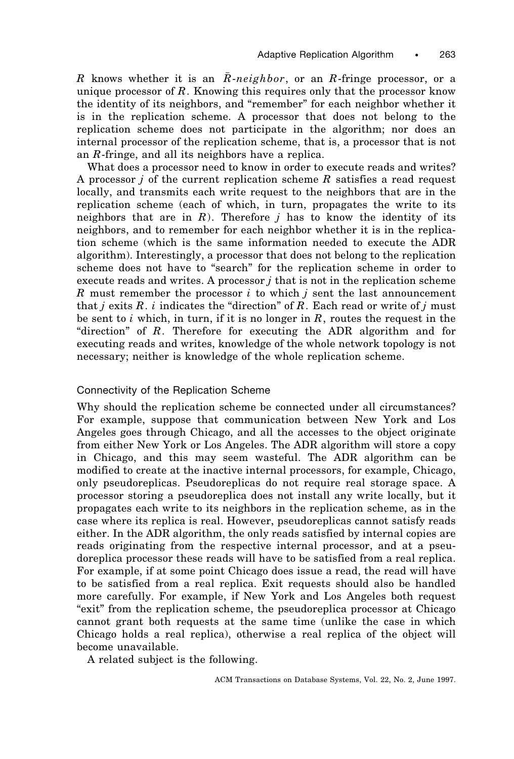$R$ knows whether it is an $\bar{R}$-*neighbor*, or an $R$-fringe processor, or a unique processor of $R$. Knowing this requires only that the processor know the identity of its neighbors, and "remember" for each neighbor whether it is in the replication scheme. A processor that does not belong to the replication scheme does not participate in the algorithm; nor does an internal processor of the replication scheme, that is, a processor that is not an $R$-fringe, and all its neighbors have a replica.

What does a processor need to know in order to execute reads and writes? A processor $j$ of the current replication scheme $R$ satisfies a read request locally, and transmits each write request to the neighbors that are in the replication scheme (each of which, in turn, propagates the write to its neighbors that are in $R$). Therefore $j$ has to know the identity of its neighbors, and to remember for each neighbor whether it is in the replication scheme (which is the same information needed to execute the ADR algorithm). Interestingly, a processor that does not belong to the replication scheme does not have to "search" for the replication scheme in order to execute reads and writes. A processor $j$ that is not in the replication scheme $R$ must remember the processor $i$ to which $j$ sent the last announcement that $j$ exits $R$. $i$ indicates the "direction" of $R$. Each read or write of $j$ must be sent to $i$ which, in turn, if it is no longer in $R$, routes the request in the "direction" of $R$. Therefore for executing the ADR algorithm and for executing reads and writes, knowledge of the whole network topology is not necessary; neither is knowledge of the whole replication scheme.

### Connectivity of the Replication Scheme

Why should the replication scheme be connected under all circumstances? For example, suppose that communication between New York and Los Angeles goes through Chicago, and all the accesses to the object originate from either New York or Los Angeles. The ADR algorithm will store a copy in Chicago, and this may seem wasteful. The ADR algorithm can be modified to create at the inactive internal processors, for example, Chicago, only pseudoreplicas. Pseudoreplicas do not require real storage space. A processor storing a pseudoreplica does not install any write locally, but it propagates each write to its neighbors in the replication scheme, as in the case where its replica is real. However, pseudoreplicas cannot satisfy reads either. In the ADR algorithm, the only reads satisfied by internal copies are reads originating from the respective internal processor, and at a pseudoreplica processor these reads will have to be satisfied from a real replica. For example, if at some point Chicago does issue a read, the read will have to be satisfied from a real replica. Exit requests should also be handled more carefully. For example, if New York and Los Angeles both request "exit" from the replication scheme, the pseudoreplica processor at Chicago cannot grant both requests at the same time (unlike the case in which Chicago holds a real replica), otherwise a real replica of the object will become unavailable.

A related subject is the following.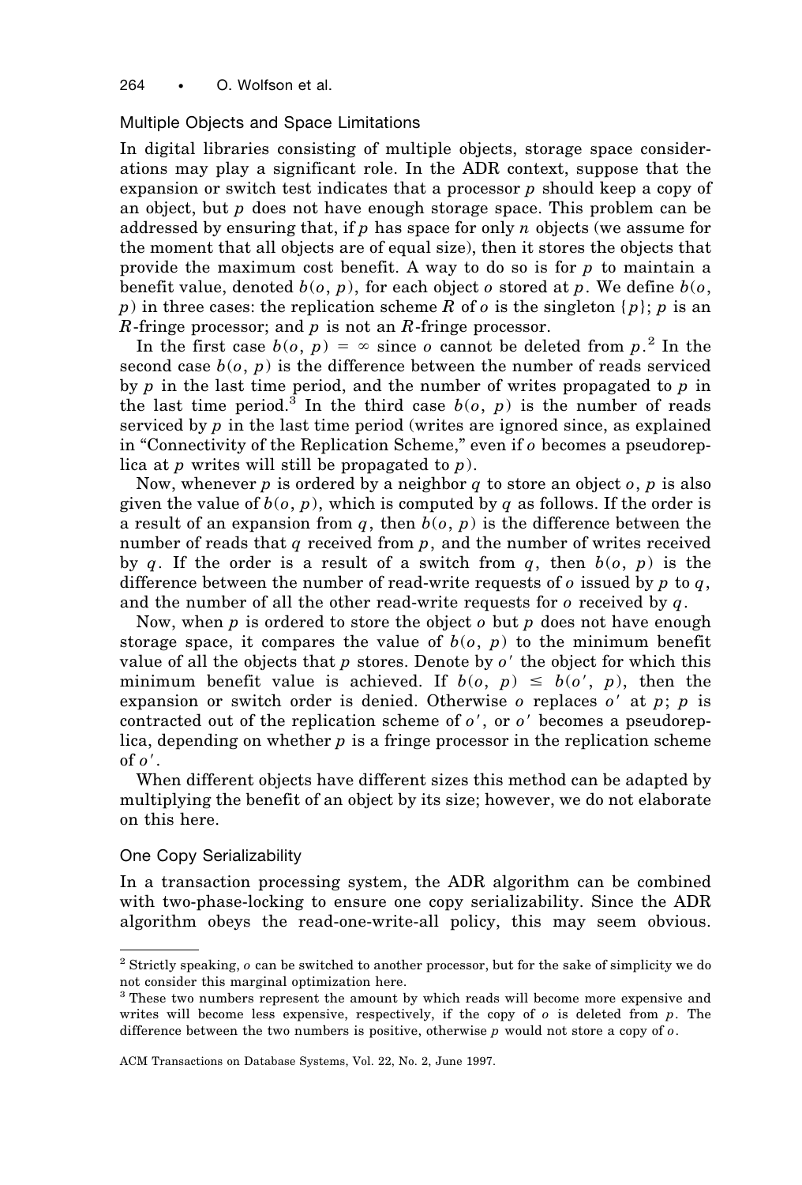### Multiple Objects and Space Limitations

In digital libraries consisting of multiple objects, storage space considerations may play a significant role. In the ADR context, suppose that the expansion or switch test indicates that a processor $p$ should keep a copy of an object, but $p$ does not have enough storage space. This problem can be addressed by ensuring that, if $p$ has space for only $n$ objects (we assume for the moment that all objects are of equal size), then it stores the objects that provide the maximum cost benefit. A way to do so is for $p$ to maintain a benefit value, denoted $b(o, p)$, for each object $o$ stored at $p$. We define $b(o, p)$ in three cases: the replication scheme $R$ of $o$ is the singleton $\{p\}$; $p$ is an $R$-fringe processor; and $p$ is not an $R$-fringe processor.

In the first case $b(o, p) = \infty$ since $o$ cannot be deleted from $p$.[2] In the second case $b(o, p)$ is the difference between the number of reads serviced by $p$ in the last time period, and the number of writes propagated to $p$ in the last time period.[3] In the third case $b(o, p)$ is the number of reads serviced by $p$ in the last time period (writes are ignored since, as explained in "Connectivity of the Replication Scheme," even if $o$ becomes a pseudoreplica at $p$ writes will still be propagated to $p$).

Now, whenever $p$ is ordered by a neighbor $q$ to store an object $o$, $p$ is also given the value of $b(o, p)$, which is computed by $q$ as follows. If the order is a result of an expansion from $q$, then $b(o, p)$ is the difference between the number of reads that $q$ received from $p$, and the number of writes received by $q$. If the order is a result of a switch from $q$, then $b(o, p)$ is the difference between the number of read-write requests of $o$ issued by $p$ to $q$, and the number of all the other read-write requests for $o$ received by $q$.

Now, when $p$ is ordered to store the object $o$ but $p$ does not have enough storage space, it compares the value of $b(o, p)$ to the minimum benefit value of all the objects that $p$ stores. Denote by $o'$ the object for which this minimum benefit value is achieved. If $b(o, p) \leq b(o', p)$, then the expansion or switch order is denied. Otherwise $o$ replaces $o'$ at $p$; $p$ is contracted out of the replication scheme of $o'$, or $o'$ becomes a pseudoreplica, depending on whether $p$ is a fringe processor in the replication scheme of $o'$.

When different objects have different sizes this method can be adapted by multiplying the benefit of an object by its size; however, we do not elaborate on this here.

### One Copy Serializability

In a transaction processing system, the ADR algorithm can be combined with two-phase-locking to ensure one copy serializability. Since the ADR algorithm obeys the read-one-write-all policy, this may seem obvious.

---

[2] Strictly speaking, $o$ can be switched to another processor, but for the sake of simplicity we do not consider this marginal optimization here.

[3] These two numbers represent the amount by which reads will become more expensive and writes will become less expensive, respectively, if the copy of $o$ is deleted from $p$. The difference between the two numbers is positive, otherwise $p$ would not store a copy of $o$.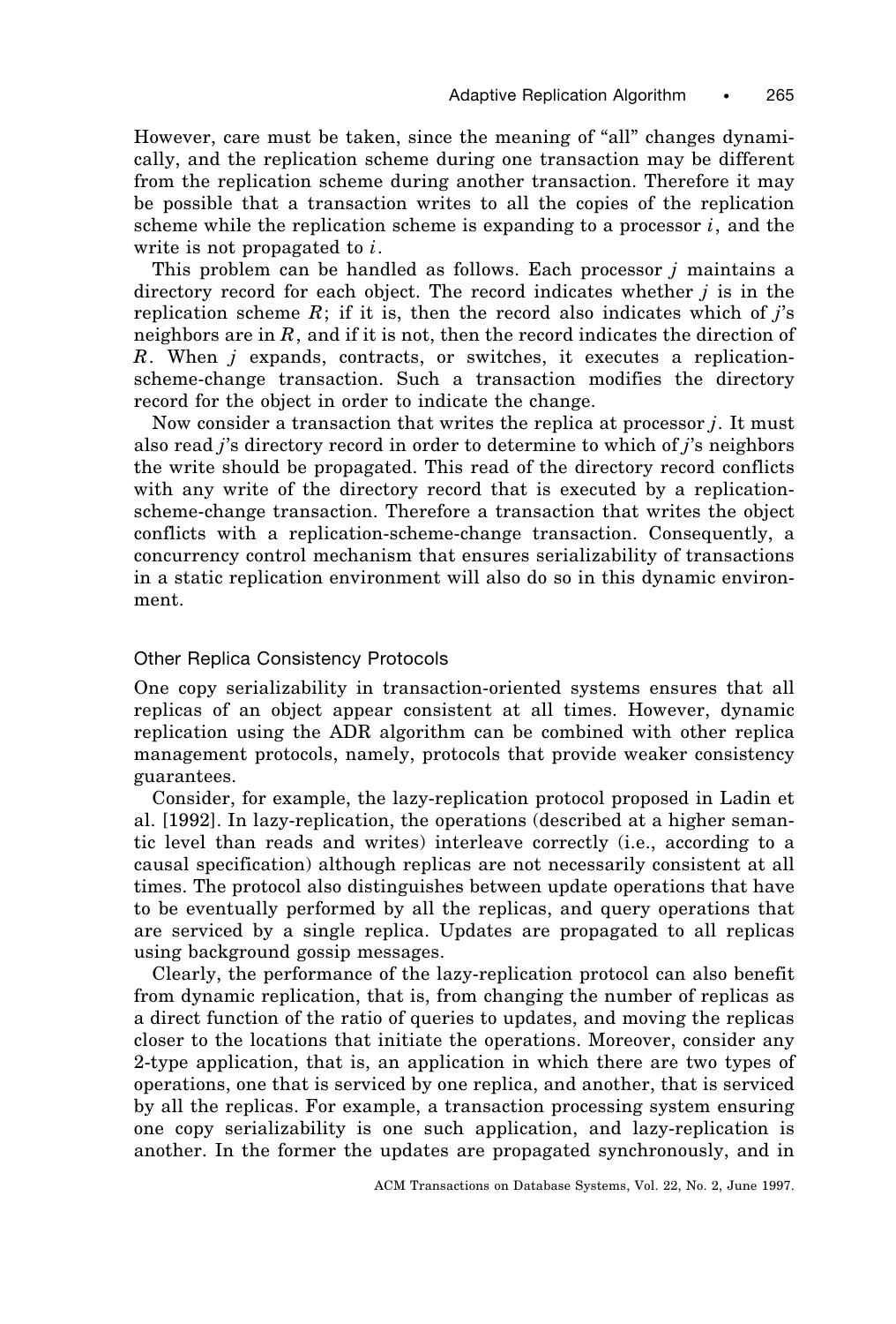However, care must be taken, since the meaning of “all” changes dynamically, and the replication scheme during one transaction may be different from the replication scheme during another transaction. Therefore it may be possible that a transaction writes to all the copies of the replication scheme while the replication scheme is expanding to a processor $i$, and the write is not propagated to $i$.

This problem can be handled as follows. Each processor $j$ maintains a directory record for each object. The record indicates whether $j$ is in the replication scheme $R$; if it is, then the record also indicates which of $j$'s neighbors are in $R$, and if it is not, then the record indicates the direction of $R$. When $j$ expands, contracts, or switches, it executes a replication-scheme-change transaction. Such a transaction modifies the directory record for the object in order to indicate the change.

Now consider a transaction that writes the replica at processor $j$. It must also read $j$'s directory record in order to determine to which of $j$'s neighbors the write should be propagated. This read of the directory record conflicts with any write of the directory record that is executed by a replication-scheme-change transaction. Therefore a transaction that writes the object conflicts with a replication-scheme-change transaction. Consequently, a concurrency control mechanism that ensures serializability of transactions in a static replication environment will also do so in this dynamic environment.

### Other Replica Consistency Protocols

One copy serializability in transaction-oriented systems ensures that all replicas of an object appear consistent at all times. However, dynamic replication using the ADR algorithm can be combined with other replica management protocols, namely, protocols that provide weaker consistency guarantees.

Consider, for example, the lazy-replication protocol proposed in Ladin et al. [1992]. In lazy-replication, the operations (described at a higher semantic level than reads and writes) interleave correctly (i.e., according to a causal specification) although replicas are not necessarily consistent at all times. The protocol also distinguishes between update operations that have to be eventually performed by all the replicas, and query operations that are serviced by a single replica. Updates are propagated to all replicas using background gossip messages.

Clearly, the performance of the lazy-replication protocol can also benefit from dynamic replication, that is, from changing the number of replicas as a direct function of the ratio of queries to updates, and moving the replicas closer to the locations that initiate the operations. Moreover, consider any 2-type application, that is, an application in which there are two types of operations, one that is serviced by one replica, and another, that is serviced by all the replicas. For example, a transaction processing system ensuring one copy serializability is one such application, and lazy-replication is another. In the former the updates are propagated synchronously, and in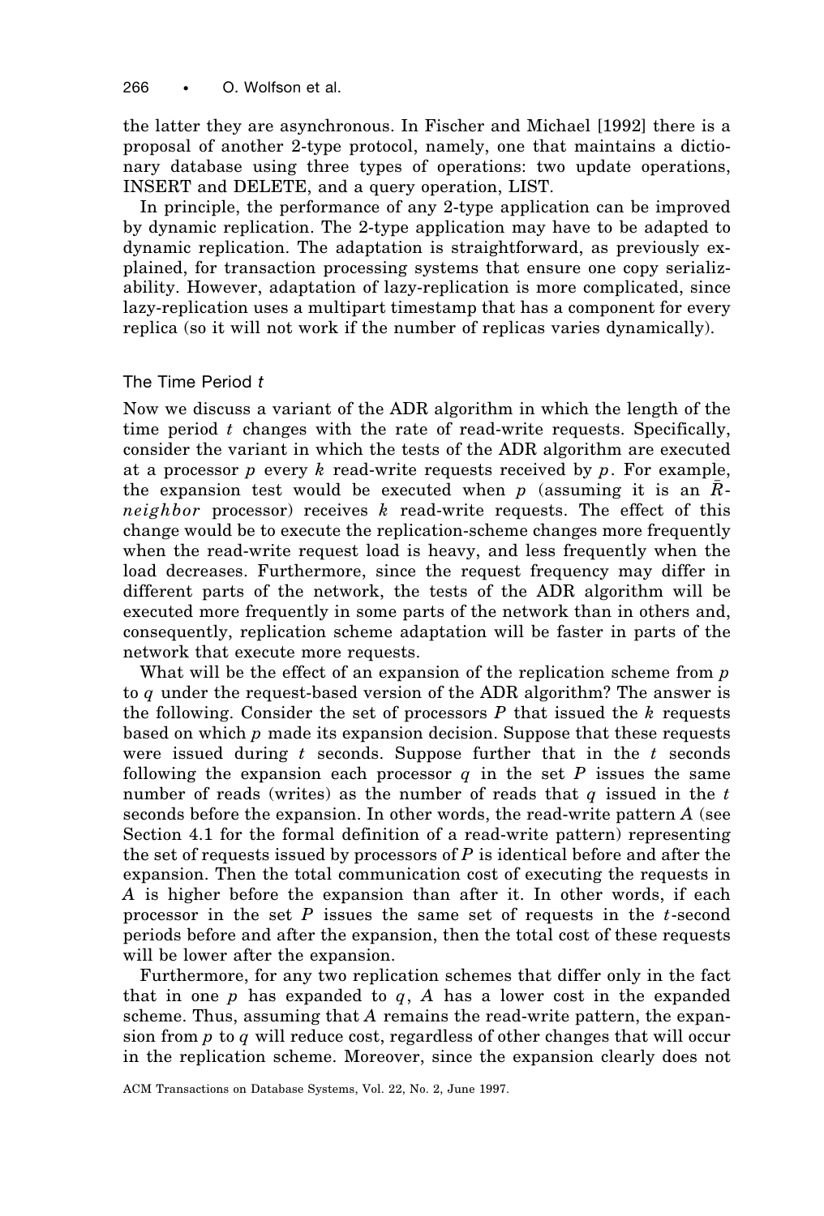the latter they are asynchronous. In Fischer and Michael [1992] there is a proposal of another 2-type protocol, namely, one that maintains a dictionary database using three types of operations: two update operations, INSERT and DELETE, and a query operation, LIST.

In principle, the performance of any 2-type application can be improved by dynamic replication. The 2-type application may have to be adapted to dynamic replication. The adaptation is straightforward, as previously explained, for transaction processing systems that ensure one copy serializability. However, adaptation of lazy-replication is more complicated, since lazy-replication uses a multipart timestamp that has a component for every replica (so it will not work if the number of replicas varies dynamically).

### The Time Period $t$

Now we discuss a variant of the ADR algorithm in which the length of the time period $t$ changes with the rate of read-write requests. Specifically, consider the variant in which the tests of the ADR algorithm are executed at a processor $p$ every $k$ read-write requests received by $p$. For example, the expansion test would be executed when $p$ (assuming it is an $\bar{R}$-*neighbor* processor) receives $k$ read-write requests. The effect of this change would be to execute the replication-scheme changes more frequently when the read-write request load is heavy, and less frequently when the load decreases. Furthermore, since the request frequency may differ in different parts of the network, the tests of the ADR algorithm will be executed more frequently in some parts of the network than in others and, consequently, replication scheme adaptation will be faster in parts of the network that execute more requests.

What will be the effect of an expansion of the replication scheme from $p$ to $q$ under the request-based version of the ADR algorithm? The answer is the following. Consider the set of processors $P$ that issued the $k$ requests based on which $p$ made its expansion decision. Suppose that these requests were issued during $t$ seconds. Suppose further that in the $t$ seconds following the expansion each processor $q$ in the set $P$ issues the same number of reads (writes) as the number of reads that $q$ issued in the $t$ seconds before the expansion. In other words, the read-write pattern $A$ (see Section 4.1 for the formal definition of a read-write pattern) representing the set of requests issued by processors of $P$ is identical before and after the expansion. Then the total communication cost of executing the requests in $A$ is higher before the expansion than after it. In other words, if each processor in the set $P$ issues the same set of requests in the $t$-second periods before and after the expansion, then the total cost of these requests will be lower after the expansion.

Furthermore, for any two replication schemes that differ only in the fact that in one $p$ has expanded to $q$, $A$ has a lower cost in the expanded scheme. Thus, assuming that $A$ remains the read-write pattern, the expansion from $p$ to $q$ will reduce cost, regardless of other changes that will occur in the replication scheme. Moreover, since the expansion clearly does not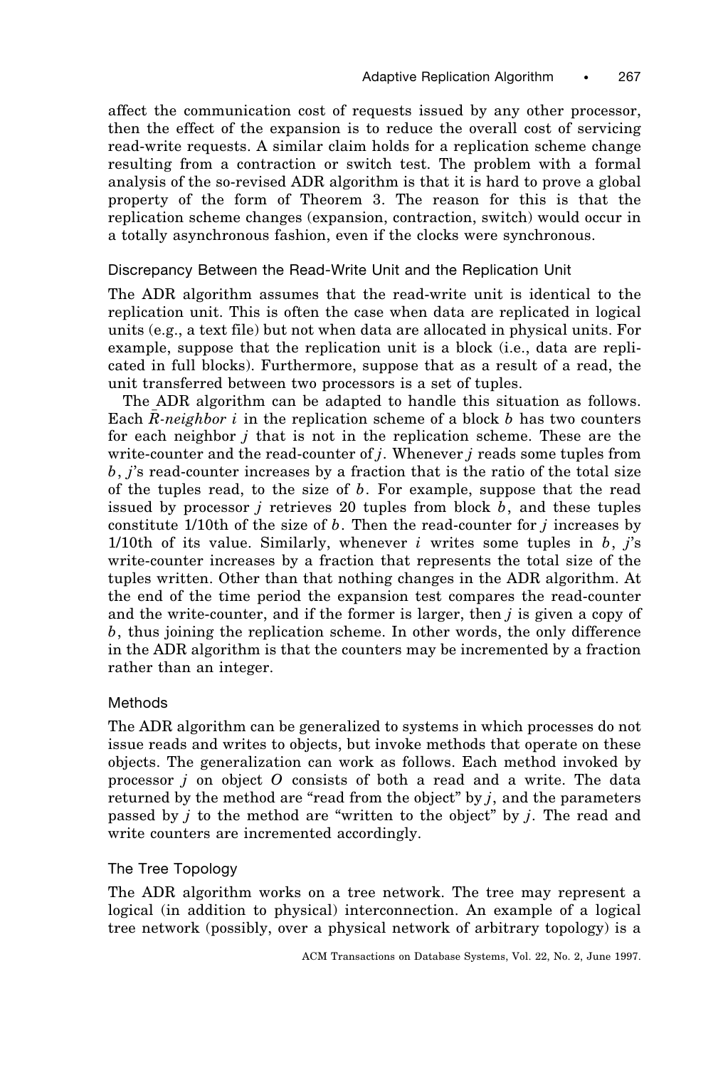affect the communication cost of requests issued by any other processor, then the effect of the expansion is to reduce the overall cost of servicing read-write requests. A similar claim holds for a replication scheme change resulting from a contraction or switch test. The problem with a formal analysis of the so-revised ADR algorithm is that it is hard to prove a global property of the form of Theorem 3. The reason for this is that the replication scheme changes (expansion, contraction, switch) would occur in a totally asynchronous fashion, even if the clocks were synchronous.

### Discrepancy Between the Read-Write Unit and the Replication Unit

The ADR algorithm assumes that the read-write unit is identical to the replication unit. This is often the case when data are replicated in logical units (e.g., a text file) but not when data are allocated in physical units. For example, suppose that the replication unit is a block (i.e., data are replicated in full blocks). Furthermore, suppose that as a result of a read, the unit transferred between two processors is a set of tuples.

The ADR algorithm can be adapted to handle this situation as follows. Each *$\bar{R}$-neighbor* $i$ in the replication scheme of a block $b$ has two counters for each neighbor $j$ that is not in the replication scheme. These are the write-counter and the read-counter of $j$. Whenever $j$ reads some tuples from $b$, $j$'s read-counter increases by a fraction that is the ratio of the total size of the tuples read, to the size of $b$. For example, suppose that the read issued by processor $j$ retrieves 20 tuples from block $b$, and these tuples constitute 1/10th of the size of $b$. Then the read-counter for $j$ increases by 1/10th of its value. Similarly, whenever $i$ writes some tuples in $b$, $j$'s write-counter increases by a fraction that represents the total size of the tuples written. Other than that nothing changes in the ADR algorithm. At the end of the time period the expansion test compares the read-counter and the write-counter, and if the former is larger, then $j$ is given a copy of $b$, thus joining the replication scheme. In other words, the only difference in the ADR algorithm is that the counters may be incremented by a fraction rather than an integer.

### Methods

The ADR algorithm can be generalized to systems in which processes do not issue reads and writes to objects, but invoke methods that operate on these objects. The generalization can work as follows. Each method invoked by processor $j$ on object $O$ consists of both a read and a write. The data returned by the method are "read from the object" by $j$, and the parameters passed by $j$ to the method are "written to the object" by $j$. The read and write counters are incremented accordingly.

### The Tree Topology

The ADR algorithm works on a tree network. The tree may represent a logical (in addition to physical) interconnection. An example of a logical tree network (possibly, over a physical network of arbitrary topology) is a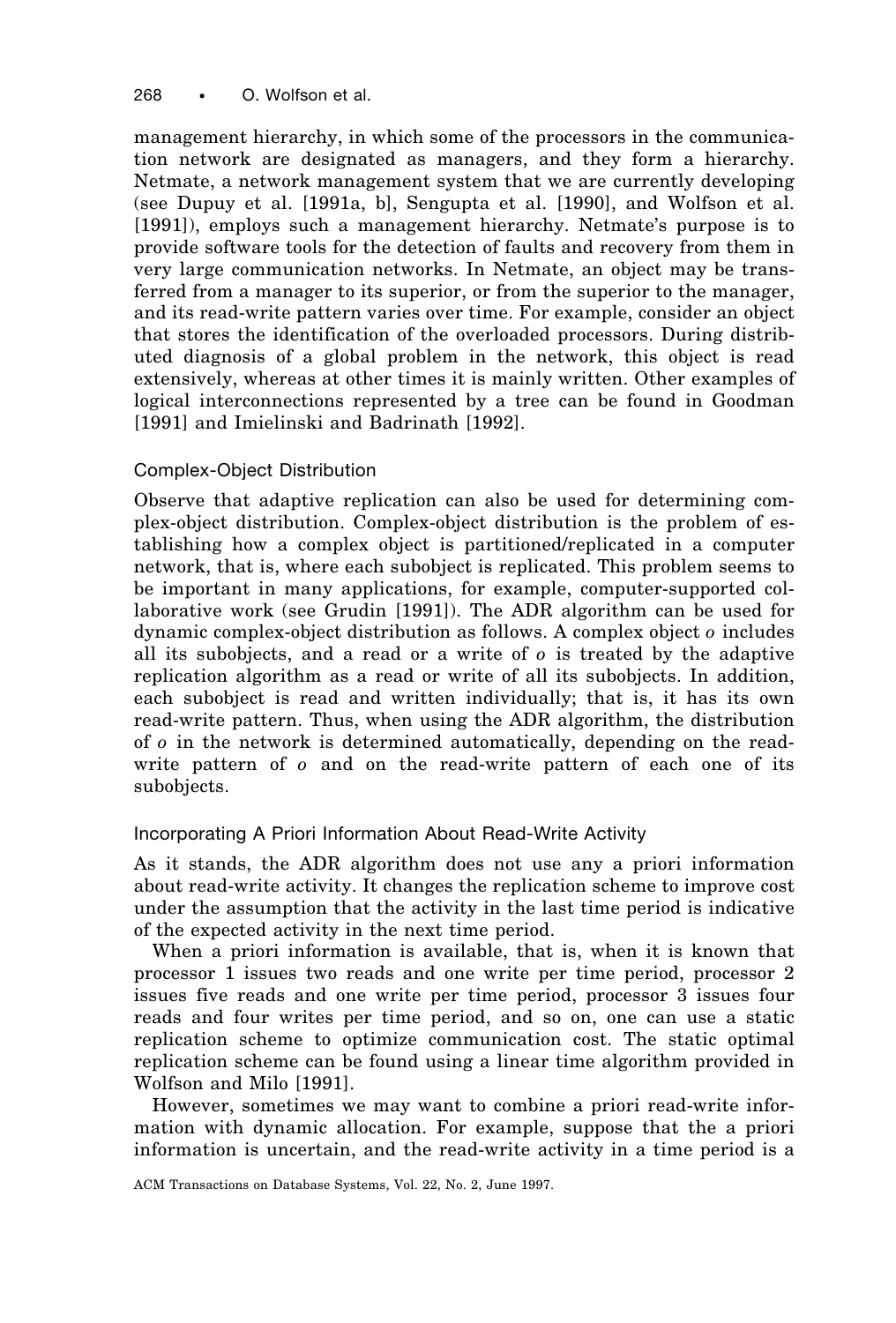management hierarchy, in which some of the processors in the communication network are designated as managers, and they form a hierarchy. Netmate, a network management system that we are currently developing (see Dupuy et al. [1991a, b], Sengupta et al. [1990], and Wolfson et al. [1991]), employs such a management hierarchy. Netmate's purpose is to provide software tools for the detection of faults and recovery from them in very large communication networks. In Netmate, an object may be transferred from a manager to its superior, or from the superior to the manager, and its read-write pattern varies over time. For example, consider an object that stores the identification of the overloaded processors. During distributed diagnosis of a global problem in the network, this object is read extensively, whereas at other times it is mainly written. Other examples of logical interconnections represented by a tree can be found in Goodman [1991] and Imielinski and Badrinath [1992].

### Complex-Object Distribution

Observe that adaptive replication can also be used for determining complex-object distribution. Complex-object distribution is the problem of establishing how a complex object is partitioned/replicated in a computer network, that is, where each subobject is replicated. This problem seems to be important in many applications, for example, computer-supported collaborative work (see Grudin [1991]). The ADR algorithm can be used for dynamic complex-object distribution as follows. A complex object $o$ includes all its subobjects, and a read or a write of $o$ is treated by the adaptive replication algorithm as a read or write of all its subobjects. In addition, each subobject is read and written individually; that is, it has its own read-write pattern. Thus, when using the ADR algorithm, the distribution of $o$ in the network is determined automatically, depending on the read-write pattern of $o$ and on the read-write pattern of each one of its subobjects.

### Incorporating A Priori Information About Read-Write Activity

As it stands, the ADR algorithm does not use any a priori information about read-write activity. It changes the replication scheme to improve cost under the assumption that the activity in the last time period is indicative of the expected activity in the next time period.

When a priori information is available, that is, when it is known that processor 1 issues two reads and one write per time period, processor 2 issues five reads and one write per time period, processor 3 issues four reads and four writes per time period, and so on, one can use a static replication scheme to optimize communication cost. The static optimal replication scheme can be found using a linear time algorithm provided in Wolfson and Milo [1991].

However, sometimes we may want to combine a priori read-write information with dynamic allocation. For example, suppose that the a priori information is uncertain, and the read-write activity in a time period is a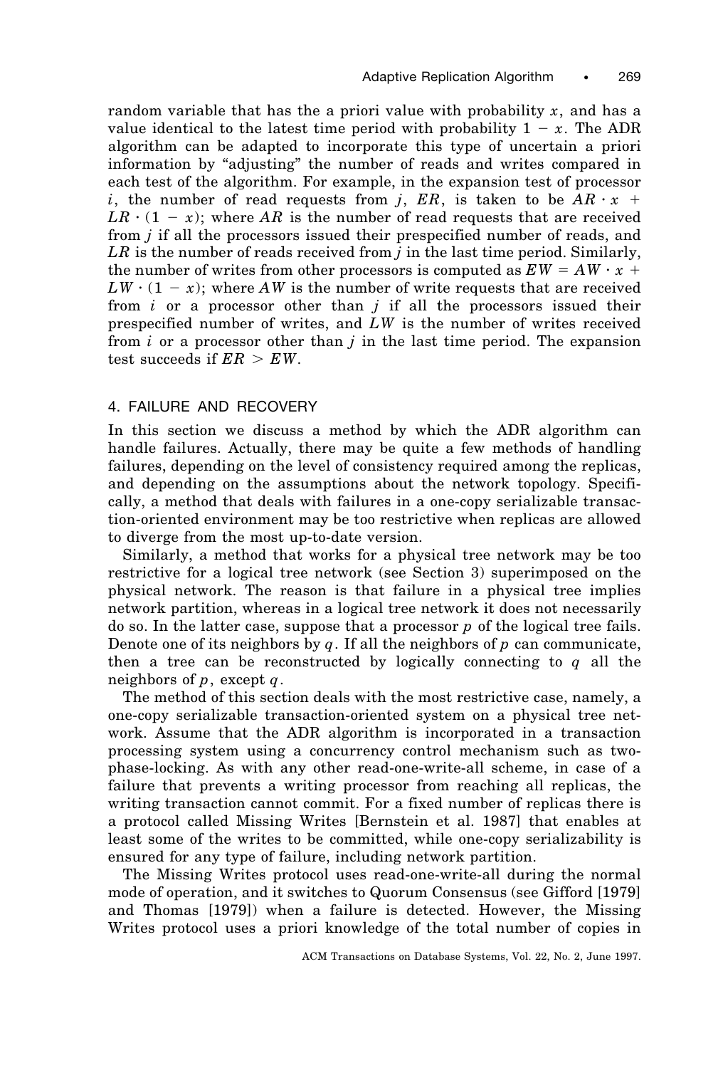random variable that has the a priori value with probability $x$, and has a value identical to the latest time period with probability $1 - x$. The ADR algorithm can be adapted to incorporate this type of uncertain a priori information by "adjusting" the number of reads and writes compared in each test of the algorithm. For example, in the expansion test of processor $i$, the number of read requests from $j$, $ER$, is taken to be $AR \cdot x + LR \cdot (1 - x)$; where $AR$ is the number of read requests that are received from $j$ if all the processors issued their prespecified number of reads, and $LR$ is the number of reads received from $j$ in the last time period. Similarly, the number of writes from other processors is computed as $EW = AW \cdot x + LW \cdot (1 - x)$; where $AW$ is the number of write requests that are received from $i$ or a processor other than $j$ if all the processors issued their prespecified number of writes, and $LW$ is the number of writes received from $i$ or a processor other than $j$ in the last time period. The expansion test succeeds if $ER > EW$.

## 4. FAILURE AND RECOVERY

In this section we discuss a method by which the ADR algorithm can handle failures. Actually, there may be quite a few methods of handling failures, depending on the level of consistency required among the replicas, and depending on the assumptions about the network topology. Specifically, a method that deals with failures in a one-copy serializable transaction-oriented environment may be too restrictive when replicas are allowed to diverge from the most up-to-date version.

Similarly, a method that works for a physical tree network may be too restrictive for a logical tree network (see Section 3) superimposed on the physical network. The reason is that failure in a physical tree implies network partition, whereas in a logical tree network it does not necessarily do so. In the latter case, suppose that a processor $p$ of the logical tree fails. Denote one of its neighbors by $q$. If all the neighbors of $p$ can communicate, then a tree can be reconstructed by logically connecting to $q$ all the neighbors of $p$, except $q$.

The method of this section deals with the most restrictive case, namely, a one-copy serializable transaction-oriented system on a physical tree network. Assume that the ADR algorithm is incorporated in a transaction processing system using a concurrency control mechanism such as two-phase-locking. As with any other read-one-write-all scheme, in case of a failure that prevents a writing processor from reaching all replicas, the writing transaction cannot commit. For a fixed number of replicas there is a protocol called Missing Writes [Bernstein et al. 1987] that enables at least some of the writes to be committed, while one-copy serializability is ensured for any type of failure, including network partition.

The Missing Writes protocol uses read-one-write-all during the normal mode of operation, and it switches to Quorum Consensus (see Gifford [1979] and Thomas [1979]) when a failure is detected. However, the Missing Writes protocol uses a priori knowledge of the total number of copies in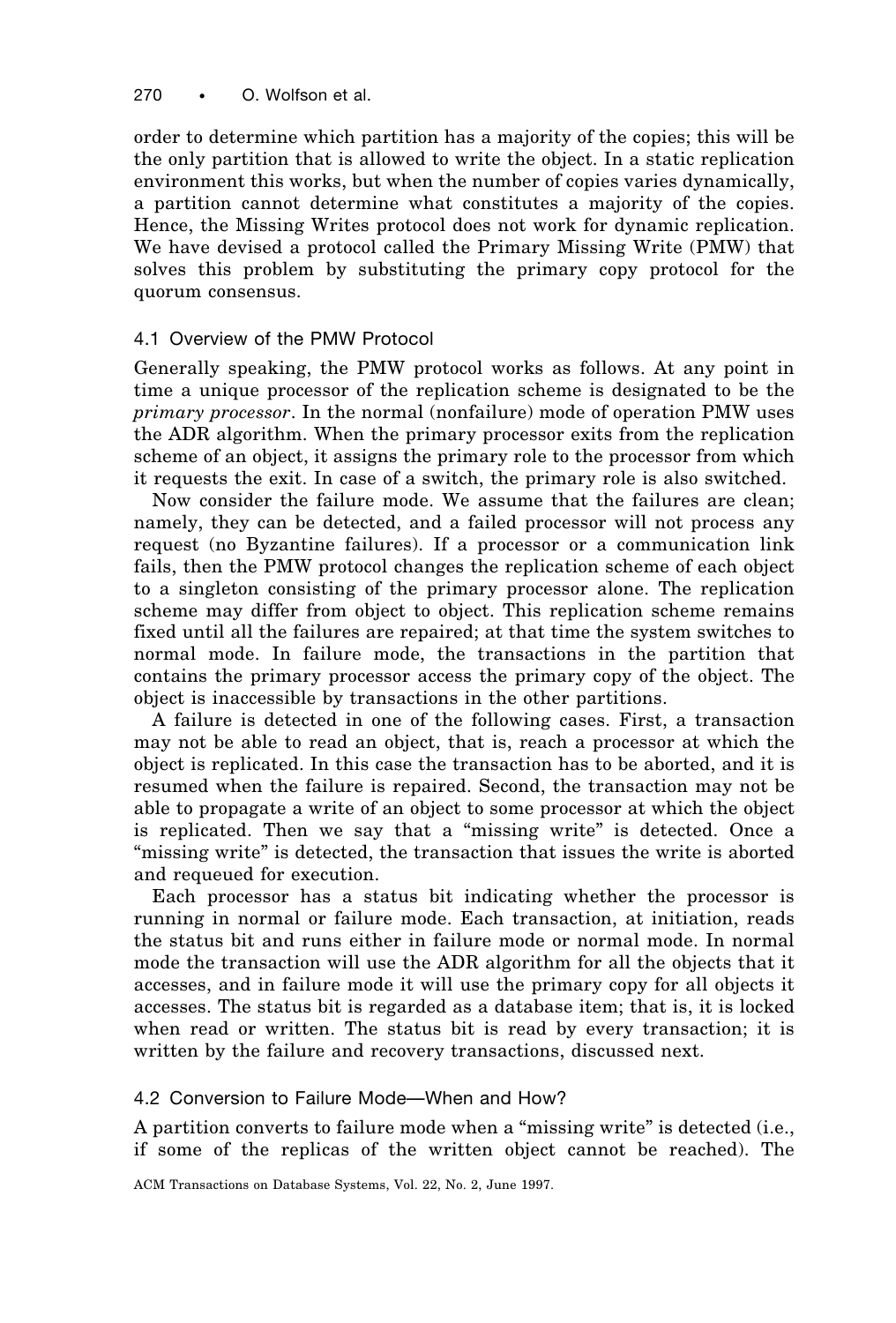order to determine which partition has a majority of the copies; this will be the only partition that is allowed to write the object. In a static replication environment this works, but when the number of copies varies dynamically, a partition cannot determine what constitutes a majority of the copies. Hence, the Missing Writes protocol does not work for dynamic replication. We have devised a protocol called the Primary Missing Write (PMW) that solves this problem by substituting the primary copy protocol for the quorum consensus.

### 4.1 Overview of the PMW Protocol

Generally speaking, the PMW protocol works as follows. At any point in time a unique processor of the replication scheme is designated to be the *primary processor*. In the normal (nonfailure) mode of operation PMW uses the ADR algorithm. When the primary processor exits from the replication scheme of an object, it assigns the primary role to the processor from which it requests the exit. In case of a switch, the primary role is also switched.

Now consider the failure mode. We assume that the failures are clean; namely, they can be detected, and a failed processor will not process any request (no Byzantine failures). If a processor or a communication link fails, then the PMW protocol changes the replication scheme of each object to a singleton consisting of the primary processor alone. The replication scheme may differ from object to object. This replication scheme remains fixed until all the failures are repaired; at that time the system switches to normal mode. In failure mode, the transactions in the partition that contains the primary processor access the primary copy of the object. The object is inaccessible by transactions in the other partitions.

A failure is detected in one of the following cases. First, a transaction may not be able to read an object, that is, reach a processor at which the object is replicated. In this case the transaction has to be aborted, and it is resumed when the failure is repaired. Second, the transaction may not be able to propagate a write of an object to some processor at which the object is replicated. Then we say that a "missing write" is detected. Once a "missing write" is detected, the transaction that issues the write is aborted and requeued for execution.

Each processor has a status bit indicating whether the processor is running in normal or failure mode. Each transaction, at initiation, reads the status bit and runs either in failure mode or normal mode. In normal mode the transaction will use the ADR algorithm for all the objects that it accesses, and in failure mode it will use the primary copy for all objects it accesses. The status bit is regarded as a database item; that is, it is locked when read or written. The status bit is read by every transaction; it is written by the failure and recovery transactions, discussed next.

### 4.2 Conversion to Failure Mode—When and How?

A partition converts to failure mode when a "missing write" is detected (i.e., if some of the replicas of the written object cannot be reached). The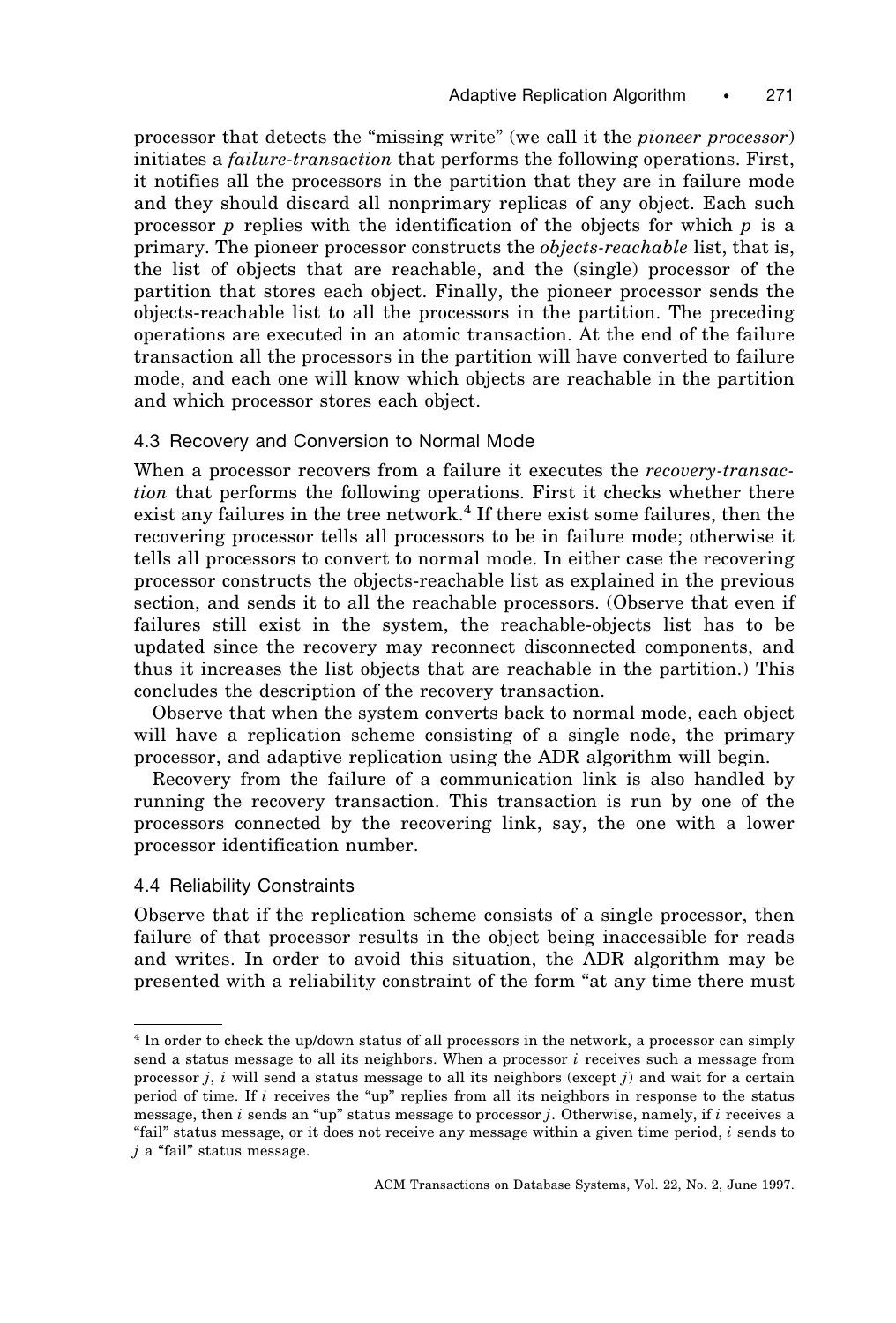processor that detects the "missing write" (we call it the *pioneer processor*) initiates a *failure-transaction* that performs the following operations. First, it notifies all the processors in the partition that they are in failure mode and they should discard all nonprimary replicas of any object. Each such processor $p$ replies with the identification of the objects for which $p$ is a primary. The pioneer processor constructs the *objects-reachable* list, that is, the list of objects that are reachable, and the (single) processor of the partition that stores each object. Finally, the pioneer processor sends the objects-reachable list to all the processors in the partition. The preceding operations are executed in an atomic transaction. At the end of the failure transaction all the processors in the partition will have converted to failure mode, and each one will know which objects are reachable in the partition and which processor stores each object.

### 4.3 Recovery and Conversion to Normal Mode

When a processor recovers from a failure it executes the *recovery-transaction* that performs the following operations. First it checks whether there exist any failures in the tree network.[4] If there exist some failures, then the recovering processor tells all processors to be in failure mode; otherwise it tells all processors to convert to normal mode. In either case the recovering processor constructs the objects-reachable list as explained in the previous section, and sends it to all the reachable processors. (Observe that even if failures still exist in the system, the reachable-objects list has to be updated since the recovery may reconnect disconnected components, and thus it increases the list objects that are reachable in the partition.) This concludes the description of the recovery transaction.

Observe that when the system converts back to normal mode, each object will have a replication scheme consisting of a single node, the primary processor, and adaptive replication using the ADR algorithm will begin.

Recovery from the failure of a communication link is also handled by running the recovery transaction. This transaction is run by one of the processors connected by the recovering link, say, the one with a lower processor identification number.

### 4.4 Reliability Constraints

Observe that if the replication scheme consists of a single processor, then failure of that processor results in the object being inaccessible for reads and writes. In order to avoid this situation, the ADR algorithm may be presented with a reliability constraint of the form "at any time there must

---

[4] In order to check the up/down status of all processors in the network, a processor can simply send a status message to all its neighbors. When a processor $i$ receives such a message from processor $j$, $i$ will send a status message to all its neighbors (except $j$) and wait for a certain period of time. If $i$ receives the "up" replies from all its neighbors in response to the status message, then $i$ sends an "up" status message to processor $j$. Otherwise, namely, if $i$ receives a "fail" status message, or it does not receive any message within a given time period, $i$ sends to $j$ a "fail" status message.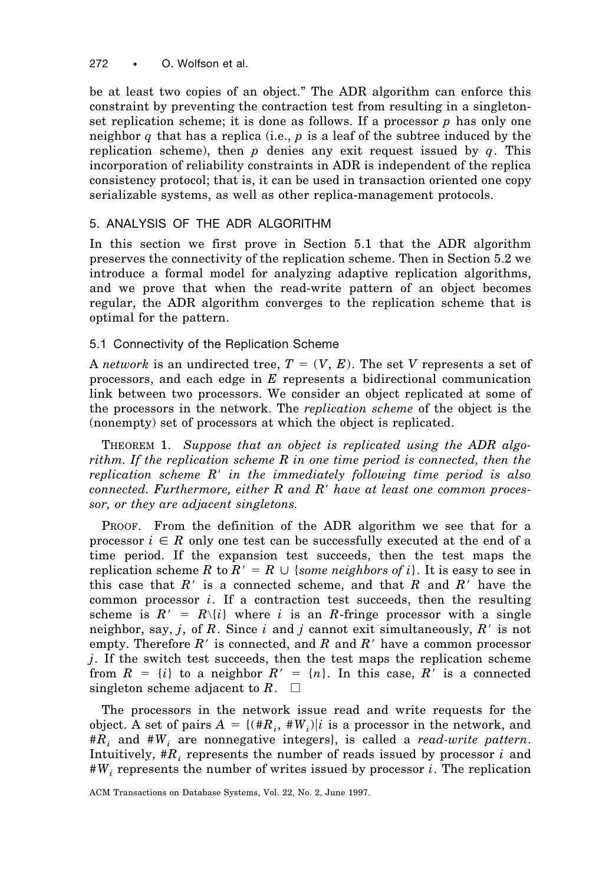be at least two copies of an object." The ADR algorithm can enforce this constraint by preventing the contraction test from resulting in a singleton-set replication scheme; it is done as follows. If a processor $p$ has only one neighbor $q$ that has a replica (i.e., $p$ is a leaf of the subtree induced by the replication scheme), then $p$ denies any exit request issued by $q$. This incorporation of reliability constraints in ADR is independent of the replica consistency protocol; that is, it can be used in transaction oriented one copy serializable systems, as well as other replica-management protocols.

## 5. ANALYSIS OF THE ADR ALGORITHM

In this section we first prove in Section 5.1 that the ADR algorithm preserves the connectivity of the replication scheme. Then in Section 5.2 we introduce a formal model for analyzing adaptive replication algorithms, and we prove that when the read-write pattern of an object becomes regular, the ADR algorithm converges to the replication scheme that is optimal for the pattern.

### 5.1 Connectivity of the Replication Scheme

A *network* is an undirected tree, $T = (V, E)$. The set $V$ represents a set of processors, and each edge in $E$ represents a bidirectional communication link between two processors. We consider an object replicated at some of the processors in the network. The *replication scheme* of the object is the (nonempty) set of processors at which the object is replicated.

THEOREM 1. *Suppose that an object is replicated using the ADR algorithm. If the replication scheme $R$ in one time period is connected, then the replication scheme $R'$ in the immediately following time period is also connected. Furthermore, either $R$ and $R'$ have at least one common processor, or they are adjacent singletons.*

PROOF. From the definition of the ADR algorithm we see that for a processor $i \in R$ only one test can be successfully executed at the end of a time period. If the expansion test succeeds, then the test maps the replication scheme $R$ to $R' = R \cup \{\textit{some neighbors of } i\}$. It is easy to see in this case that $R'$ is a connected scheme, and that $R$ and $R'$ have the common processor $i$. If a contraction test succeeds, then the resulting scheme is $R' = R \backslash \{i\}$ where $i$ is an $R$-fringe processor with a single neighbor, say, $j$, of $R$. Since $i$ and $j$ cannot exit simultaneously, $R'$ is not empty. Therefore $R'$ is connected, and $R$ and $R'$ have a common processor $j$. If the switch test succeeds, then the test maps the replication scheme from $R = \{i\}$ to a neighbor $R' = \{n\}$. In this case, $R'$ is a connected singleton scheme adjacent to $R$. □

The processors in the network issue read and write requests for the object. A set of pairs $A = \{(\#R_i, \#W_i) | i$ is a processor in the network, and $\#R_i$ and $\#W_i$ are nonnegative integers$\}$, is called a *read-write pattern*. Intuitively, $\#R_i$ represents the number of reads issued by processor $i$ and $\#W_i$ represents the number of writes issued by processor $i$. The replication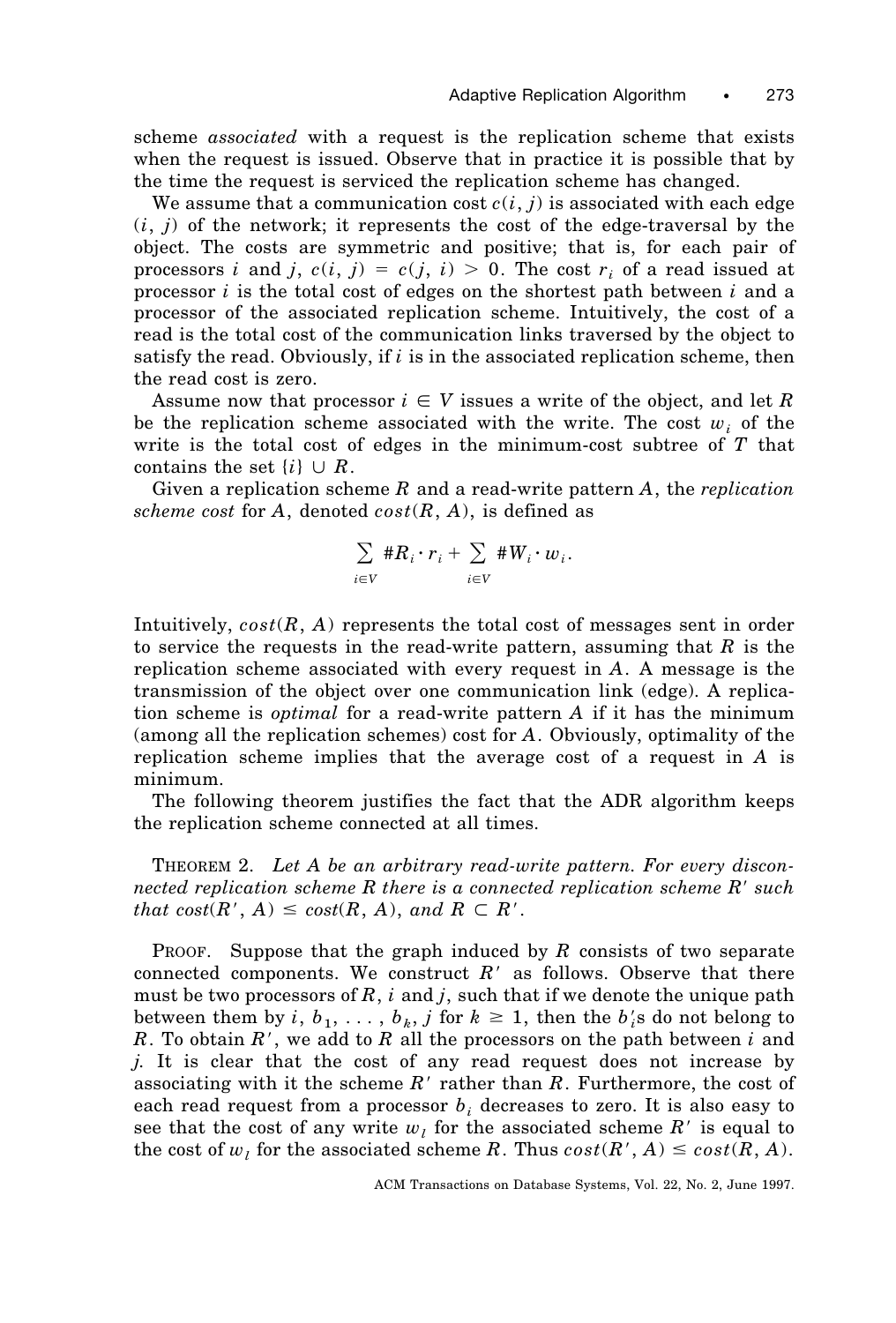scheme *associated* with a request is the replication scheme that exists when the request is issued. Observe that in practice it is possible that by the time the request is serviced the replication scheme has changed.

We assume that a communication cost $c(i, j)$ is associated with each edge $(i, j)$ of the network; it represents the cost of the edge-traversal by the object. The costs are symmetric and positive; that is, for each pair of processors $i$ and $j$, $c(i, j) = c(j, i) > 0$. The cost $r_i$ of a read issued at processor $i$ is the total cost of edges on the shortest path between $i$ and a processor of the associated replication scheme. Intuitively, the cost of a read is the total cost of the communication links traversed by the object to satisfy the read. Obviously, if $i$ is in the associated replication scheme, then the read cost is zero.

Assume now that processor $i \in V$ issues a write of the object, and let $R$ be the replication scheme associated with the write. The cost $w_i$ of the write is the total cost of edges in the minimum-cost subtree of $T$ that contains the set $\{i\} \cup R$.

Given a replication scheme $R$ and a read-write pattern $A$, the *replication scheme cost* for $A$, denoted $cost(R, A)$, is defined as

$$\sum_{i \in V} \#R_i \cdot r_i + \sum_{i \in V} \#W_i \cdot w_i.$$

Intuitively, $cost(R, A)$ represents the total cost of messages sent in order to service the requests in the read-write pattern, assuming that $R$ is the replication scheme associated with every request in $A$. A message is the transmission of the object over one communication link (edge). A replication scheme is *optimal* for a read-write pattern $A$ if it has the minimum (among all the replication schemes) cost for $A$. Obviously, optimality of the replication scheme implies that the average cost of a request in $A$ is minimum.

The following theorem justifies the fact that the ADR algorithm keeps the replication scheme connected at all times.

THEOREM 2. *Let $A$ be an arbitrary read-write pattern. For every disconnected replication scheme $R$ there is a connected replication scheme $R'$ such that $cost(R', A) \leq cost(R, A)$, and $R \subset R'$.*

PROOF. Suppose that the graph induced by $R$ consists of two separate connected components. We construct $R'$ as follows. Observe that there must be two processors of $R$, $i$ and $j$, such that if we denote the unique path between them by $i, b_1, \ldots, b_k, j$ for $k \geq 1$, then the $b_i'$s do not belong to $R$. To obtain $R'$, we add to $R$ all the processors on the path between $i$ and $j$. It is clear that the cost of any read request does not increase by associating with it the scheme $R'$ rather than $R$. Furthermore, the cost of each read request from a processor $b_i$ decreases to zero. It is also easy to see that the cost of any write $w_l$ for the associated scheme $R'$ is equal to the cost of $w_l$ for the associated scheme $R$. Thus $cost(R', A) \leq cost(R, A)$.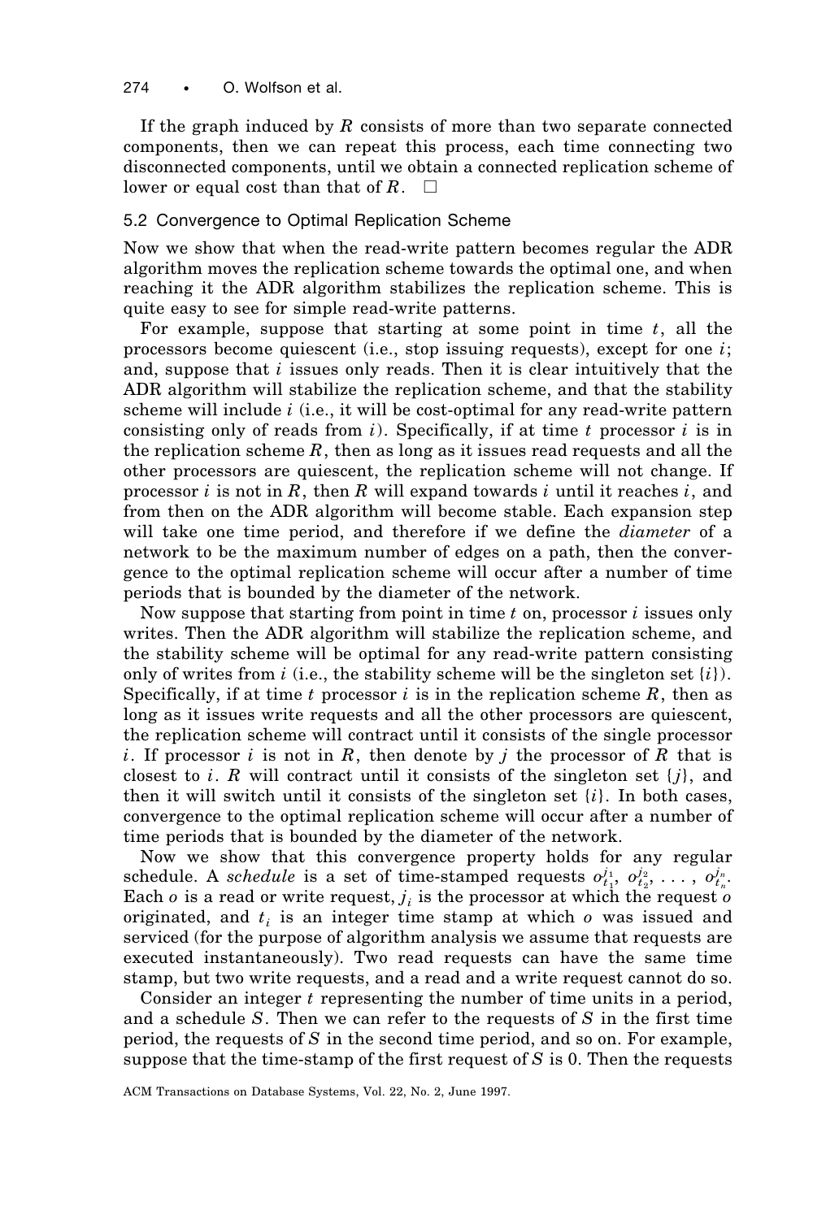If the graph induced by $R$ consists of more than two separate connected components, then we can repeat this process, each time connecting two disconnected components, until we obtain a connected replication scheme of lower or equal cost than that of $R$. □

### 5.2 Convergence to Optimal Replication Scheme

Now we show that when the read-write pattern becomes regular the ADR algorithm moves the replication scheme towards the optimal one, and when reaching it the ADR algorithm stabilizes the replication scheme. This is quite easy to see for simple read-write patterns.

For example, suppose that starting at some point in time $t$, all the processors become quiescent (i.e., stop issuing requests), except for one $i$; and, suppose that $i$ issues only reads. Then it is clear intuitively that the ADR algorithm will stabilize the replication scheme, and that the stability scheme will include $i$ (i.e., it will be cost-optimal for any read-write pattern consisting only of reads from $i$). Specifically, if at time $t$ processor $i$ is in the replication scheme $R$, then as long as it issues read requests and all the other processors are quiescent, the replication scheme will not change. If processor $i$ is not in $R$, then $R$ will expand towards $i$ until it reaches $i$, and from then on the ADR algorithm will become stable. Each expansion step will take one time period, and therefore if we define the *diameter* of a network to be the maximum number of edges on a path, then the convergence to the optimal replication scheme will occur after a number of time periods that is bounded by the diameter of the network.

Now suppose that starting from point in time $t$ on, processor $i$ issues only writes. Then the ADR algorithm will stabilize the replication scheme, and the stability scheme will be optimal for any read-write pattern consisting only of writes from $i$ (i.e., the stability scheme will be the singleton set $\{i\}$). Specifically, if at time $t$ processor $i$ is in the replication scheme $R$, then as long as it issues write requests and all the other processors are quiescent, the replication scheme will contract until it consists of the single processor $i$. If processor $i$ is not in $R$, then denote by $j$ the processor of $R$ that is closest to $i$. $R$ will contract until it consists of the singleton set $\{j\}$, and then it will switch until it consists of the singleton set $\{i\}$. In both cases, convergence to the optimal replication scheme will occur after a number of time periods that is bounded by the diameter of the network.

Now we show that this convergence property holds for any regular schedule. A *schedule* is a set of time-stamped requests $o_{t_1}^{j_1}, o_{t_2}^{j_2}, \ldots, o_{t_n}^{j_n}$. Each $o$ is a read or write request, $j_i$ is the processor at which the request $o$ originated, and $t_i$ is an integer time stamp at which $o$ was issued and serviced (for the purpose of algorithm analysis we assume that requests are executed instantaneously). Two read requests can have the same time stamp, but two write requests, and a read and a write request cannot do so.

Consider an integer $t$ representing the number of time units in a period, and a schedule $S$. Then we can refer to the requests of $S$ in the first time period, the requests of $S$ in the second time period, and so on. For example, suppose that the time-stamp of the first request of $S$ is 0. Then the requests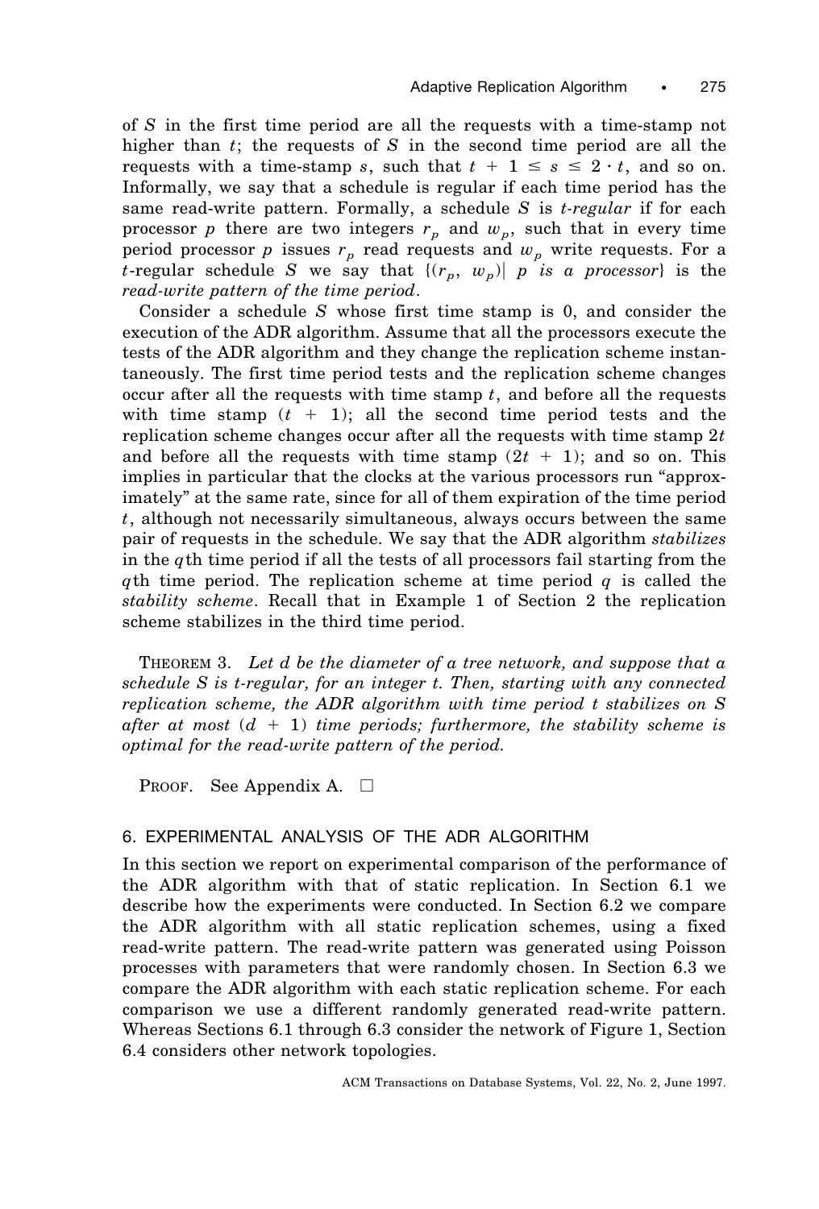of $S$ in the first time period are all the requests with a time-stamp not higher than $t$; the requests of $S$ in the second time period are all the requests with a time-stamp $s$, such that $t + 1 \leq s \leq 2 \cdot t$, and so on. Informally, we say that a schedule is regular if each time period has the same read-write pattern. Formally, a schedule $S$ is *t-regular* if for each processor $p$ there are two integers $r_p$ and $w_p$, such that in every time period processor $p$ issues $r_p$ read requests and $w_p$ write requests. For a $t$-regular schedule $S$ we say that $\{(r_p, w_p) | \ p \ \textit{is a processor}\}$ is the *read-write pattern of the time period*.

Consider a schedule $S$ whose first time stamp is 0, and consider the execution of the ADR algorithm. Assume that all the processors execute the tests of the ADR algorithm and they change the replication scheme instantaneously. The first time period tests and the replication scheme changes occur after all the requests with time stamp $t$, and before all the requests with time stamp $(t + 1)$; all the second time period tests and the replication scheme changes occur after all the requests with time stamp $2t$ and before all the requests with time stamp $(2t + 1)$; and so on. This implies in particular that the clocks at the various processors run "approximately" at the same rate, since for all of them expiration of the time period $t$, although not necessarily simultaneous, always occurs between the same pair of requests in the schedule. We say that the ADR algorithm *stabilizes* in the $q$th time period if all the tests of all processors fail starting from the $q$th time period. The replication scheme at time period $q$ is called the *stability scheme*. Recall that in Example 1 of Section 2 the replication scheme stabilizes in the third time period.

THEOREM 3. *Let $d$ be the diameter of a tree network, and suppose that a schedule $S$ is t-regular, for an integer $t$. Then, starting with any connected replication scheme, the ADR algorithm with time period $t$ stabilizes on $S$ after at most $(d + 1)$ time periods; furthermore, the stability scheme is optimal for the read-write pattern of the period.*

PROOF. See Appendix A. □

## 6. EXPERIMENTAL ANALYSIS OF THE ADR ALGORITHM

In this section we report on experimental comparison of the performance of the ADR algorithm with that of static replication. In Section 6.1 we describe how the experiments were conducted. In Section 6.2 we compare the ADR algorithm with all static replication schemes, using a fixed read-write pattern. The read-write pattern was generated using Poisson processes with parameters that were randomly chosen. In Section 6.3 we compare the ADR algorithm with each static replication scheme. For each comparison we use a different randomly generated read-write pattern. Whereas Sections 6.1 through 6.3 consider the network of Figure 1, Section 6.4 considers other network topologies.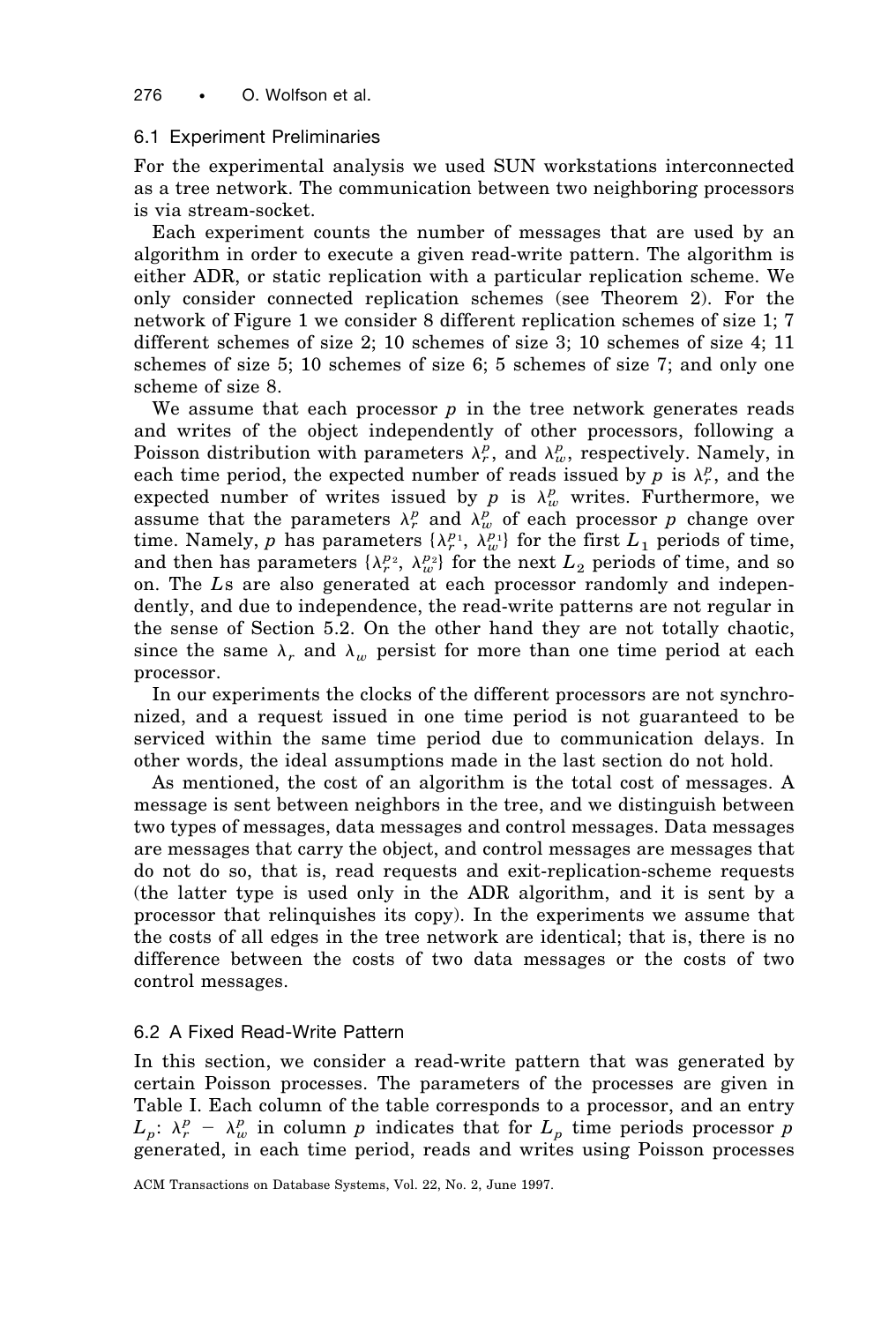## 6.1 Experiment Preliminaries

For the experimental analysis we used SUN workstations interconnected as a tree network. The communication between two neighboring processors is via stream-socket.

Each experiment counts the number of messages that are used by an algorithm in order to execute a given read-write pattern. The algorithm is either ADR, or static replication with a particular replication scheme. We only consider connected replication schemes (see Theorem 2). For the network of Figure 1 we consider 8 different replication schemes of size 1; 7 different schemes of size 2; 10 schemes of size 3; 10 schemes of size 4; 11 schemes of size 5; 10 schemes of size 6; 5 schemes of size 7; and only one scheme of size 8.

We assume that each processor $p$ in the tree network generates reads and writes of the object independently of other processors, following a Poisson distribution with parameters $\lambda_r^p$, and $\lambda_w^p$, respectively. Namely, in each time period, the expected number of reads issued by $p$ is $\lambda_r^p$, and the expected number of writes issued by $p$ is $\lambda_w^p$ writes. Furthermore, we assume that the parameters $\lambda_r^p$ and $\lambda_w^p$ of each processor $p$ change over time. Namely, $p$ has parameters $\{\lambda_r^{p_1}, \lambda_w^{p_1}\}$ for the first $L_1$ periods of time, and then has parameters $\{\lambda_r^{p_2}, \lambda_w^{p_2}\}$ for the next $L_2$ periods of time, and so on. The $L$s are also generated at each processor randomly and independently, and due to independence, the read-write patterns are not regular in the sense of Section 5.2. On the other hand they are not totally chaotic, since the same $\lambda_r$ and $\lambda_w$ persist for more than one time period at each processor.

In our experiments the clocks of the different processors are not synchronized, and a request issued in one time period is not guaranteed to be serviced within the same time period due to communication delays. In other words, the ideal assumptions made in the last section do not hold.

As mentioned, the cost of an algorithm is the total cost of messages. A message is sent between neighbors in the tree, and we distinguish between two types of messages, data messages and control messages. Data messages are messages that carry the object, and control messages are messages that do not do so, that is, read requests and exit-replication-scheme requests (the latter type is used only in the ADR algorithm, and it is sent by a processor that relinquishes its copy). In the experiments we assume that the costs of all edges in the tree network are identical; that is, there is no difference between the costs of two data messages or the costs of two control messages.

## 6.2 A Fixed Read-Write Pattern

In this section, we consider a read-write pattern that was generated by certain Poisson processes. The parameters of the processes are given in Table I. Each column of the table corresponds to a processor, and an entry $L_p$: $\lambda_r^p - \lambda_w^p$ in column $p$ indicates that for $L_p$ time periods processor $p$ generated, in each time period, reads and writes using Poisson processes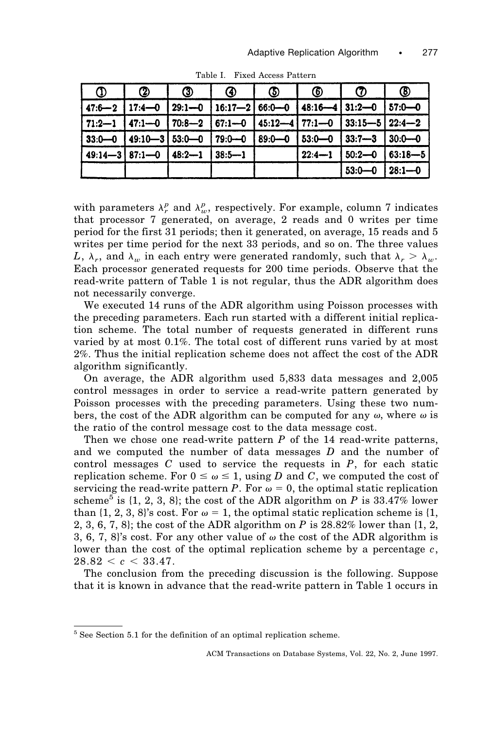Table I. Fixed Access Pattern

| ① | ② | ③ | ④ | ⑤ | ⑥ | ⑦ | ⑧ |
|---|---|---|---|---|---|---|---|
| 47:6—2 | 17:4—0 | 29:1—0 | 16:17—2 | 66:0—0 | 48:16—4 | 31:2—0 | 57:0—0 |
| 71:2—1 | 47:1—0 | 70:8—2 | 67:1—0 | 45:12—4 | 77:1—0 | 33:15—5 | 22:4—2 |
| 33:0—0 | 49:10—3 | 53:0—0 | 79:0—0 | 89:0—0 | 53:0—0 | 33:7—3 | 30:0—0 |
| 49:14—3 | 87:1—0 | 48:2—1 | 38:5—1 | | 22:4—1 | 50:2—0 | 63:18—5 |
| | | | | | | 53:0—0 | 28:1—0 |

with parameters $\lambda_r^p$ and $\lambda_w^p$, respectively. For example, column 7 indicates that processor 7 generated, on average, 2 reads and 0 writes per time period for the first 31 periods; then it generated, on average, 15 reads and 5 writes per time period for the next 33 periods, and so on. The three values $L$, $\lambda_r$, and $\lambda_w$ in each entry were generated randomly, such that $\lambda_r > \lambda_w$. Each processor generated requests for 200 time periods. Observe that the read-write pattern of Table 1 is not regular, thus the ADR algorithm does not necessarily converge.

We executed 14 runs of the ADR algorithm using Poisson processes with the preceding parameters. Each run started with a different initial replication scheme. The total number of requests generated in different runs varied by at most 0.1%. The total cost of different runs varied by at most 2%. Thus the initial replication scheme does not affect the cost of the ADR algorithm significantly.

On average, the ADR algorithm used 5,833 data messages and 2,005 control messages in order to service a read-write pattern generated by Poisson processes with the preceding parameters. Using these two numbers, the cost of the ADR algorithm can be computed for any $\omega$, where $\omega$ is the ratio of the control message cost to the data message cost.

Then we chose one read-write pattern $P$ of the 14 read-write patterns, and we computed the number of data messages $D$ and the number of control messages $C$ used to service the requests in $P$, for each static replication scheme. For $0 \leq \omega \leq 1$, using $D$ and $C$, we computed the cost of servicing the read-write pattern $P$. For $\omega = 0$, the optimal static replication scheme[5] is {1, 2, 3, 8}; the cost of the ADR algorithm on $P$ is 33.47% lower than {1, 2, 3, 8}'s cost. For $\omega = 1$, the optimal static replication scheme is {1, 2, 3, 6, 7, 8}; the cost of the ADR algorithm on $P$ is 28.82% lower than {1, 2, 3, 6, 7, 8}'s cost. For any other value of $\omega$ the cost of the ADR algorithm is lower than the cost of the optimal replication scheme by a percentage $c$, $28.82 < c < 33.47$.

The conclusion from the preceding discussion is the following. Suppose that it is known in advance that the read-write pattern in Table 1 occurs in

[5] See Section 5.1 for the definition of an optimal replication scheme.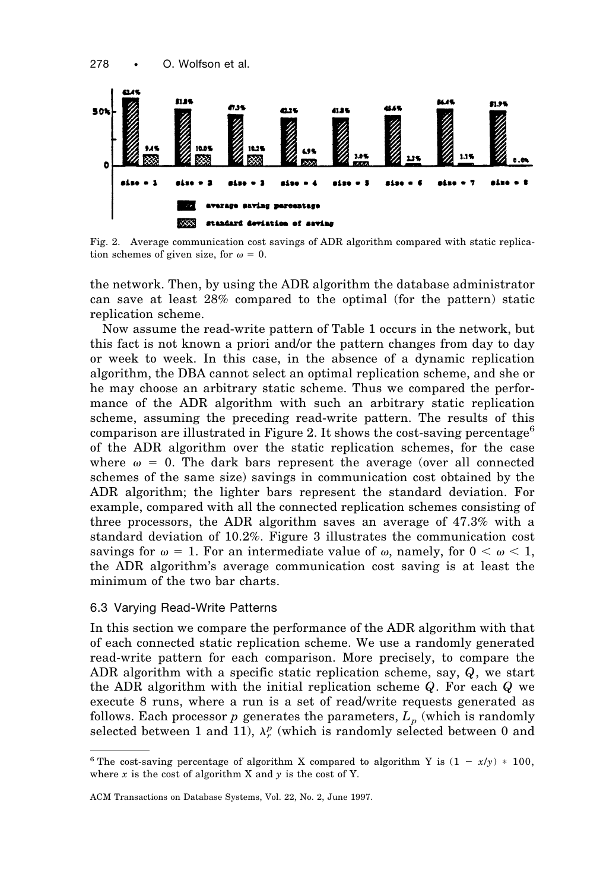| | size = 1 | size = 2 | size = 3 | size = 4 | size = 5 | size = 6 | size = 7 | size = 8 |
|---|---|---|---|---|---|---|---|---|
| average saving percentage | 62.4% | 51.8% | 47.3% | 42.2% | 41.8% | 45.6% | 54.4% | 51.9% |
| standard deviation of saving | 9.4% | 10.8% | 10.2% | 6.9% | 3.9% | 2.2% | 1.1% | 0.0% |

Fig. 2. Average communication cost savings of ADR algorithm compared with static replication schemes of given size, for $\omega = 0$.

the network. Then, by using the ADR algorithm the database administrator can save at least 28% compared to the optimal (for the pattern) static replication scheme.

Now assume the read-write pattern of Table 1 occurs in the network, but this fact is not known a priori and/or the pattern changes from day to day or week to week. In this case, in the absence of a dynamic replication algorithm, the DBA cannot select an optimal replication scheme, and she or he may choose an arbitrary static scheme. Thus we compared the performance of the ADR algorithm with such an arbitrary static replication scheme, assuming the preceding read-write pattern. The results of this comparison are illustrated in Figure 2. It shows the cost-saving percentage[6] of the ADR algorithm over the static replication schemes, for the case where $\omega = 0$. The dark bars represent the average (over all connected schemes of the same size) savings in communication cost obtained by the ADR algorithm; the lighter bars represent the standard deviation. For example, compared with all the connected replication schemes consisting of three processors, the ADR algorithm saves an average of 47.3% with a standard deviation of 10.2%. Figure 3 illustrates the communication cost savings for $\omega = 1$. For an intermediate value of $\omega$, namely, for $0 < \omega < 1$, the ADR algorithm's average communication cost saving is at least the minimum of the two bar charts.

### 6.3 Varying Read-Write Patterns

In this section we compare the performance of the ADR algorithm with that of each connected static replication scheme. We use a randomly generated read-write pattern for each comparison. More precisely, to compare the ADR algorithm with a specific static replication scheme, say, $Q$, we start the ADR algorithm with the initial replication scheme $Q$. For each $Q$ we execute 8 runs, where a run is a set of read/write requests generated as follows. Each processor $p$ generates the parameters, $L_p$ (which is randomly selected between 1 and 11), $\lambda_r^p$ (which is randomly selected between 0 and

[6] The cost-saving percentage of algorithm X compared to algorithm Y is $(1 - x/y) * 100$, where $x$ is the cost of algorithm X and $y$ is the cost of Y.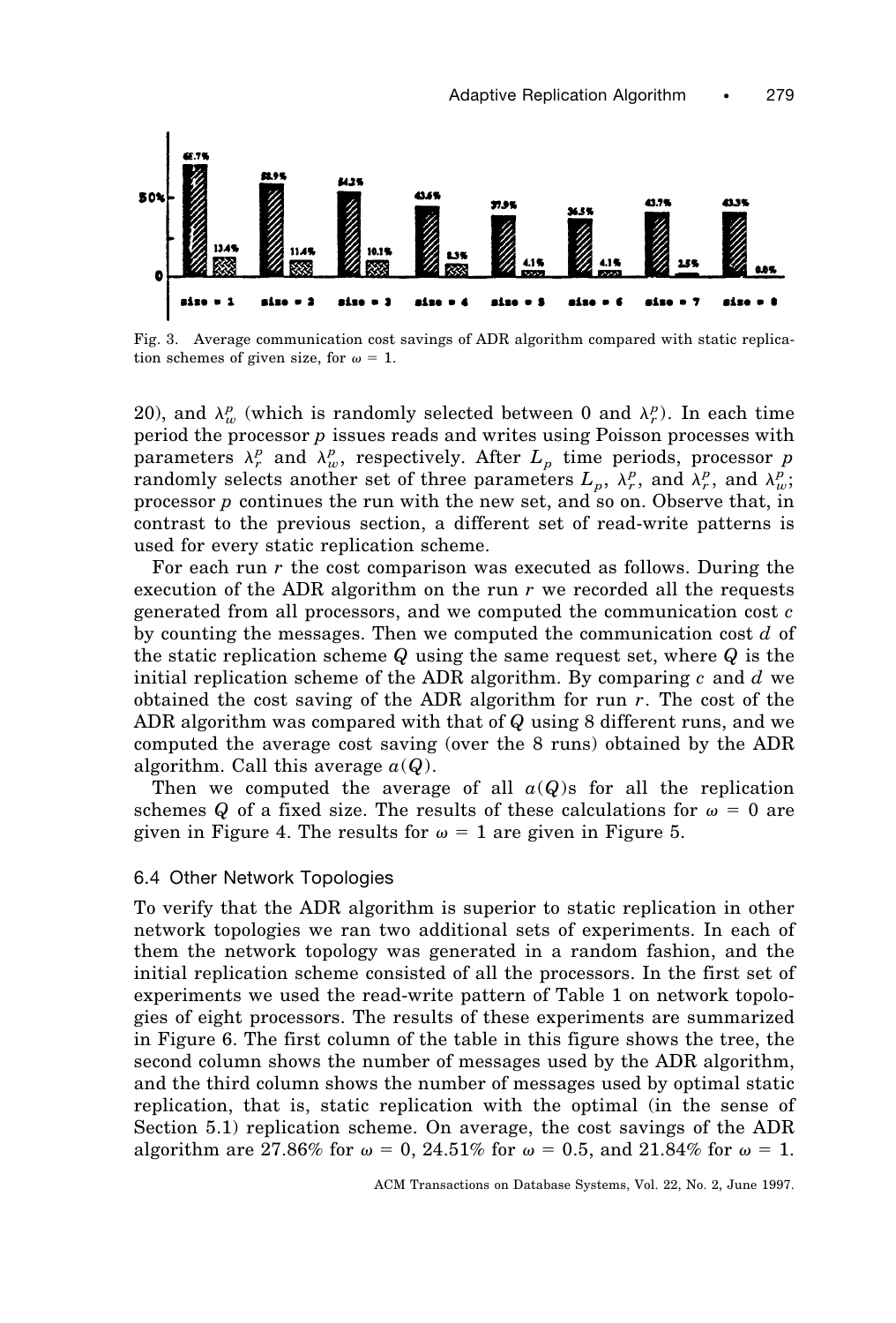| | size = 1 | size = 2 | size = 3 | size = 4 | size = 5 | size = 6 | size = 7 | size = 8 |
|---|---|---|---|---|---|---|---|---|
| | 65.7% | 58.9% | 54.2% | 43.6% | 37.9% | 36.5% | 43.7% | 43.3% |
| | 13.4% | 11.4% | 10.1% | 8.3% | 4.1% | 4.1% | 2.5% | 0.8% |

Fig. 3. Average communication cost savings of ADR algorithm compared with static replication schemes of given size, for $\omega = 1$.

20), and $\lambda_w^p$ (which is randomly selected between 0 and $\lambda_r^p$). In each time period the processor $p$ issues reads and writes using Poisson processes with parameters $\lambda_r^p$ and $\lambda_w^p$, respectively. After $L_p$ time periods, processor $p$ randomly selects another set of three parameters $L_p$, $\lambda_r^p$, and $\lambda_r^p$, and $\lambda_w^p$; processor $p$ continues the run with the new set, and so on. Observe that, in contrast to the previous section, a different set of read-write patterns is used for every static replication scheme.

For each run $r$ the cost comparison was executed as follows. During the execution of the ADR algorithm on the run $r$ we recorded all the requests generated from all processors, and we computed the communication cost $c$ by counting the messages. Then we computed the communication cost $d$ of the static replication scheme $Q$ using the same request set, where $Q$ is the initial replication scheme of the ADR algorithm. By comparing $c$ and $d$ we obtained the cost saving of the ADR algorithm for run $r$. The cost of the ADR algorithm was compared with that of $Q$ using 8 different runs, and we computed the average cost saving (over the 8 runs) obtained by the ADR algorithm. Call this average $a(Q)$.

Then we computed the average of all $a(Q)$s for all the replication schemes $Q$ of a fixed size. The results of these calculations for $\omega = 0$ are given in Figure 4. The results for $\omega = 1$ are given in Figure 5.

### 6.4 Other Network Topologies

To verify that the ADR algorithm is superior to static replication in other network topologies we ran two additional sets of experiments. In each of them the network topology was generated in a random fashion, and the initial replication scheme consisted of all the processors. In the first set of experiments we used the read-write pattern of Table 1 on network topologies of eight processors. The results of these experiments are summarized in Figure 6. The first column of the table in this figure shows the tree, the second column shows the number of messages used by the ADR algorithm, and the third column shows the number of messages used by optimal static replication, that is, static replication with the optimal (in the sense of Section 5.1) replication scheme. On average, the cost savings of the ADR algorithm are 27.86% for $\omega = 0$, 24.51% for $\omega = 0.5$, and 21.84% for $\omega = 1$.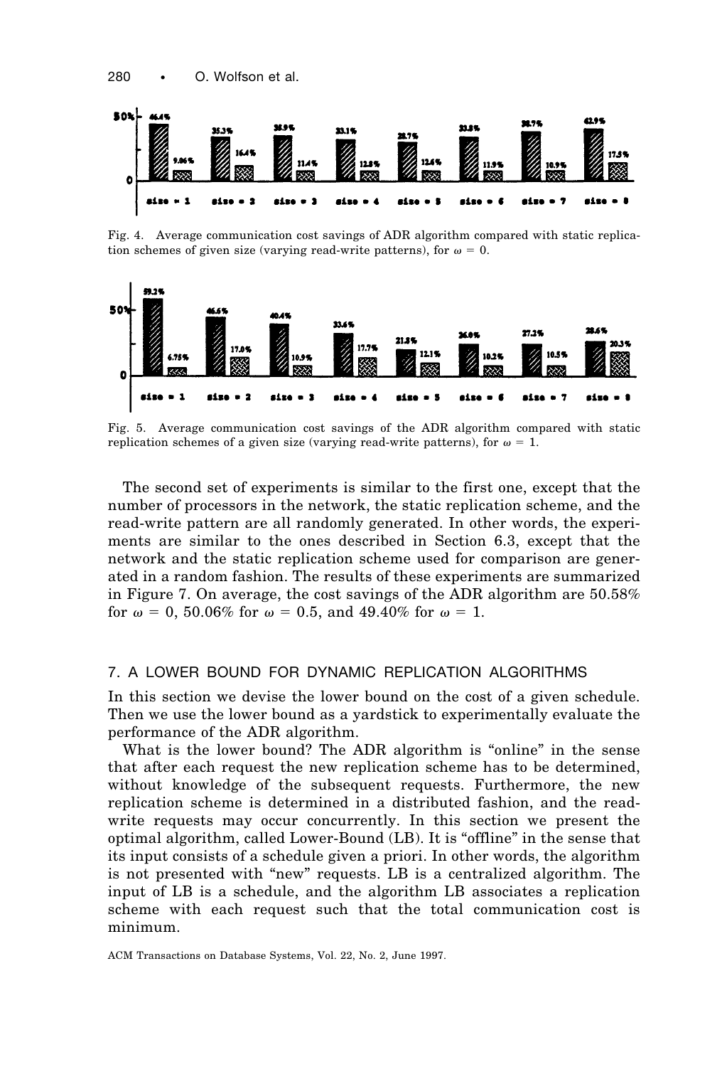Fig. 4. Average communication cost savings of ADR algorithm compared with static replication schemes of given size (varying read-write patterns), for $\omega = 0$.

Fig. 5. Average communication cost savings of the ADR algorithm compared with static replication schemes of a given size (varying read-write patterns), for $\omega = 1$.

The second set of experiments is similar to the first one, except that the number of processors in the network, the static replication scheme, and the read-write pattern are all randomly generated. In other words, the experiments are similar to the ones described in Section 6.3, except that the network and the static replication scheme used for comparison are generated in a random fashion. The results of these experiments are summarized in Figure 7. On average, the cost savings of the ADR algorithm are 50.58% for $\omega = 0$, 50.06% for $\omega = 0.5$, and 49.40% for $\omega = 1$.

## 7. A LOWER BOUND FOR DYNAMIC REPLICATION ALGORITHMS

In this section we devise the lower bound on the cost of a given schedule. Then we use the lower bound as a yardstick to experimentally evaluate the performance of the ADR algorithm.

What is the lower bound? The ADR algorithm is "online" in the sense that after each request the new replication scheme has to be determined, without knowledge of the subsequent requests. Furthermore, the new replication scheme is determined in a distributed fashion, and the read-write requests may occur concurrently. In this section we present the optimal algorithm, called Lower-Bound (LB). It is "offline" in the sense that its input consists of a schedule given a priori. In other words, the algorithm is not presented with "new" requests. LB is a centralized algorithm. The input of LB is a schedule, and the algorithm LB associates a replication scheme with each request such that the total communication cost is minimum.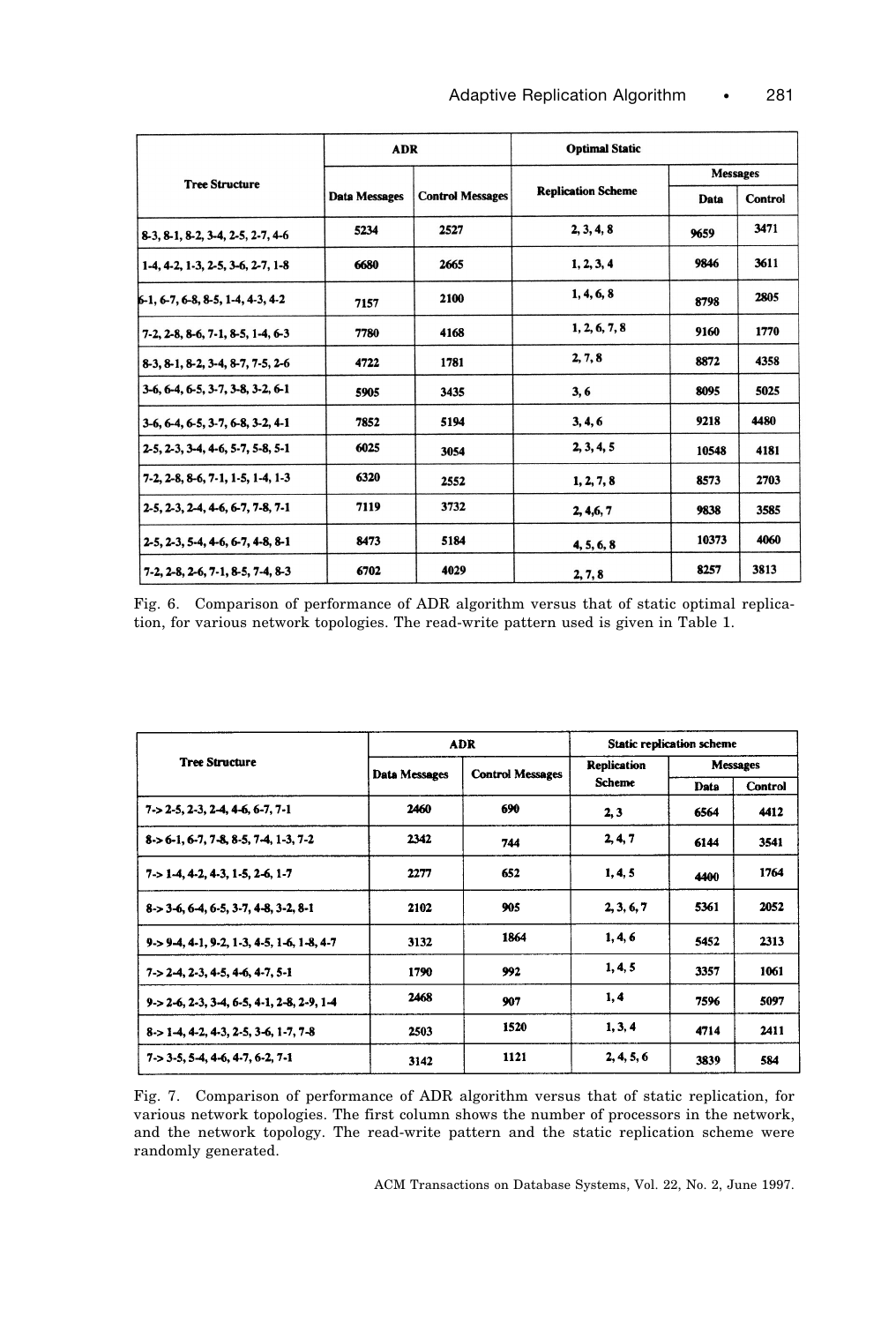| Tree Structure | ADR | | Optimal Static | | |
|---|---|---|---|---|---|
| | Data Messages | Control Messages | Replication Scheme | Messages | |
| | | | | Data | Control |
| 8-3, 8-1, 8-2, 3-4, 2-5, 2-7, 4-6 | 5234 | 2527 | 2, 3, 4, 8 | 9659 | 3471 |
| 1-4, 4-2, 1-3, 2-5, 3-6, 2-7, 1-8 | 6680 | 2665 | 1, 2, 3, 4 | 9846 | 3611 |
| 6-1, 6-7, 6-8, 8-5, 1-4, 4-3, 4-2 | 7157 | 2100 | 1, 4, 6, 8 | 8798 | 2805 |
| 7-2, 2-8, 8-6, 7-1, 8-5, 1-4, 6-3 | 7780 | 4168 | 1, 2, 6, 7, 8 | 9160 | 1770 |
| 8-3, 8-1, 8-2, 3-4, 8-7, 7-5, 2-6 | 4722 | 1781 | 2, 7, 8 | 8872 | 4358 |
| 3-6, 6-4, 6-5, 3-7, 3-8, 3-2, 6-1 | 5905 | 3435 | 3, 6 | 8095 | 5025 |
| 3-6, 6-4, 6-5, 3-7, 6-8, 3-2, 4-1 | 7852 | 5194 | 3, 4, 6 | 9218 | 4480 |
| 2-5, 2-3, 3-4, 4-6, 5-7, 5-8, 5-1 | 6025 | 3054 | 2, 3, 4, 5 | 10548 | 4181 |
| 7-2, 2-8, 8-6, 7-1, 1-5, 1-4, 1-3 | 6320 | 2552 | 1, 2, 7, 8 | 8573 | 2703 |
| 2-5, 2-3, 2-4, 4-6, 6-7, 7-8, 7-1 | 7119 | 3732 | 2, 4,6, 7 | 9838 | 3585 |
| 2-5, 2-3, 5-4, 4-6, 6-7, 4-8, 8-1 | 8473 | 5184 | 4, 5, 6, 8 | 10373 | 4060 |
| 7-2, 2-8, 2-6, 7-1, 8-5, 7-4, 8-3 | 6702 | 4029 | 2, 7, 8 | 8257 | 3813 |

Fig. 6. Comparison of performance of ADR algorithm versus that of static optimal replication, for various network topologies. The read-write pattern used is given in Table 1.

| Tree Structure | ADR | | Static replication scheme | | |
|---|---|---|---|---|---|
| | Data Messages | Control Messages | Replication Scheme | Messages | |
| | | | | Data | Control |
| 7-> 2-5, 2-3, 2-4, 4-6, 6-7, 7-1 | 2460 | 690 | 2, 3 | 6564 | 4412 |
| 8-> 6-1, 6-7, 7-8, 8-5, 7-4, 1-3, 7-2 | 2342 | 744 | 2, 4, 7 | 6144 | 3541 |
| 7-> 1-4, 4-2, 4-3, 1-5, 2-6, 1-7 | 2277 | 652 | 1, 4, 5 | 4400 | 1764 |
| 8-> 3-6, 6-4, 6-5, 3-7, 4-8, 3-2, 8-1 | 2102 | 905 | 2, 3, 6, 7 | 5361 | 2052 |
| 9-> 9-4, 4-1, 9-2, 1-3, 4-5, 1-6, 1-8, 4-7 | 3132 | 1864 | 1, 4, 6 | 5452 | 2313 |
| 7-> 2-4, 2-3, 4-5, 4-6, 4-7, 5-1 | 1790 | 992 | 1, 4, 5 | 3357 | 1061 |
| 9-> 2-6, 2-3, 3-4, 6-5, 4-1, 2-8, 2-9, 1-4 | 2468 | 907 | 1, 4 | 7596 | 5097 |
| 8-> 1-4, 4-2, 4-3, 2-5, 3-6, 1-7, 7-8 | 2503 | 1520 | 1, 3, 4 | 4714 | 2411 |
| 7-> 3-5, 5-4, 4-6, 4-7, 6-2, 7-1 | 3142 | 1121 | 2, 4, 5, 6 | 3839 | 584 |

Fig. 7. Comparison of performance of ADR algorithm versus that of static replication, for various network topologies. The first column shows the number of processors in the network, and the network topology. The read-write pattern and the static replication scheme were randomly generated.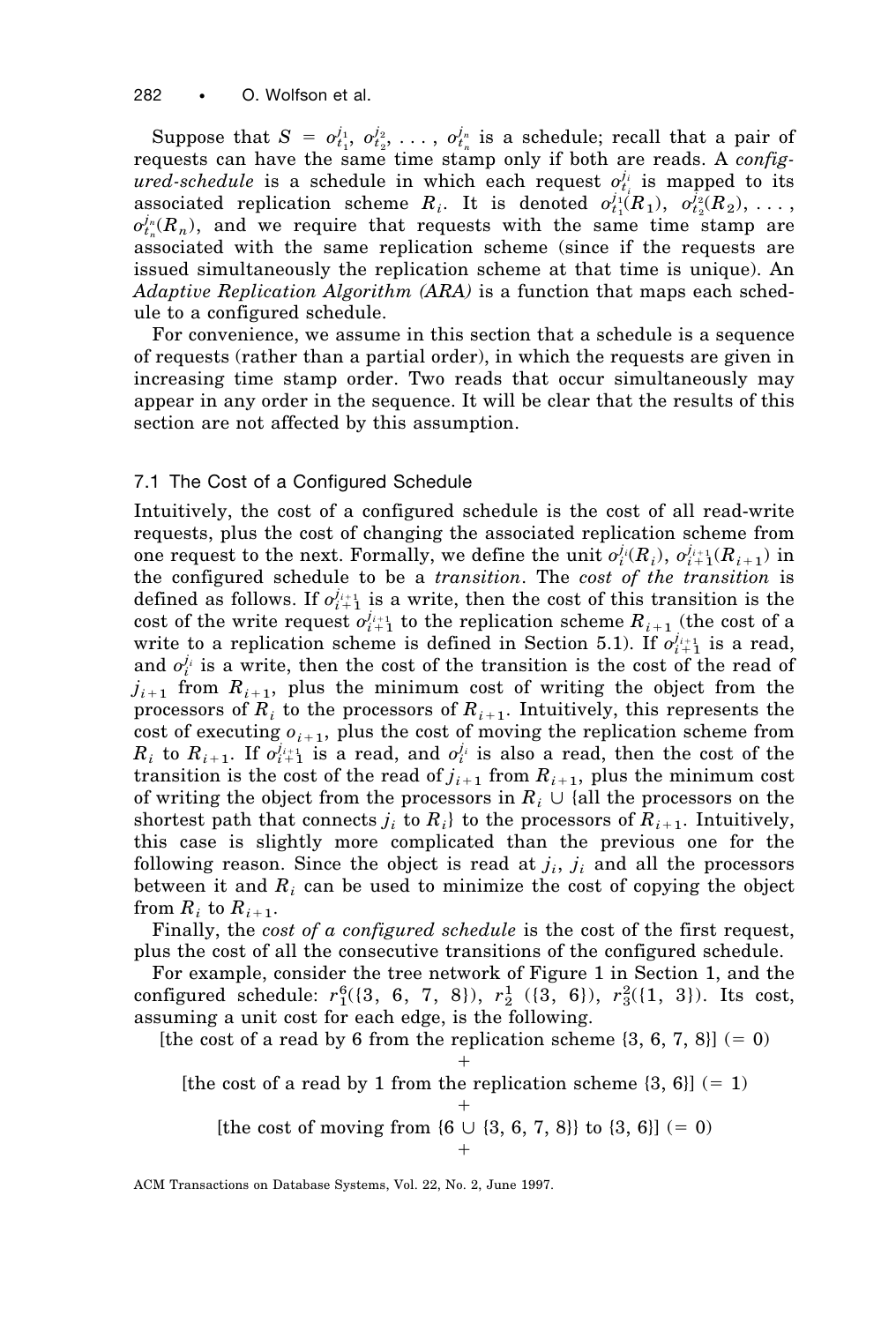Suppose that $S = o^{j_1}_{t_1}, o^{j_2}_{t_2}, \ldots, o^{j_n}_{t_n}$ is a schedule; recall that a pair of requests can have the same time stamp only if both are reads. A *configured-schedule* is a schedule in which each request $o^{j_i}_{t_i}$ is mapped to its associated replication scheme $R_i$. It is denoted $o^{j_1}_{t_1}(R_1)$, $o^{j_2}_{t_2}(R_2)$, $\ldots$, $o^{j_n}_{t_n}(R_n)$, and we require that requests with the same time stamp are associated with the same replication scheme (since if the requests are issued simultaneously the replication scheme at that time is unique). An *Adaptive Replication Algorithm (ARA)* is a function that maps each schedule to a configured schedule.

For convenience, we assume in this section that a schedule is a sequence of requests (rather than a partial order), in which the requests are given in increasing time stamp order. Two reads that occur simultaneously may appear in any order in the sequence. It will be clear that the results of this section are not affected by this assumption.

### 7.1 The Cost of a Configured Schedule

Intuitively, the cost of a configured schedule is the cost of all read-write requests, plus the cost of changing the associated replication scheme from one request to the next. Formally, we define the unit $o^{j_i}_{i}(R_i)$, $o^{j_{i+1}}_{i+1}(R_{i+1})$ in the configured schedule to be a *transition*. The *cost of the transition* is defined as follows. If $o^{j_{i+1}}_{i+1}$ is a write, then the cost of this transition is the cost of the write request $o^{j_{i+1}}_{i+1}$ to the replication scheme $R_{i+1}$ (the cost of a write to a replication scheme is defined in Section 5.1). If $o^{j_{i+1}}_{i+1}$ is a read, and $o^{j_i}_{i}$ is a write, then the cost of the transition is the cost of the read of $j_{i+1}$ from $R_{i+1}$, plus the minimum cost of writing the object from the processors of $R_i$ to the processors of $R_{i+1}$. Intuitively, this represents the cost of executing $o_{i+1}$, plus the cost of moving the replication scheme from $R_i$ to $R_{i+1}$. If $o^{j_{i+1}}_{i+1}$ is a read, and $o^{j_i}_{i}$ is also a read, then the cost of the transition is the cost of the read of $j_{i+1}$ from $R_{i+1}$, plus the minimum cost of writing the object from the processors in $R_i \cup$ {all the processors on the shortest path that connects $j_i$ to $R_i$} to the processors of $R_{i+1}$. Intuitively, this case is slightly more complicated than the previous one for the following reason. Since the object is read at $j_i$, $j_i$ and all the processors between it and $R_i$ can be used to minimize the cost of copying the object from $R_i$ to $R_{i+1}$.

Finally, the *cost of a configured schedule* is the cost of the first request, plus the cost of all the consecutive transitions of the configured schedule.

For example, consider the tree network of Figure 1 in Section 1, and the configured schedule: $r^6_1(\{3, 6, 7, 8\})$, $r^1_2$ $(\{3, 6\})$, $r^2_3(\{1, 3\})$. Its cost, assuming a unit cost for each edge, is the following.

[the cost of a read by 6 from the replication scheme {3, 6, 7, 8}] (= 0)

+

[the cost of a read by 1 from the replication scheme {3, 6}] (= 1)

+

[the cost of moving from {6 ∪ {3, 6, 7, 8}} to {3, 6}] (= 0)

+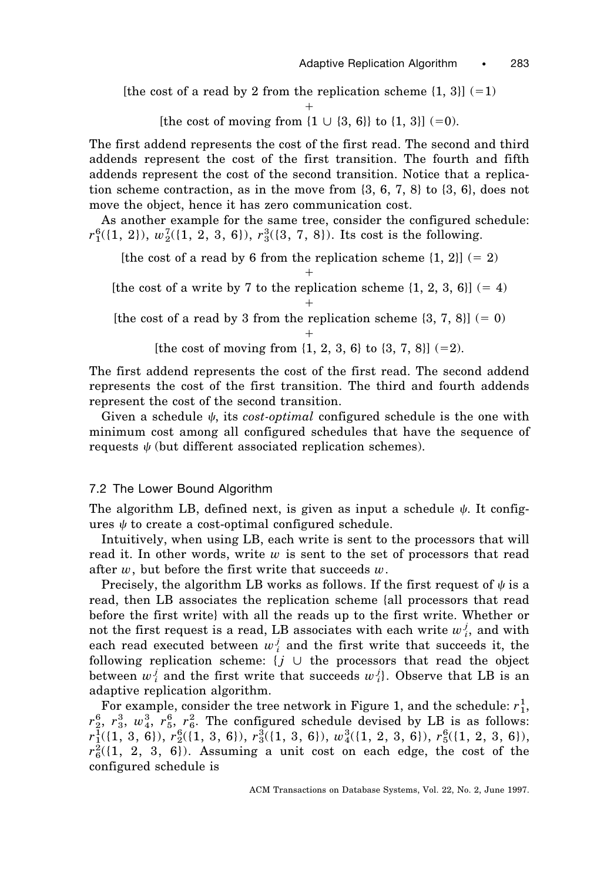[the cost of a read by 2 from the replication scheme {1, 3}] (=1)

+

[the cost of moving from {1 ∪ {3, 6}} to {1, 3}] (=0).

The first addend represents the cost of the first read. The second and third addends represent the cost of the first transition. The fourth and fifth addends represent the cost of the second transition. Notice that a replication scheme contraction, as in the move from {3, 6, 7, 8} to {3, 6}, does not move the object, hence it has zero communication cost.

As another example for the same tree, consider the configured schedule: $r_1^6(\{1, 2\})$, $w_2^7(\{1, 2, 3, 6\})$, $r_3^3(\{3, 7, 8\})$. Its cost is the following.

[the cost of a read by 6 from the replication scheme {1, 2}] (= 2)

+

[the cost of a write by 7 to the replication scheme {1, 2, 3, 6}] (= 4)

+

[the cost of a read by 3 from the replication scheme {3, 7, 8}] (= 0)

+

[the cost of moving from {1, 2, 3, 6} to {3, 7, 8}] (=2).

The first addend represents the cost of the first read. The second addend represents the cost of the first transition. The third and fourth addends represent the cost of the second transition.

Given a schedule $\psi$, its *cost-optimal* configured schedule is the one with minimum cost among all configured schedules that have the sequence of requests $\psi$ (but different associated replication schemes).

### 7.2 The Lower Bound Algorithm

The algorithm LB, defined next, is given as input a schedule $\psi$. It configures $\psi$ to create a cost-optimal configured schedule.

Intuitively, when using LB, each write is sent to the processors that will read it. In other words, write $w$ is sent to the set of processors that read after $w$, but before the first write that succeeds $w$.

Precisely, the algorithm LB works as follows. If the first request of $\psi$ is a read, then LB associates the replication scheme {all processors that read before the first write} with all the reads up to the first write. Whether or not the first request is a read, LB associates with each write $w_i^j$, and with each read executed between $w_i^j$ and the first write that succeeds it, the following replication scheme: {$j$ ∪ the processors that read the object between $w_i^j$ and the first write that succeeds $w_i^j$}. Observe that LB is an adaptive replication algorithm.

For example, consider the tree network in Figure 1, and the schedule: $r_1^1$, $r_2^6$, $r_3^3$, $w_4^3$, $r_5^6$, $r_6^2$. The configured schedule devised by LB is as follows: $r_1^1(\{1, 3, 6\})$, $r_2^6(\{1, 3, 6\})$, $r_3^3(\{1, 3, 6\})$, $w_4^3(\{1, 2, 3, 6\})$, $r_5^6(\{1, 2, 3, 6\})$, $r_6^2(\{1, 2, 3, 6\})$. Assuming a unit cost on each edge, the cost of the configured schedule is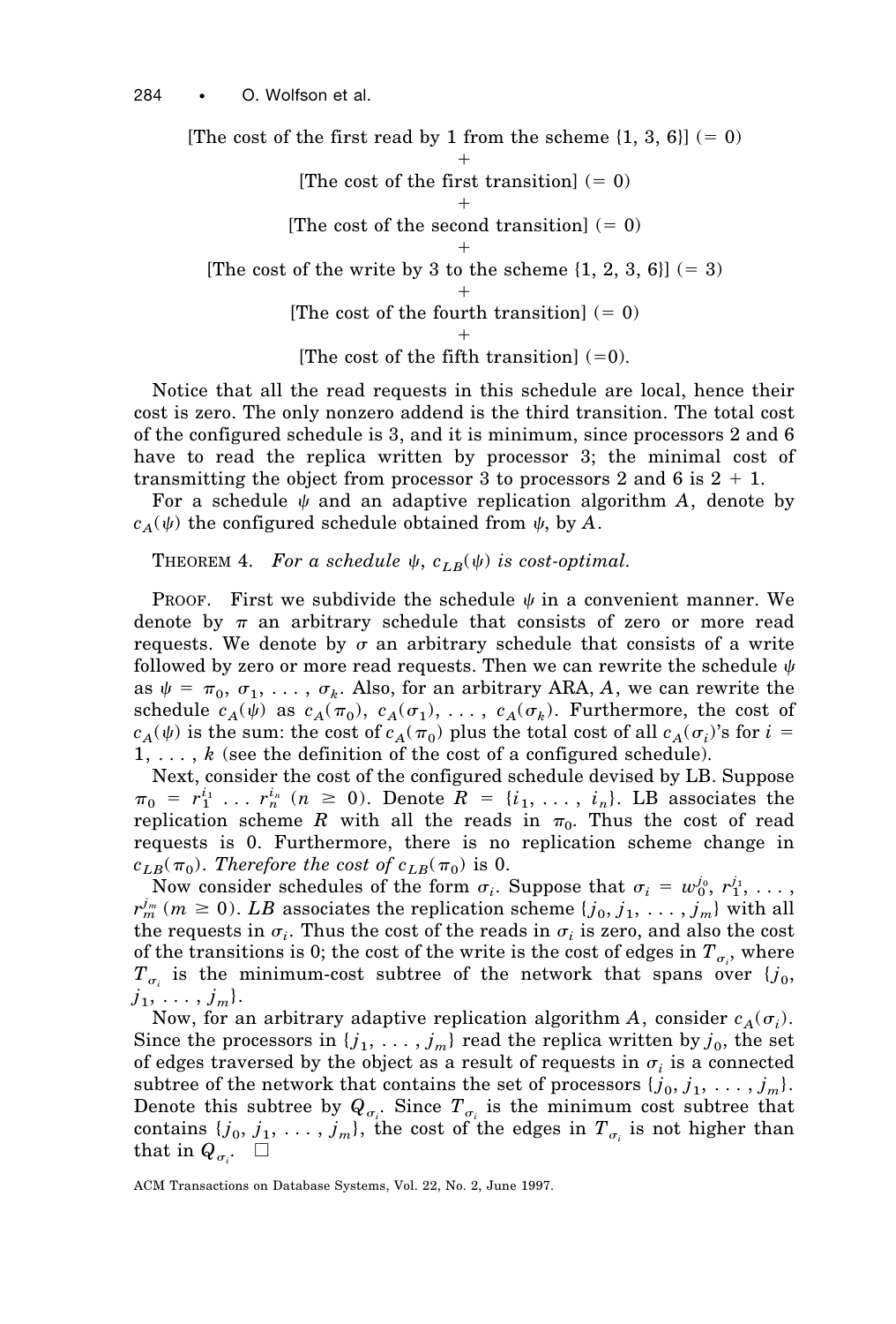[The cost of the first read by 1 from the scheme {1, 3, 6}] (= 0)

+

[The cost of the first transition] (= 0)

+

[The cost of the second transition] (= 0)

+

[The cost of the write by 3 to the scheme {1, 2, 3, 6}] (= 3)

+

[The cost of the fourth transition] (= 0)

+

[The cost of the fifth transition] (=0).

Notice that all the read requests in this schedule are local, hence their cost is zero. The only nonzero addend is the third transition. The total cost of the configured schedule is 3, and it is minimum, since processors 2 and 6 have to read the replica written by processor 3; the minimal cost of transmitting the object from processor 3 to processors 2 and 6 is 2 + 1.

For a schedule $\psi$ and an adaptive replication algorithm $A$, denote by $c_A(\psi)$ the configured schedule obtained from $\psi$, by $A$.

THEOREM 4. *For a schedule $\psi$, $c_{LB}(\psi)$ is cost-optimal.*

PROOF. First we subdivide the schedule $\psi$ in a convenient manner. We denote by $\pi$ an arbitrary schedule that consists of zero or more read requests. We denote by $\sigma$ an arbitrary schedule that consists of a write followed by zero or more read requests. Then we can rewrite the schedule $\psi$ as $\psi = \pi_0, \sigma_1, \ldots, \sigma_k$. Also, for an arbitrary ARA, $A$, we can rewrite the schedule $c_A(\psi)$ as $c_A(\pi_0)$, $c_A(\sigma_1)$, $\ldots$, $c_A(\sigma_k)$. Furthermore, the cost of $c_A(\psi)$ is the sum: the cost of $c_A(\pi_0)$ plus the total cost of all $c_A(\sigma_i)$'s for $i = 1, \ldots, k$ (see the definition of the cost of a configured schedule).

Next, consider the cost of the configured schedule devised by LB. Suppose $\pi_0 = r_1^{i_1} \ldots r_n^{i_n}$ $(n \geq 0)$. Denote $R = \{i_1, \ldots, i_n\}$. LB associates the replication scheme $R$ with all the reads in $\pi_0$. Thus the cost of read requests is 0. Furthermore, there is no replication scheme change in $c_{LB}(\pi_0)$. *Therefore the cost of $c_{LB}(\pi_0)$ is 0.*

Now consider schedules of the form $\sigma_i$. Suppose that $\sigma_i = w_0^{j_0}, r_1^{j_1}, \ldots, r_m^{j_m}$ $(m \geq 0)$. *LB* associates the replication scheme $\{j_0, j_1, \ldots, j_m\}$ with all the requests in $\sigma_i$. Thus the cost of the reads in $\sigma_i$ is zero, and also the cost of the transitions is 0; the cost of the write is the cost of edges in $T_{\sigma_i}$, where $T_{\sigma_i}$ is the minimum-cost subtree of the network that spans over $\{j_0, j_1, \ldots, j_m\}$.

Now, for an arbitrary adaptive replication algorithm $A$, consider $c_A(\sigma_i)$. Since the processors in $\{j_1, \ldots, j_m\}$ read the replica written by $j_0$, the set of edges traversed by the object as a result of requests in $\sigma_i$ is a connected subtree of the network that contains the set of processors $\{j_0, j_1, \ldots, j_m\}$. Denote this subtree by $Q_{\sigma_i}$. Since $T_{\sigma_i}$ is the minimum cost subtree that contains $\{j_0, j_1, \ldots, j_m\}$, the cost of the edges in $T_{\sigma_i}$ is not higher than that in $Q_{\sigma_i}$. □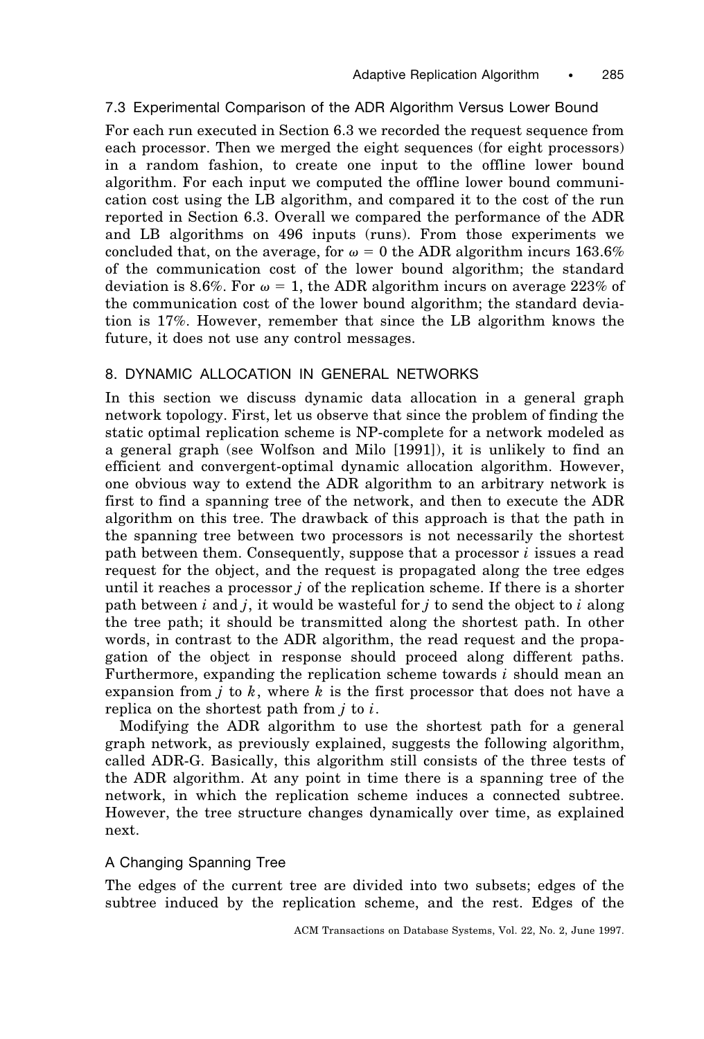### 7.3 Experimental Comparison of the ADR Algorithm Versus Lower Bound

For each run executed in Section 6.3 we recorded the request sequence from each processor. Then we merged the eight sequences (for eight processors) in a random fashion, to create one input to the offline lower bound algorithm. For each input we computed the offline lower bound communication cost using the LB algorithm, and compared it to the cost of the run reported in Section 6.3. Overall we compared the performance of the ADR and LB algorithms on 496 inputs (runs). From those experiments we concluded that, on the average, for $\omega = 0$ the ADR algorithm incurs 163.6% of the communication cost of the lower bound algorithm; the standard deviation is 8.6%. For $\omega = 1$, the ADR algorithm incurs on average 223% of the communication cost of the lower bound algorithm; the standard deviation is 17%. However, remember that since the LB algorithm knows the future, it does not use any control messages.

## 8. DYNAMIC ALLOCATION IN GENERAL NETWORKS

In this section we discuss dynamic data allocation in a general graph network topology. First, let us observe that since the problem of finding the static optimal replication scheme is NP-complete for a network modeled as a general graph (see Wolfson and Milo [1991]), it is unlikely to find an efficient and convergent-optimal dynamic allocation algorithm. However, one obvious way to extend the ADR algorithm to an arbitrary network is first to find a spanning tree of the network, and then to execute the ADR algorithm on this tree. The drawback of this approach is that the path in the spanning tree between two processors is not necessarily the shortest path between them. Consequently, suppose that a processor $i$ issues a read request for the object, and the request is propagated along the tree edges until it reaches a processor $j$ of the replication scheme. If there is a shorter path between $i$ and $j$, it would be wasteful for $j$ to send the object to $i$ along the tree path; it should be transmitted along the shortest path. In other words, in contrast to the ADR algorithm, the read request and the propagation of the object in response should proceed along different paths. Furthermore, expanding the replication scheme towards $i$ should mean an expansion from $j$ to $k$, where $k$ is the first processor that does not have a replica on the shortest path from $j$ to $i$.

Modifying the ADR algorithm to use the shortest path for a general graph network, as previously explained, suggests the following algorithm, called ADR-G. Basically, this algorithm still consists of the three tests of the ADR algorithm. At any point in time there is a spanning tree of the network, in which the replication scheme induces a connected subtree. However, the tree structure changes dynamically over time, as explained next.

### A Changing Spanning Tree

The edges of the current tree are divided into two subsets; edges of the subtree induced by the replication scheme, and the rest. Edges of the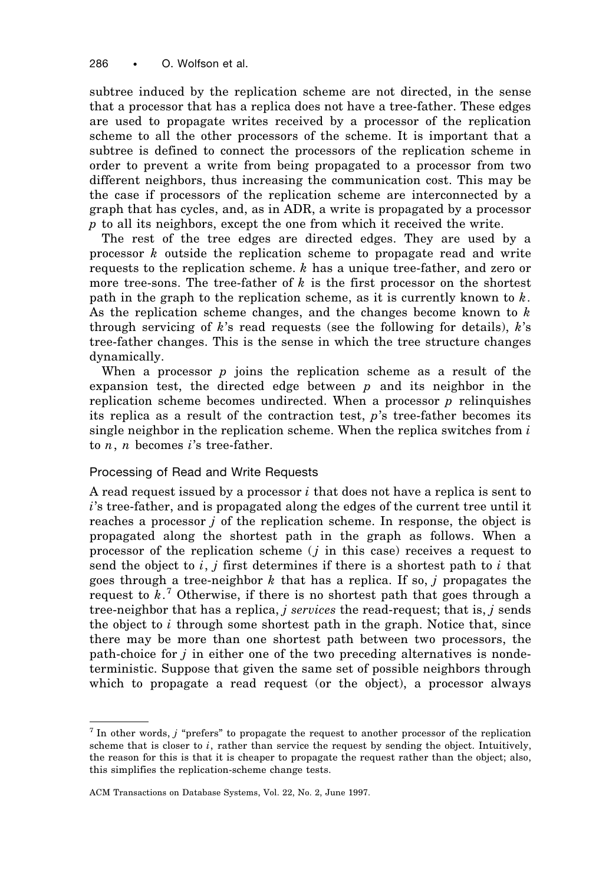subtree induced by the replication scheme are not directed, in the sense that a processor that has a replica does not have a tree-father. These edges are used to propagate writes received by a processor of the replication scheme to all the other processors of the scheme. It is important that a subtree is defined to connect the processors of the replication scheme in order to prevent a write from being propagated to a processor from two different neighbors, thus increasing the communication cost. This may be the case if processors of the replication scheme are interconnected by a graph that has cycles, and, as in ADR, a write is propagated by a processor $p$ to all its neighbors, except the one from which it received the write.

The rest of the tree edges are directed edges. They are used by a processor $k$ outside the replication scheme to propagate read and write requests to the replication scheme. $k$ has a unique tree-father, and zero or more tree-sons. The tree-father of $k$ is the first processor on the shortest path in the graph to the replication scheme, as it is currently known to $k$. As the replication scheme changes, and the changes become known to $k$ through servicing of $k$'s read requests (see the following for details), $k$'s tree-father changes. This is the sense in which the tree structure changes dynamically.

When a processor $p$ joins the replication scheme as a result of the expansion test, the directed edge between $p$ and its neighbor in the replication scheme becomes undirected. When a processor $p$ relinquishes its replica as a result of the contraction test, $p$'s tree-father becomes its single neighbor in the replication scheme. When the replica switches from $i$ to $n$, $n$ becomes $i$'s tree-father.

### Processing of Read and Write Requests

A read request issued by a processor $i$ that does not have a replica is sent to $i$'s tree-father, and is propagated along the edges of the current tree until it reaches a processor $j$ of the replication scheme. In response, the object is propagated along the shortest path in the graph as follows. When a processor of the replication scheme ($j$ in this case) receives a request to send the object to $i$, $j$ first determines if there is a shortest path to $i$ that goes through a tree-neighbor $k$ that has a replica. If so, $j$ propagates the request to $k$.[7] Otherwise, if there is no shortest path that goes through a tree-neighbor that has a replica, $j$ *services* the read-request; that is, $j$ sends the object to $i$ through some shortest path in the graph. Notice that, since there may be more than one shortest path between two processors, the path-choice for $j$ in either one of the two preceding alternatives is nondeterministic. Suppose that given the same set of possible neighbors through which to propagate a read request (or the object), a processor always

---

[7] In other words, $j$ "prefers" to propagate the request to another processor of the replication scheme that is closer to $i$, rather than service the request by sending the object. Intuitively, the reason for this is that it is cheaper to propagate the request rather than the object; also, this simplifies the replication-scheme change tests.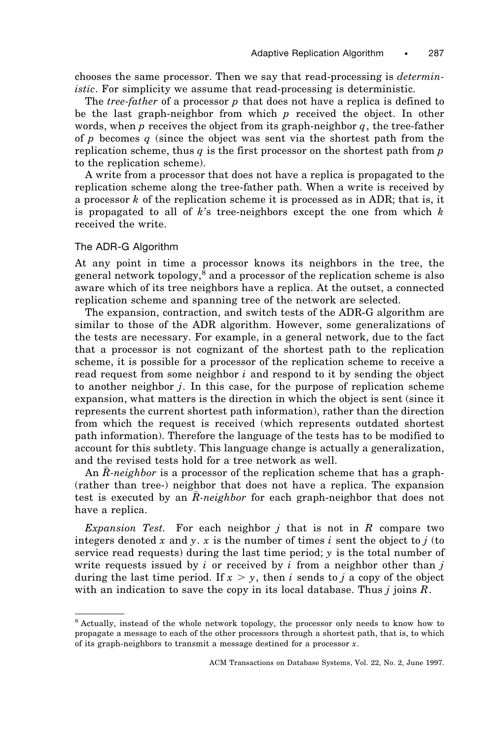chooses the same processor. Then we say that read-processing is *deterministic*. For simplicity we assume that read-processing is deterministic.

The *tree-father* of a processor $p$ that does not have a replica is defined to be the last graph-neighbor from which $p$ received the object. In other words, when $p$ receives the object from its graph-neighbor $q$, the tree-father of $p$ becomes $q$ (since the object was sent via the shortest path from the replication scheme, thus $q$ is the first processor on the shortest path from $p$ to the replication scheme).

A write from a processor that does not have a replica is propagated to the replication scheme along the tree-father path. When a write is received by a processor $k$ of the replication scheme it is processed as in ADR; that is, it is propagated to all of $k$'s tree-neighbors except the one from which $k$ received the write.

### The ADR-G Algorithm

At any point in time a processor knows its neighbors in the tree, the general network topology,[8] and a processor of the replication scheme is also aware which of its tree neighbors have a replica. At the outset, a connected replication scheme and spanning tree of the network are selected.

The expansion, contraction, and switch tests of the ADR-G algorithm are similar to those of the ADR algorithm. However, some generalizations of the tests are necessary. For example, in a general network, due to the fact that a processor is not cognizant of the shortest path to the replication scheme, it is possible for a processor of the replication scheme to receive a read request from some neighbor $i$ and respond to it by sending the object to another neighbor $j$. In this case, for the purpose of replication scheme expansion, what matters is the direction in which the object is sent (since it represents the current shortest path information), rather than the direction from which the request is received (which represents outdated shortest path information). Therefore the language of the tests has to be modified to account for this subtlety. This language change is actually a generalization, and the revised tests hold for a tree network as well.

An *$\bar{R}$-neighbor* is a processor of the replication scheme that has a graph- (rather than tree-) neighbor that does not have a replica. The expansion test is executed by an *$\bar{R}$-neighbor* for each graph-neighbor that does not have a replica.

*Expansion Test.* For each neighbor $j$ that is not in $R$ compare two integers denoted $x$ and $y$. $x$ is the number of times $i$ sent the object to $j$ (to service read requests) during the last time period; $y$ is the total number of write requests issued by $i$ or received by $i$ from a neighbor other than $j$ during the last time period. If $x > y$, then $i$ sends to $j$ a copy of the object with an indication to save the copy in its local database. Thus $j$ joins $R$.

[8] Actually, instead of the whole network topology, the processor only needs to know how to propagate a message to each of the other processors through a shortest path, that is, to which of its graph-neighbors to transmit a message destined for a processor $x$.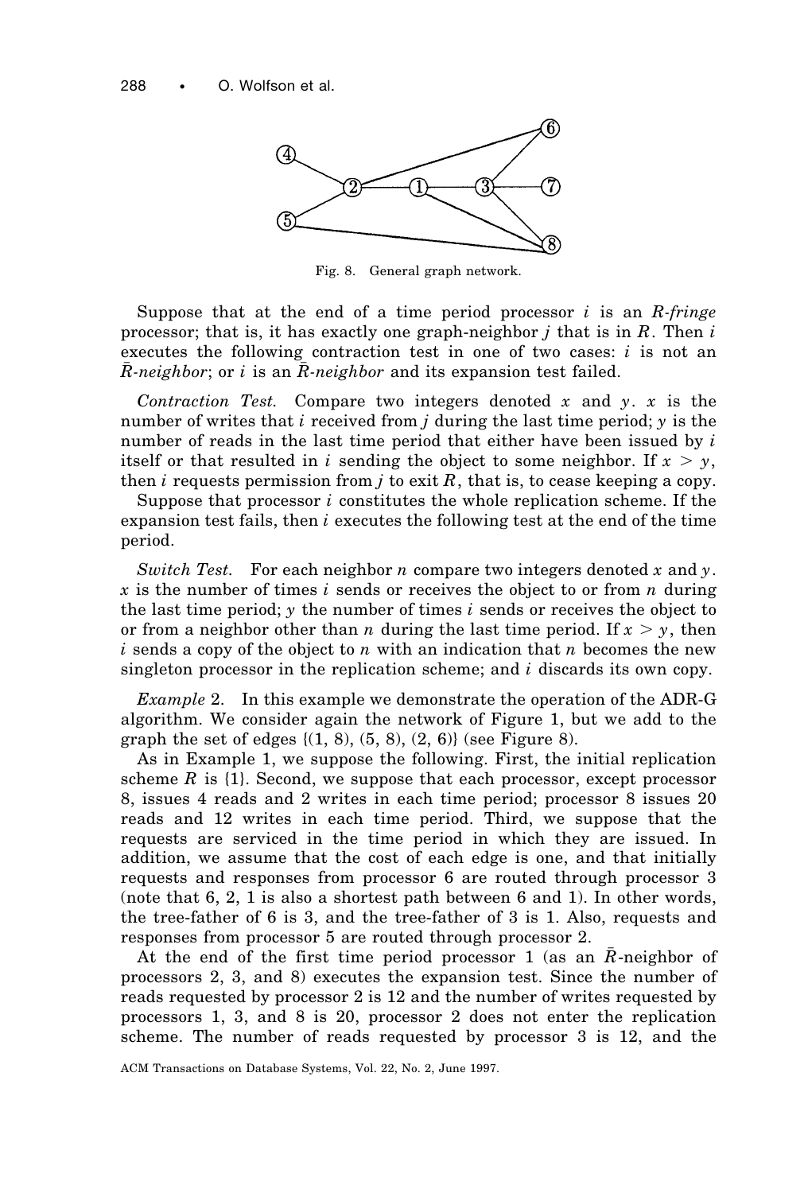Fig. 8. General graph network.

Suppose that at the end of a time period processor $i$ is an *R-fringe* processor; that is, it has exactly one graph-neighbor $j$ that is in $R$. Then $i$ executes the following contraction test in one of two cases: $i$ is not an $\bar{R}$-*neighbor*; or $i$ is an $\bar{R}$-*neighbor* and its expansion test failed.

*Contraction Test.* Compare two integers denoted $x$ and $y$. $x$ is the number of writes that $i$ received from $j$ during the last time period; $y$ is the number of reads in the last time period that either have been issued by $i$ itself or that resulted in $i$ sending the object to some neighbor. If $x > y$, then $i$ requests permission from $j$ to exit $R$, that is, to cease keeping a copy.

Suppose that processor $i$ constitutes the whole replication scheme. If the expansion test fails, then $i$ executes the following test at the end of the time period.

*Switch Test.* For each neighbor $n$ compare two integers denoted $x$ and $y$. $x$ is the number of times $i$ sends or receives the object to or from $n$ during the last time period; $y$ the number of times $i$ sends or receives the object to or from a neighbor other than $n$ during the last time period. If $x > y$, then $i$ sends a copy of the object to $n$ with an indication that $n$ becomes the new singleton processor in the replication scheme; and $i$ discards its own copy.

*Example* 2. In this example we demonstrate the operation of the ADR-G algorithm. We consider again the network of Figure 1, but we add to the graph the set of edges {(1, 8), (5, 8), (2, 6)} (see Figure 8).

As in Example 1, we suppose the following. First, the initial replication scheme $R$ is {1}. Second, we suppose that each processor, except processor 8, issues 4 reads and 2 writes in each time period; processor 8 issues 20 reads and 12 writes in each time period. Third, we suppose that the requests are serviced in the time period in which they are issued. In addition, we assume that the cost of each edge is one, and that initially requests and responses from processor 6 are routed through processor 3 (note that 6, 2, 1 is also a shortest path between 6 and 1). In other words, the tree-father of 6 is 3, and the tree-father of 3 is 1. Also, requests and responses from processor 5 are routed through processor 2.

At the end of the first time period processor 1 (as an $\bar{R}$-neighbor of processors 2, 3, and 8) executes the expansion test. Since the number of reads requested by processor 2 is 12 and the number of writes requested by processors 1, 3, and 8 is 20, processor 2 does not enter the replication scheme. The number of reads requested by processor 3 is 12, and the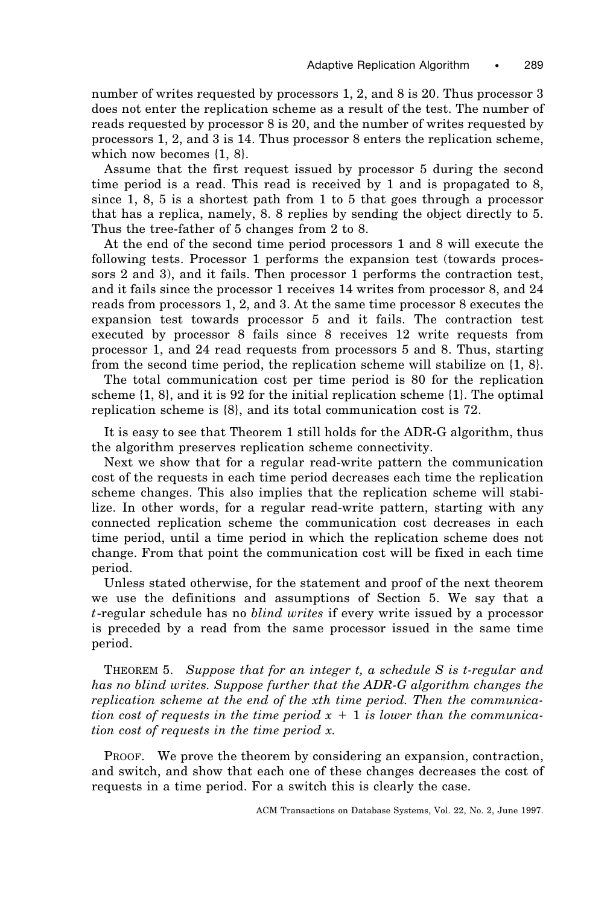number of writes requested by processors 1, 2, and 8 is 20. Thus processor 3 does not enter the replication scheme as a result of the test. The number of reads requested by processor 8 is 20, and the number of writes requested by processors 1, 2, and 3 is 14. Thus processor 8 enters the replication scheme, which now becomes {1, 8}.

Assume that the first request issued by processor 5 during the second time period is a read. This read is received by 1 and is propagated to 8, since 1, 8, 5 is a shortest path from 1 to 5 that goes through a processor that has a replica, namely, 8. 8 replies by sending the object directly to 5. Thus the tree-father of 5 changes from 2 to 8.

At the end of the second time period processors 1 and 8 will execute the following tests. Processor 1 performs the expansion test (towards processors 2 and 3), and it fails. Then processor 1 performs the contraction test, and it fails since the processor 1 receives 14 writes from processor 8, and 24 reads from processors 1, 2, and 3. At the same time processor 8 executes the expansion test towards processor 5 and it fails. The contraction test executed by processor 8 fails since 8 receives 12 write requests from processor 1, and 24 read requests from processors 5 and 8. Thus, starting from the second time period, the replication scheme will stabilize on {1, 8}.

The total communication cost per time period is 80 for the replication scheme {1, 8}, and it is 92 for the initial replication scheme {1}. The optimal replication scheme is {8}, and its total communication cost is 72.

It is easy to see that Theorem 1 still holds for the ADR-G algorithm, thus the algorithm preserves replication scheme connectivity.

Next we show that for a regular read-write pattern the communication cost of the requests in each time period decreases each time the replication scheme changes. This also implies that the replication scheme will stabilize. In other words, for a regular read-write pattern, starting with any connected replication scheme the communication cost decreases in each time period, until a time period in which the replication scheme does not change. From that point the communication cost will be fixed in each time period.

Unless stated otherwise, for the statement and proof of the next theorem we use the definitions and assumptions of Section 5. We say that a $t$-regular schedule has no *blind writes* if every write issued by a processor is preceded by a read from the same processor issued in the same time period.

THEOREM 5. *Suppose that for an integer $t$, a schedule $S$ is $t$-regular and has no blind writes. Suppose further that the ADR-G algorithm changes the replication scheme at the end of the $x$th time period. Then the communication cost of requests in the time period $x + 1$ is lower than the communication cost of requests in the time period $x$.*

PROOF. We prove the theorem by considering an expansion, contraction, and switch, and show that each one of these changes decreases the cost of requests in a time period. For a switch this is clearly the case.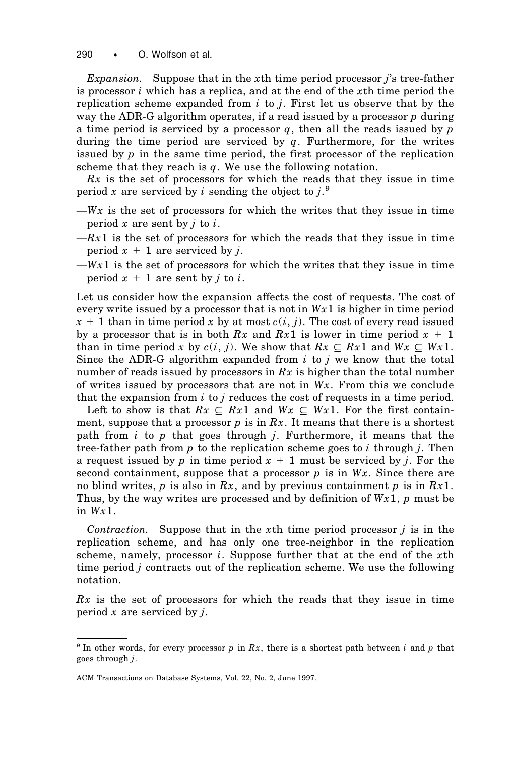*Expansion.* Suppose that in the $x$th time period processor $j$'s tree-father is processor $i$ which has a replica, and at the end of the $x$th time period the replication scheme expanded from $i$ to $j$. First let us observe that by the way the ADR-G algorithm operates, if a read issued by a processor $p$ during a time period is serviced by a processor $q$, then all the reads issued by $p$ during the time period are serviced by $q$. Furthermore, for the writes issued by $p$ in the same time period, the first processor of the replication scheme that they reach is $q$. We use the following notation.

$Rx$ is the set of processors for which the reads that they issue in time period $x$ are serviced by $i$ sending the object to $j$.[9]

—$Wx$ is the set of processors for which the writes that they issue in time period $x$ are sent by $j$ to $i$.

—$Rx1$ is the set of processors for which the reads that they issue in time period $x + 1$ are serviced by $j$.

—$Wx1$ is the set of processors for which the writes that they issue in time period $x + 1$ are sent by $j$ to $i$.

Let us consider how the expansion affects the cost of requests. The cost of every write issued by a processor that is not in $Wx1$ is higher in time period $x + 1$ than in time period $x$ by at most $c(i, j)$. The cost of every read issued by a processor that is in both $Rx$ and $Rx1$ is lower in time period $x + 1$ than in time period $x$ by $c(i, j)$. We show that $Rx \subseteq Rx1$ and $Wx \subseteq Wx1$. Since the ADR-G algorithm expanded from $i$ to $j$ we know that the total number of reads issued by processors in $Rx$ is higher than the total number of writes issued by processors that are not in $Wx$. From this we conclude that the expansion from $i$ to $j$ reduces the cost of requests in a time period.

Left to show is that $Rx \subseteq Rx1$ and $Wx \subseteq Wx1$. For the first containment, suppose that a processor $p$ is in $Rx$. It means that there is a shortest path from $i$ to $p$ that goes through $j$. Furthermore, it means that the tree-father path from $p$ to the replication scheme goes to $i$ through $j$. Then a request issued by $p$ in time period $x + 1$ must be serviced by $j$. For the second containment, suppose that a processor $p$ is in $Wx$. Since there are no blind writes, $p$ is also in $Rx$, and by previous containment $p$ is in $Rx1$. Thus, by the way writes are processed and by definition of $Wx1$, $p$ must be in $Wx1$.

*Contraction.* Suppose that in the $x$th time period processor $j$ is in the replication scheme, and has only one tree-neighbor in the replication scheme, namely, processor $i$. Suppose further that at the end of the $x$th time period $j$ contracts out of the replication scheme. We use the following notation.

$Rx$ is the set of processors for which the reads that they issue in time period $x$ are serviced by $j$.

[9] In other words, for every processor $p$ in $Rx$, there is a shortest path between $i$ and $p$ that goes through $j$.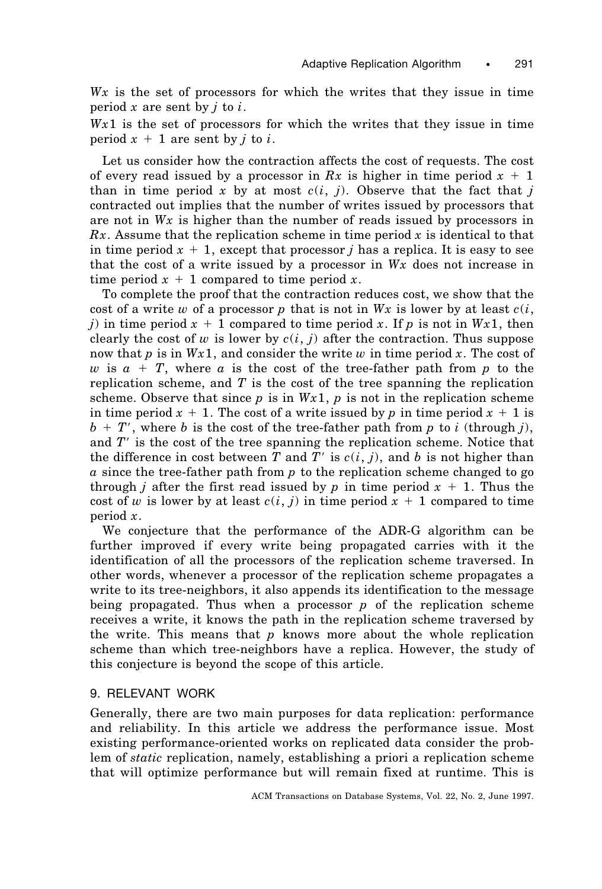$Wx$ is the set of processors for which the writes that they issue in time period $x$ are sent by $j$ to $i$.

$Wx1$ is the set of processors for which the writes that they issue in time period $x + 1$ are sent by $j$ to $i$.

Let us consider how the contraction affects the cost of requests. The cost of every read issued by a processor in $Rx$ is higher in time period $x + 1$ than in time period $x$ by at most $c(i, j)$. Observe that the fact that $j$ contracted out implies that the number of writes issued by processors that are not in $Wx$ is higher than the number of reads issued by processors in $Rx$. Assume that the replication scheme in time period $x$ is identical to that in time period $x + 1$, except that processor $j$ has a replica. It is easy to see that the cost of a write issued by a processor in $Wx$ does not increase in time period $x + 1$ compared to time period $x$.

To complete the proof that the contraction reduces cost, we show that the cost of a write $w$ of a processor $p$ that is not in $Wx$ is lower by at least $c(i, j)$ in time period $x + 1$ compared to time period $x$. If $p$ is not in $Wx1$, then clearly the cost of $w$ is lower by $c(i, j)$ after the contraction. Thus suppose now that $p$ is in $Wx1$, and consider the write $w$ in time period $x$. The cost of $w$ is $a + T$, where $a$ is the cost of the tree-father path from $p$ to the replication scheme, and $T$ is the cost of the tree spanning the replication scheme. Observe that since $p$ is in $Wx1$, $p$ is not in the replication scheme in time period $x + 1$. The cost of a write issued by $p$ in time period $x + 1$ is $b + T'$, where $b$ is the cost of the tree-father path from $p$ to $i$ (through $j$), and $T'$ is the cost of the tree spanning the replication scheme. Notice that the difference in cost between $T$ and $T'$ is $c(i, j)$, and $b$ is not higher than $a$ since the tree-father path from $p$ to the replication scheme changed to go through $j$ after the first read issued by $p$ in time period $x + 1$. Thus the cost of $w$ is lower by at least $c(i, j)$ in time period $x + 1$ compared to time period $x$.

We conjecture that the performance of the ADR-G algorithm can be further improved if every write being propagated carries with it the identification of all the processors of the replication scheme traversed. In other words, whenever a processor of the replication scheme propagates a write to its tree-neighbors, it also appends its identification to the message being propagated. Thus when a processor $p$ of the replication scheme receives a write, it knows the path in the replication scheme traversed by the write. This means that $p$ knows more about the whole replication scheme than which tree-neighbors have a replica. However, the study of this conjecture is beyond the scope of this article.

## 9. RELEVANT WORK

Generally, there are two main purposes for data replication: performance and reliability. In this article we address the performance issue. Most existing performance-oriented works on replicated data consider the problem of *static* replication, namely, establishing a priori a replication scheme that will optimize performance but will remain fixed at runtime. This is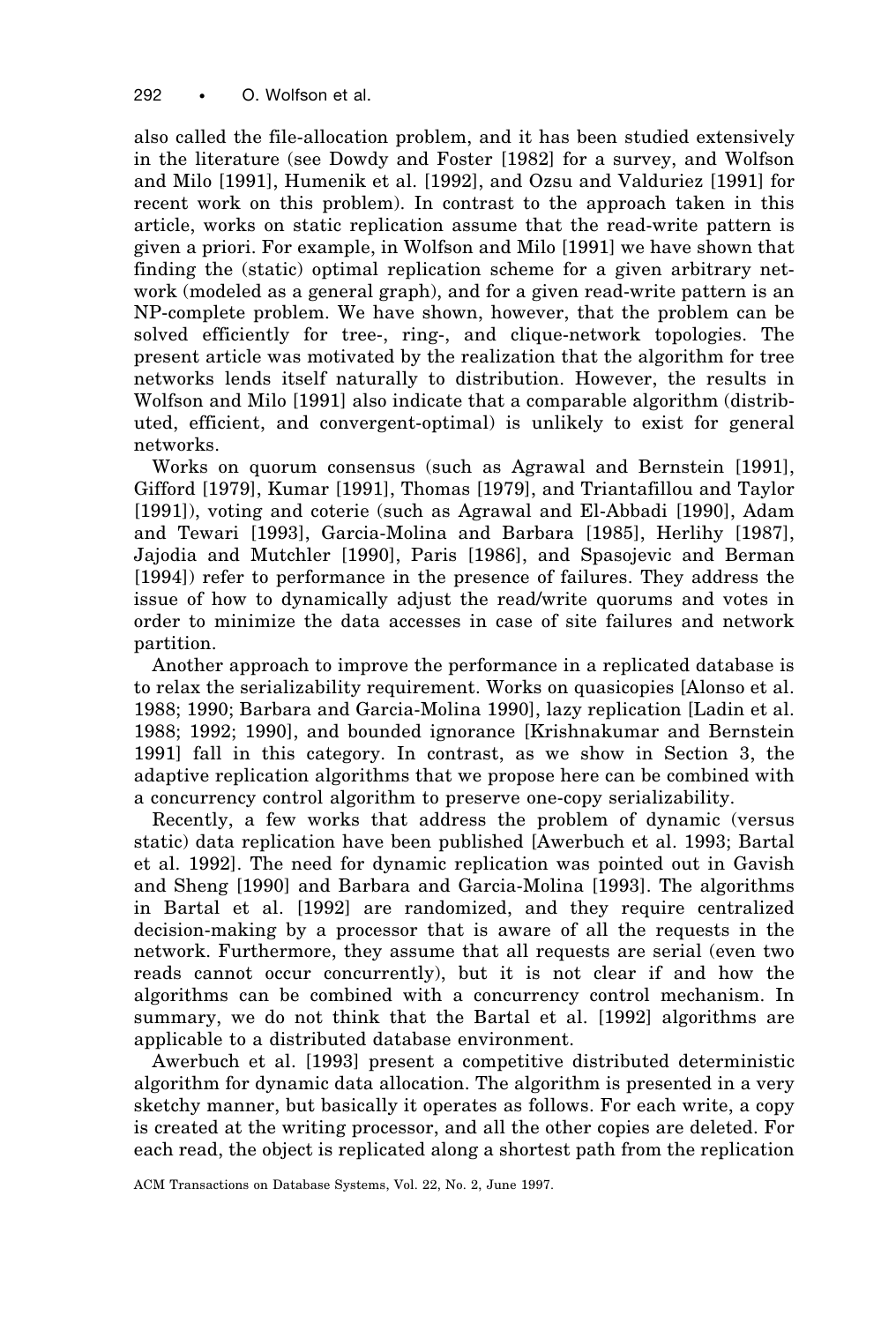also called the file-allocation problem, and it has been studied extensively in the literature (see Dowdy and Foster [1982] for a survey, and Wolfson and Milo [1991], Humenik et al. [1992], and Ozsu and Valduriez [1991] for recent work on this problem). In contrast to the approach taken in this article, works on static replication assume that the read-write pattern is given a priori. For example, in Wolfson and Milo [1991] we have shown that finding the (static) optimal replication scheme for a given arbitrary network (modeled as a general graph), and for a given read-write pattern is an NP-complete problem. We have shown, however, that the problem can be solved efficiently for tree-, ring-, and clique-network topologies. The present article was motivated by the realization that the algorithm for tree networks lends itself naturally to distribution. However, the results in Wolfson and Milo [1991] also indicate that a comparable algorithm (distributed, efficient, and convergent-optimal) is unlikely to exist for general networks.

Works on quorum consensus (such as Agrawal and Bernstein [1991], Gifford [1979], Kumar [1991], Thomas [1979], and Triantafillou and Taylor [1991]), voting and coterie (such as Agrawal and El-Abbadi [1990], Adam and Tewari [1993], Garcia-Molina and Barbara [1985], Herlihy [1987], Jajodia and Mutchler [1990], Paris [1986], and Spasojevic and Berman [1994]) refer to performance in the presence of failures. They address the issue of how to dynamically adjust the read/write quorums and votes in order to minimize the data accesses in case of site failures and network partition.

Another approach to improve the performance in a replicated database is to relax the serializability requirement. Works on quasicopies [Alonso et al. 1988; 1990; Barbara and Garcia-Molina 1990], lazy replication [Ladin et al. 1988; 1992; 1990], and bounded ignorance [Krishnakumar and Bernstein 1991] fall in this category. In contrast, as we show in Section 3, the adaptive replication algorithms that we propose here can be combined with a concurrency control algorithm to preserve one-copy serializability.

Recently, a few works that address the problem of dynamic (versus static) data replication have been published [Awerbuch et al. 1993; Bartal et al. 1992]. The need for dynamic replication was pointed out in Gavish and Sheng [1990] and Barbara and Garcia-Molina [1993]. The algorithms in Bartal et al. [1992] are randomized, and they require centralized decision-making by a processor that is aware of all the requests in the network. Furthermore, they assume that all requests are serial (even two reads cannot occur concurrently), but it is not clear if and how the algorithms can be combined with a concurrency control mechanism. In summary, we do not think that the Bartal et al. [1992] algorithms are applicable to a distributed database environment.

Awerbuch et al. [1993] present a competitive distributed deterministic algorithm for dynamic data allocation. The algorithm is presented in a very sketchy manner, but basically it operates as follows. For each write, a copy is created at the writing processor, and all the other copies are deleted. For each read, the object is replicated along a shortest path from the replication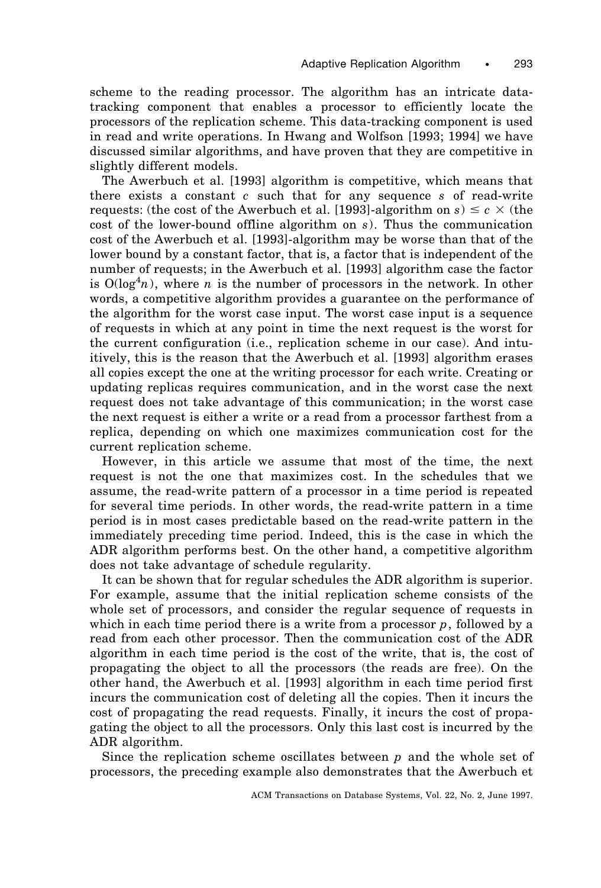scheme to the reading processor. The algorithm has an intricate data-tracking component that enables a processor to efficiently locate the processors of the replication scheme. This data-tracking component is used in read and write operations. In Hwang and Wolfson [1993; 1994] we have discussed similar algorithms, and have proven that they are competitive in slightly different models.

The Awerbuch et al. [1993] algorithm is competitive, which means that there exists a constant $c$ such that for any sequence $s$ of read-write requests: (the cost of the Awerbuch et al. [1993]-algorithm on $s$) $\leq c \times$ (the cost of the lower-bound offline algorithm on $s$). Thus the communication cost of the Awerbuch et al. [1993]-algorithm may be worse than that of the lower bound by a constant factor, that is, a factor that is independent of the number of requests; in the Awerbuch et al. [1993] algorithm case the factor is $O(\log^4 n)$, where $n$ is the number of processors in the network. In other words, a competitive algorithm provides a guarantee on the performance of the algorithm for the worst case input. The worst case input is a sequence of requests in which at any point in time the next request is the worst for the current configuration (i.e., replication scheme in our case). And intuitively, this is the reason that the Awerbuch et al. [1993] algorithm erases all copies except the one at the writing processor for each write. Creating or updating replicas requires communication, and in the worst case the next request does not take advantage of this communication; in the worst case the next request is either a write or a read from a processor farthest from a replica, depending on which one maximizes communication cost for the current replication scheme.

However, in this article we assume that most of the time, the next request is not the one that maximizes cost. In the schedules that we assume, the read-write pattern of a processor in a time period is repeated for several time periods. In other words, the read-write pattern in a time period is in most cases predictable based on the read-write pattern in the immediately preceding time period. Indeed, this is the case in which the ADR algorithm performs best. On the other hand, a competitive algorithm does not take advantage of schedule regularity.

It can be shown that for regular schedules the ADR algorithm is superior. For example, assume that the initial replication scheme consists of the whole set of processors, and consider the regular sequence of requests in which in each time period there is a write from a processor $p$, followed by a read from each other processor. Then the communication cost of the ADR algorithm in each time period is the cost of the write, that is, the cost of propagating the object to all the processors (the reads are free). On the other hand, the Awerbuch et al. [1993] algorithm in each time period first incurs the communication cost of deleting all the copies. Then it incurs the cost of propagating the read requests. Finally, it incurs the cost of propagating the object to all the processors. Only this last cost is incurred by the ADR algorithm.

Since the replication scheme oscillates between $p$ and the whole set of processors, the preceding example also demonstrates that the Awerbuch et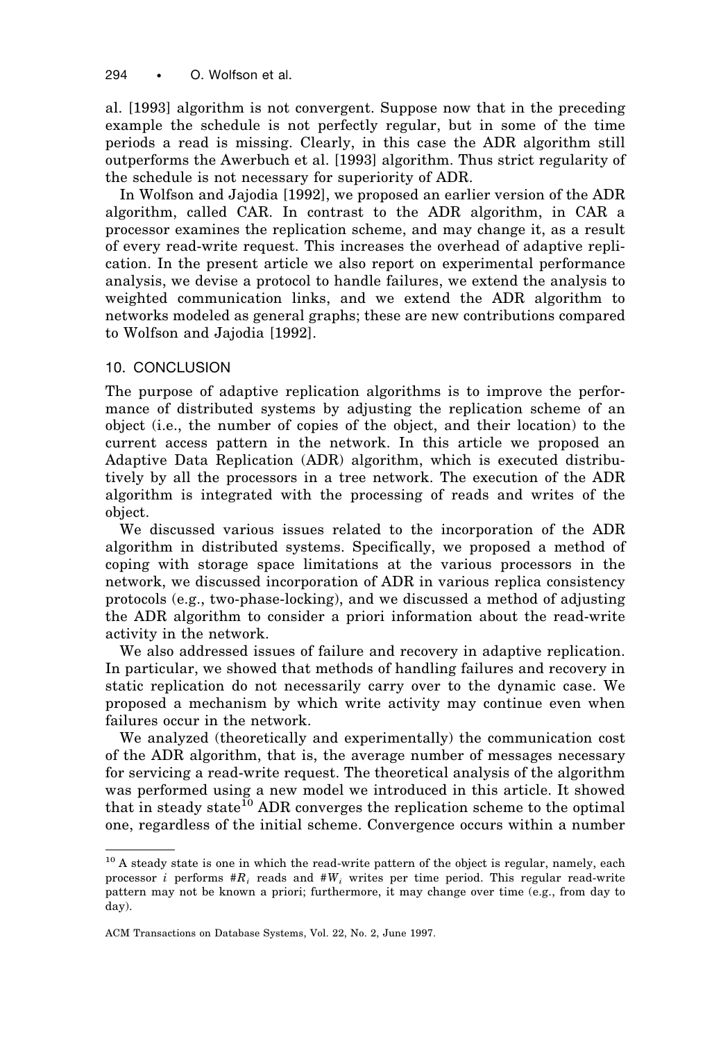al. [1993] algorithm is not convergent. Suppose now that in the preceding example the schedule is not perfectly regular, but in some of the time periods a read is missing. Clearly, in this case the ADR algorithm still outperforms the Awerbuch et al. [1993] algorithm. Thus strict regularity of the schedule is not necessary for superiority of ADR.

In Wolfson and Jajodia [1992], we proposed an earlier version of the ADR algorithm, called CAR. In contrast to the ADR algorithm, in CAR a processor examines the replication scheme, and may change it, as a result of every read-write request. This increases the overhead of adaptive replication. In the present article we also report on experimental performance analysis, we devise a protocol to handle failures, we extend the analysis to weighted communication links, and we extend the ADR algorithm to networks modeled as general graphs; these are new contributions compared to Wolfson and Jajodia [1992].

## 10. CONCLUSION

The purpose of adaptive replication algorithms is to improve the performance of distributed systems by adjusting the replication scheme of an object (i.e., the number of copies of the object, and their location) to the current access pattern in the network. In this article we proposed an Adaptive Data Replication (ADR) algorithm, which is executed distributively by all the processors in a tree network. The execution of the ADR algorithm is integrated with the processing of reads and writes of the object.

We discussed various issues related to the incorporation of the ADR algorithm in distributed systems. Specifically, we proposed a method of coping with storage space limitations at the various processors in the network, we discussed incorporation of ADR in various replica consistency protocols (e.g., two-phase-locking), and we discussed a method of adjusting the ADR algorithm to consider a priori information about the read-write activity in the network.

We also addressed issues of failure and recovery in adaptive replication. In particular, we showed that methods of handling failures and recovery in static replication do not necessarily carry over to the dynamic case. We proposed a mechanism by which write activity may continue even when failures occur in the network.

We analyzed (theoretically and experimentally) the communication cost of the ADR algorithm, that is, the average number of messages necessary for servicing a read-write request. The theoretical analysis of the algorithm was performed using a new model we introduced in this article. It showed that in steady state[10] ADR converges the replication scheme to the optimal one, regardless of the initial scheme. Convergence occurs within a number

---

[10] A steady state is one in which the read-write pattern of the object is regular, namely, each processor $i$ performs $\#R_i$ reads and $\#W_i$ writes per time period. This regular read-write pattern may not be known a priori; furthermore, it may change over time (e.g., from day to day).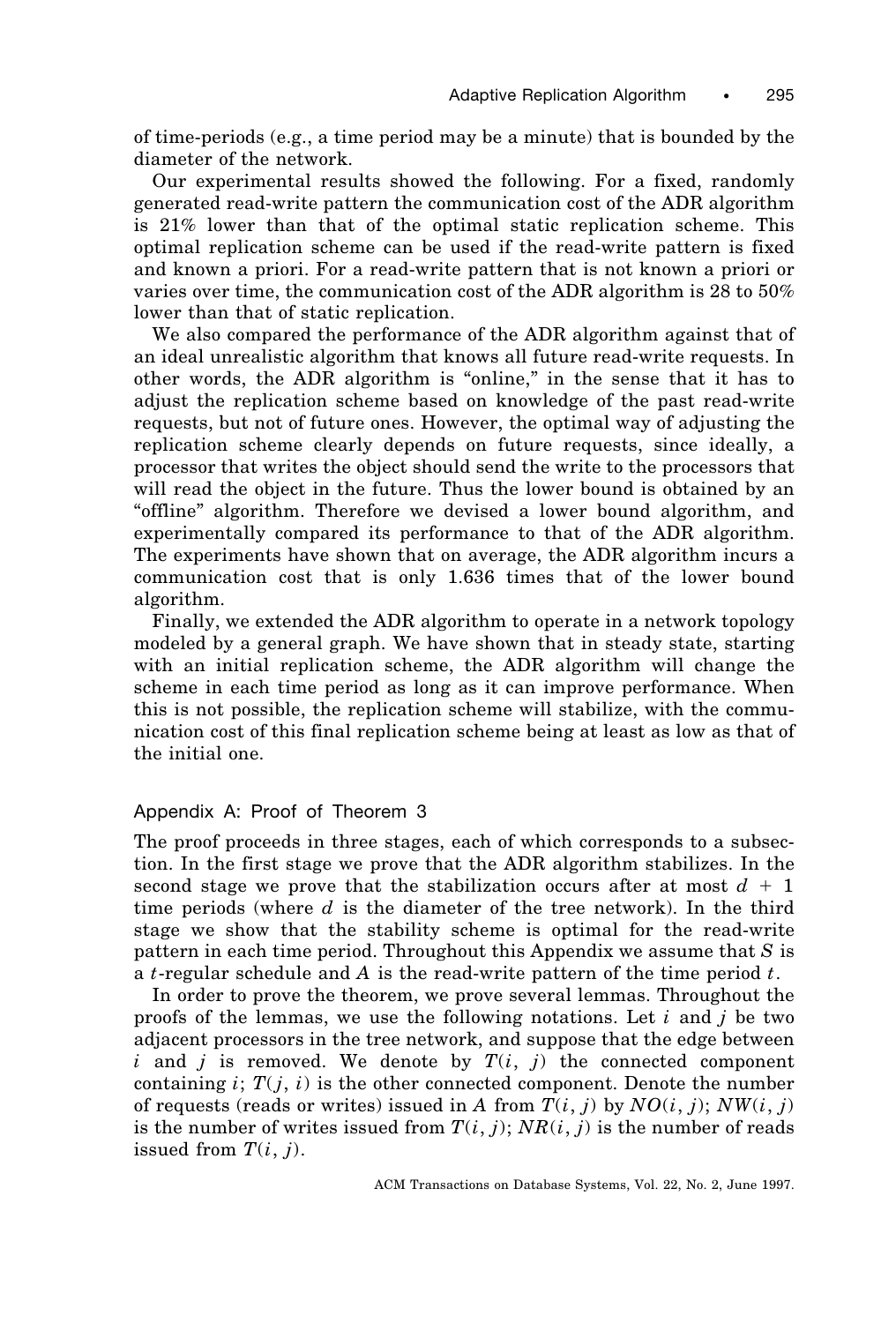of time-periods (e.g., a time period may be a minute) that is bounded by the diameter of the network.

Our experimental results showed the following. For a fixed, randomly generated read-write pattern the communication cost of the ADR algorithm is 21% lower than that of the optimal static replication scheme. This optimal replication scheme can be used if the read-write pattern is fixed and known a priori. For a read-write pattern that is not known a priori or varies over time, the communication cost of the ADR algorithm is 28 to 50% lower than that of static replication.

We also compared the performance of the ADR algorithm against that of an ideal unrealistic algorithm that knows all future read-write requests. In other words, the ADR algorithm is "online," in the sense that it has to adjust the replication scheme based on knowledge of the past read-write requests, but not of future ones. However, the optimal way of adjusting the replication scheme clearly depends on future requests, since ideally, a processor that writes the object should send the write to the processors that will read the object in the future. Thus the lower bound is obtained by an "offline" algorithm. Therefore we devised a lower bound algorithm, and experimentally compared its performance to that of the ADR algorithm. The experiments have shown that on average, the ADR algorithm incurs a communication cost that is only 1.636 times that of the lower bound algorithm.

Finally, we extended the ADR algorithm to operate in a network topology modeled by a general graph. We have shown that in steady state, starting with an initial replication scheme, the ADR algorithm will change the scheme in each time period as long as it can improve performance. When this is not possible, the replication scheme will stabilize, with the communication cost of this final replication scheme being at least as low as that of the initial one.

## Appendix A: Proof of Theorem 3

The proof proceeds in three stages, each of which corresponds to a subsection. In the first stage we prove that the ADR algorithm stabilizes. In the second stage we prove that the stabilization occurs after at most $d + 1$ time periods (where $d$ is the diameter of the tree network). In the third stage we show that the stability scheme is optimal for the read-write pattern in each time period. Throughout this Appendix we assume that $S$ is a $t$-regular schedule and $A$ is the read-write pattern of the time period $t$.

In order to prove the theorem, we prove several lemmas. Throughout the proofs of the lemmas, we use the following notations. Let $i$ and $j$ be two adjacent processors in the tree network, and suppose that the edge between $i$ and $j$ is removed. We denote by $T(i, j)$ the connected component containing $i$; $T(j, i)$ is the other connected component. Denote the number of requests (reads or writes) issued in $A$ from $T(i, j)$ by $NO(i, j)$; $NW(i, j)$ is the number of writes issued from $T(i, j)$; $NR(i, j)$ is the number of reads issued from $T(i, j)$.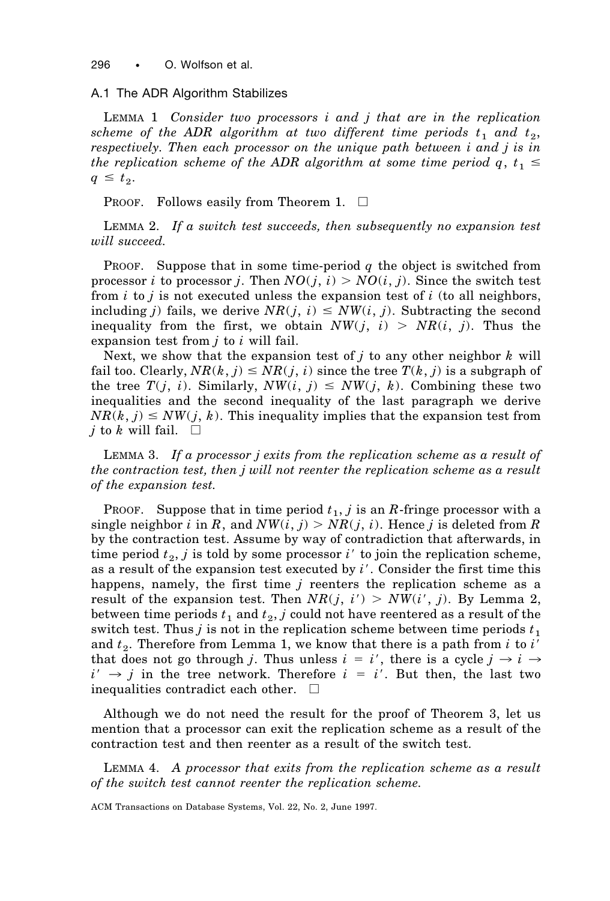## A.1 The ADR Algorithm Stabilizes

LEMMA 1 *Consider two processors $i$ and $j$ that are in the replication scheme of the ADR algorithm at two different time periods $t_1$ and $t_2$, respectively. Then each processor on the unique path between $i$ and $j$ is in the replication scheme of the ADR algorithm at some time period $q$, $t_1 \leq q \leq t_2$.*

PROOF. Follows easily from Theorem 1. □

LEMMA 2. *If a switch test succeeds, then subsequently no expansion test will succeed.*

PROOF. Suppose that in some time-period $q$ the object is switched from processor $i$ to processor $j$. Then $NO(j, i) > NO(i, j)$. Since the switch test from $i$ to $j$ is not executed unless the expansion test of $i$ (to all neighbors, including $j$) fails, we derive $NR(j, i) \leq NW(i, j)$. Subtracting the second inequality from the first, we obtain $NW(j, i) > NR(i, j)$. Thus the expansion test from $j$ to $i$ will fail.

Next, we show that the expansion test of $j$ to any other neighbor $k$ will fail too. Clearly, $NR(k, j) \leq NR(j, i)$ since the tree $T(k, j)$ is a subgraph of the tree $T(j, i)$. Similarly, $NW(i, j) \leq NW(j, k)$. Combining these two inequalities and the second inequality of the last paragraph we derive $NR(k, j) \leq NW(j, k)$. This inequality implies that the expansion test from $j$ to $k$ will fail. □

LEMMA 3. *If a processor $j$ exits from the replication scheme as a result of the contraction test, then $j$ will not reenter the replication scheme as a result of the expansion test.*

PROOF. Suppose that in time period $t_1$, $j$ is an $R$-fringe processor with a single neighbor $i$ in $R$, and $NW(i, j) > NR(j, i)$. Hence $j$ is deleted from $R$ by the contraction test. Assume by way of contradiction that afterwards, in time period $t_2$, $j$ is told by some processor $i'$ to join the replication scheme, as a result of the expansion test executed by $i'$. Consider the first time this happens, namely, the first time $j$ reenters the replication scheme as a result of the expansion test. Then $NR(j, i') > NW(i', j)$. By Lemma 2, between time periods $t_1$ and $t_2$, $j$ could not have reentered as a result of the switch test. Thus $j$ is not in the replication scheme between time periods $t_1$ and $t_2$. Therefore from Lemma 1, we know that there is a path from $i$ to $i'$ that does not go through $j$. Thus unless $i = i'$, there is a cycle $j \rightarrow i \rightarrow i' \rightarrow j$ in the tree network. Therefore $i = i'$. But then, the last two inequalities contradict each other. □

Although we do not need the result for the proof of Theorem 3, let us mention that a processor can exit the replication scheme as a result of the contraction test and then reenter as a result of the switch test.

LEMMA 4. *A processor that exits from the replication scheme as a result of the switch test cannot reenter the replication scheme.*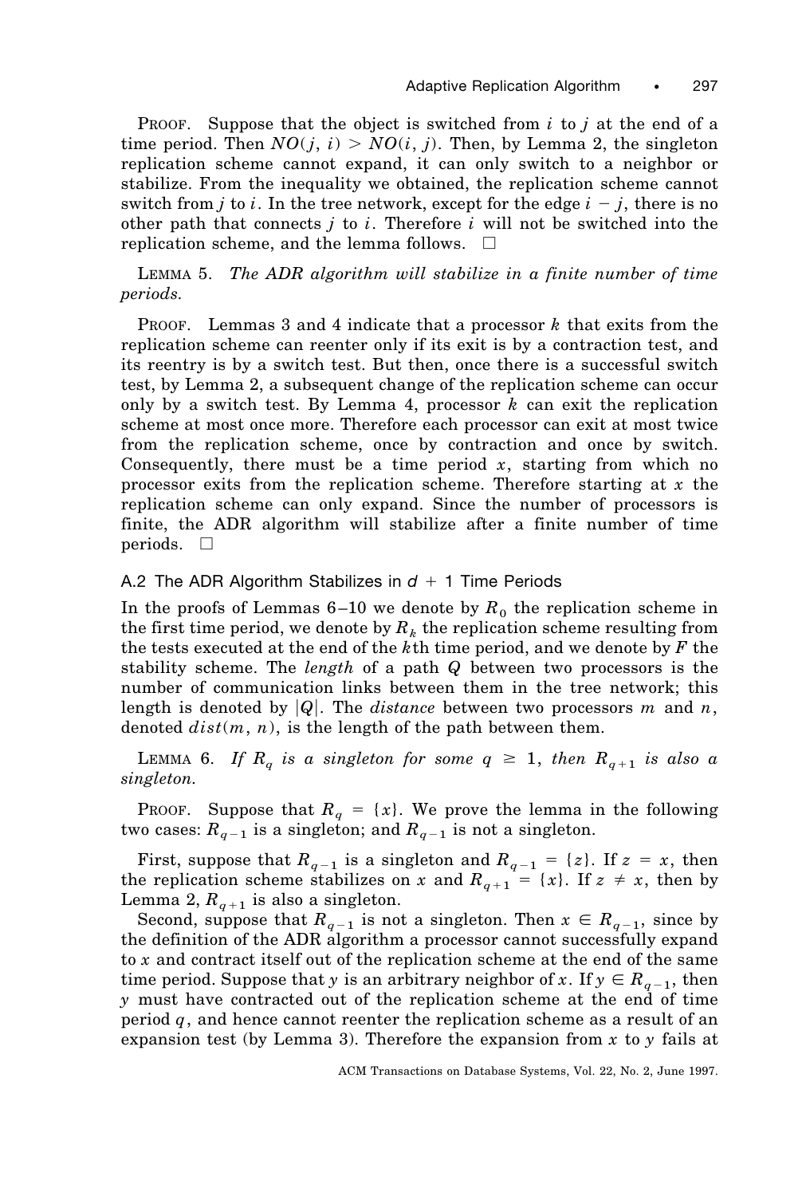PROOF. Suppose that the object is switched from $i$ to $j$ at the end of a time period. Then $NO(j, i) > NO(i, j)$. Then, by Lemma 2, the singleton replication scheme cannot expand, it can only switch to a neighbor or stabilize. From the inequality we obtained, the replication scheme cannot switch from $j$ to $i$. In the tree network, except for the edge $i - j$, there is no other path that connects $j$ to $i$. Therefore $i$ will not be switched into the replication scheme, and the lemma follows. □

LEMMA 5. *The ADR algorithm will stabilize in a finite number of time periods.*

PROOF. Lemmas 3 and 4 indicate that a processor $k$ that exits from the replication scheme can reenter only if its exit is by a contraction test, and its reentry is by a switch test. But then, once there is a successful switch test, by Lemma 2, a subsequent change of the replication scheme can occur only by a switch test. By Lemma 4, processor $k$ can exit the replication scheme at most once more. Therefore each processor can exit at most twice from the replication scheme, once by contraction and once by switch. Consequently, there must be a time period $x$, starting from which no processor exits from the replication scheme. Therefore starting at $x$ the replication scheme can only expand. Since the number of processors is finite, the ADR algorithm will stabilize after a finite number of time periods. □

### A.2 The ADR Algorithm Stabilizes in $d + 1$ Time Periods

In the proofs of Lemmas 6–10 we denote by $R_0$ the replication scheme in the first time period, we denote by $R_k$ the replication scheme resulting from the tests executed at the end of the $k$th time period, and we denote by $F$ the stability scheme. The *length* of a path $Q$ between two processors is the number of communication links between them in the tree network; this length is denoted by $|Q|$. The *distance* between two processors $m$ and $n$, denoted $dist(m, n)$, is the length of the path between them.

LEMMA 6. *If $R_q$ is a singleton for some $q \geq 1$, then $R_{q+1}$ is also a singleton.*

PROOF. Suppose that $R_q = \{x\}$. We prove the lemma in the following two cases: $R_{q-1}$ is a singleton; and $R_{q-1}$ is not a singleton.

First, suppose that $R_{q-1}$ is a singleton and $R_{q-1} = \{z\}$. If $z = x$, then the replication scheme stabilizes on $x$ and $R_{q+1} = \{x\}$. If $z \neq x$, then by Lemma 2, $R_{q+1}$ is also a singleton.

Second, suppose that $R_{q-1}$ is not a singleton. Then $x \in R_{q-1}$, since by the definition of the ADR algorithm a processor cannot successfully expand to $x$ and contract itself out of the replication scheme at the end of the same time period. Suppose that $y$ is an arbitrary neighbor of $x$. If $y \in R_{q-1}$, then $y$ must have contracted out of the replication scheme at the end of time period $q$, and hence cannot reenter the replication scheme as a result of an expansion test (by Lemma 3). Therefore the expansion from $x$ to $y$ fails at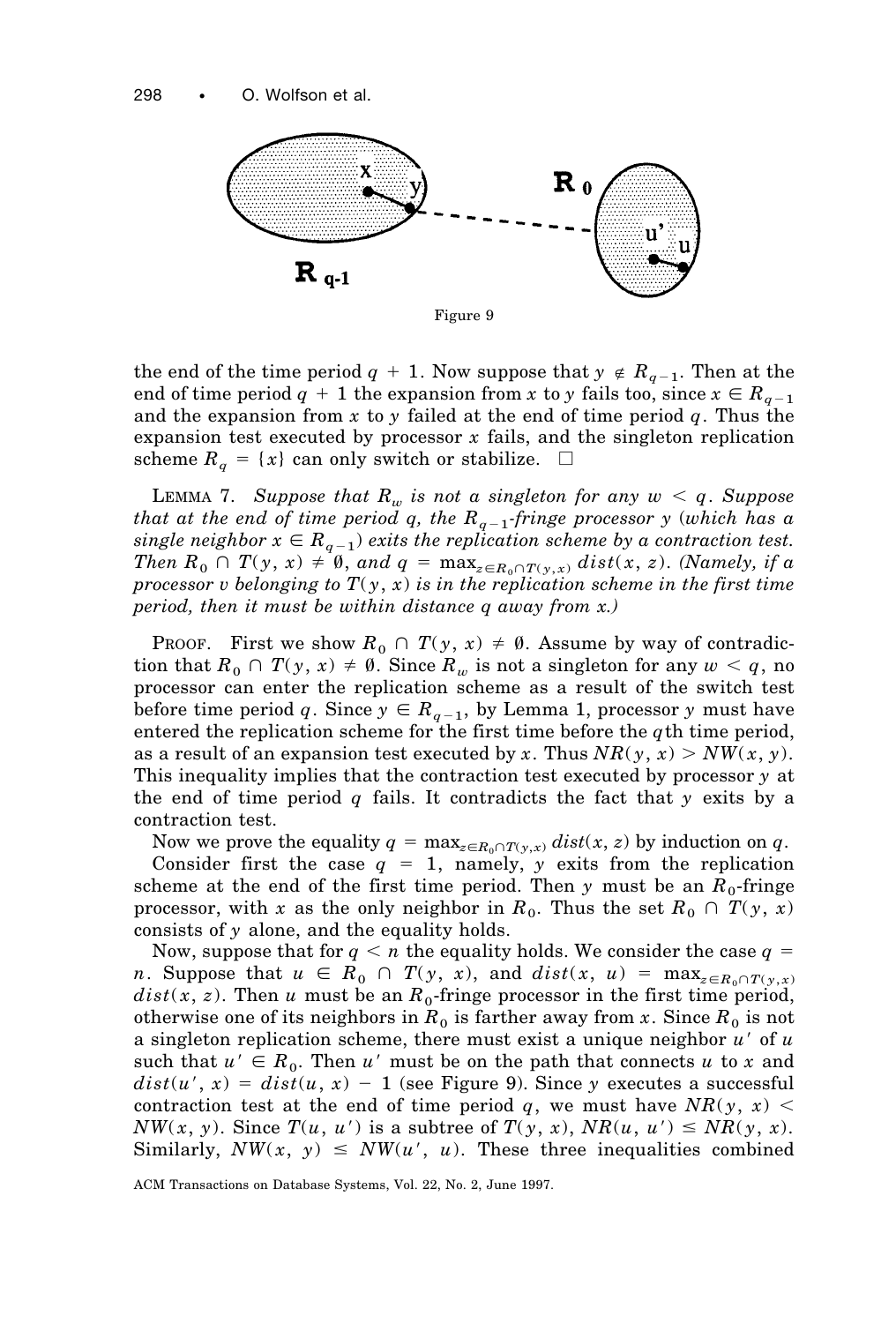Figure 9

the end of the time period $q + 1$. Now suppose that $y \notin R_{q-1}$. Then at the end of time period $q + 1$ the expansion from $x$ to $y$ fails too, since $x \in R_{q-1}$ and the expansion from $x$ to $y$ failed at the end of time period $q$. Thus the expansion test executed by processor $x$ fails, and the singleton replication scheme $R_q = \{x\}$ can only switch or stabilize. □

LEMMA 7. *Suppose that $R_w$ is not a singleton for any $w < q$. Suppose that at the end of time period $q$, the $R_{q-1}$-fringe processor $y$ (which has a single neighbor $x \in R_{q-1}$) exits the replication scheme by a contraction test. Then $R_0 \cap T(y, x) \neq \emptyset$, and $q = \max_{z \in R_0 \cap T(y,x)} dist(x, z)$. (Namely, if a processor $v$ belonging to $T(y, x)$ is in the replication scheme in the first time period, then it must be within distance $q$ away from $x$.)*

PROOF. First we show $R_0 \cap T(y, x) \neq \emptyset$. Assume by way of contradiction that $R_0 \cap T(y, x) \neq \emptyset$. Since $R_w$ is not a singleton for any $w < q$, no processor can enter the replication scheme as a result of the switch test before time period $q$. Since $y \in R_{q-1}$, by Lemma 1, processor $y$ must have entered the replication scheme for the first time before the $q$th time period, as a result of an expansion test executed by $x$. Thus $NR(y, x) > NW(x, y)$. This inequality implies that the contraction test executed by processor $y$ at the end of time period $q$ fails. It contradicts the fact that $y$ exits by a contraction test.

Now we prove the equality $q = \max_{z \in R_0 \cap T(y,x)} dist(x, z)$ by induction on $q$.

Consider first the case $q = 1$, namely, $y$ exits from the replication scheme at the end of the first time period. Then $y$ must be an $R_0$-fringe processor, with $x$ as the only neighbor in $R_0$. Thus the set $R_0 \cap T(y, x)$ consists of $y$ alone, and the equality holds.

Now, suppose that for $q < n$ the equality holds. We consider the case $q = n$. Suppose that $u \in R_0 \cap T(y, x)$, and $dist(x, u) = \max_{z \in R_0 \cap T(y,x)} dist(x, z)$. Then $u$ must be an $R_0$-fringe processor in the first time period, otherwise one of its neighbors in $R_0$ is farther away from $x$. Since $R_0$ is not a singleton replication scheme, there must exist a unique neighbor $u'$ of $u$ such that $u' \in R_0$. Then $u'$ must be on the path that connects $u$ to $x$ and $dist(u', x) = dist(u, x) - 1$ (see Figure 9). Since $y$ executes a successful contraction test at the end of time period $q$, we must have $NR(y, x) < NW(x, y)$. Since $T(u, u')$ is a subtree of $T(y, x)$, $NR(u, u') \leq NR(y, x)$. Similarly, $NW(x, y) \leq NW(u', u)$. These three inequalities combined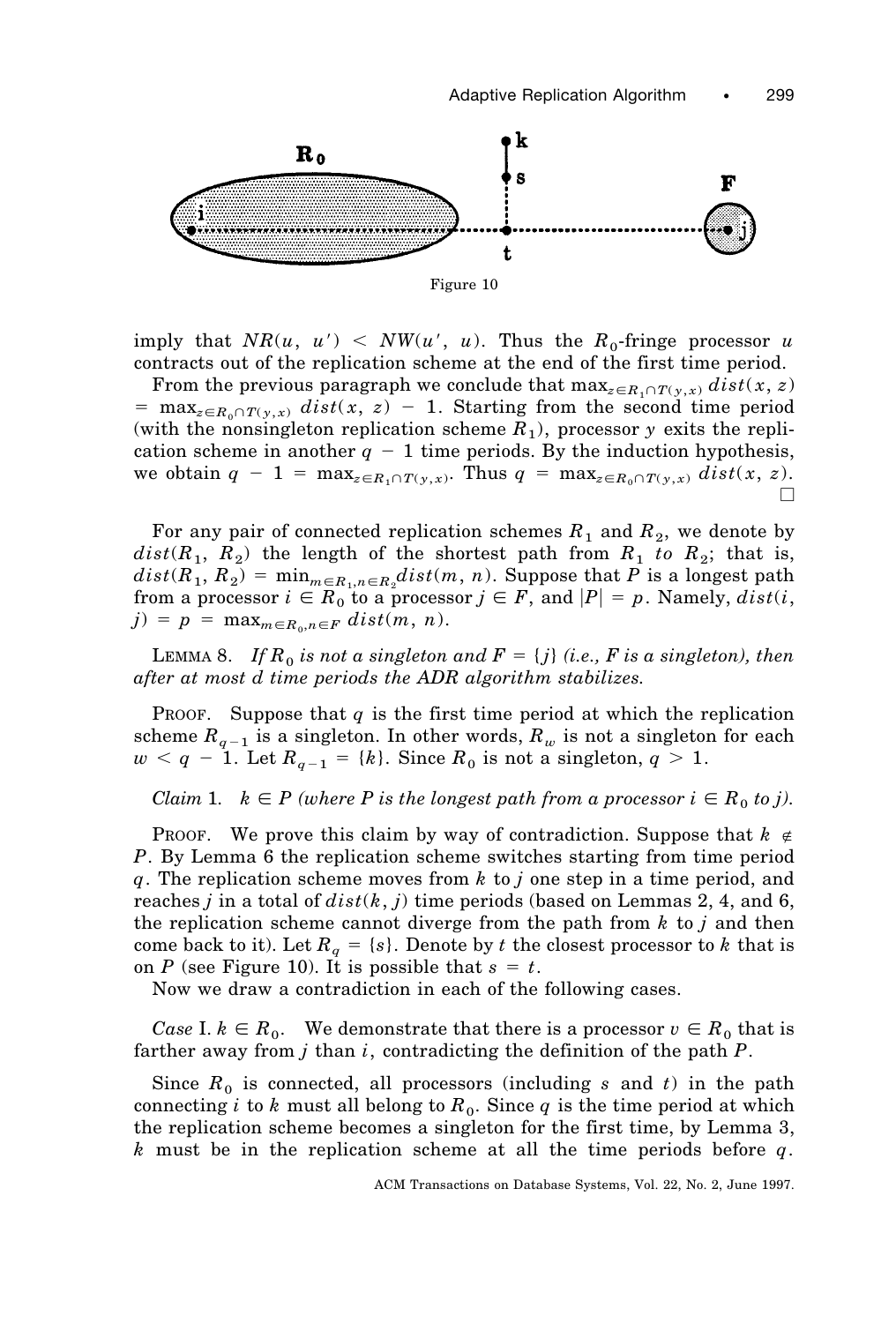Figure 10

imply that $NR(u, u') < NW(u', u)$. Thus the $R_0$-fringe processor $u$ contracts out of the replication scheme at the end of the first time period.

From the previous paragraph we conclude that $\max_{z \in R_1 \cap T(y,x)} dist(x, z) = \max_{z \in R_0 \cap T(y,x)} dist(x, z) - 1$. Starting from the second time period (with the nonsingleton replication scheme $R_1$), processor $y$ exits the replication scheme in another $q - 1$ time periods. By the induction hypothesis, we obtain $q - 1 = \max_{z \in R_1 \cap T(y,x)}$. Thus $q = \max_{z \in R_0 \cap T(y,x)} dist(x, z)$. □

For any pair of connected replication schemes $R_1$ and $R_2$, we denote by $dist(R_1, R_2)$ the length of the shortest path from $R_1$ *to* $R_2$; that is, $dist(R_1, R_2) = \min_{m \in R_1, n \in R_2} dist(m, n)$. Suppose that $P$ is a longest path from a processor $i \in R_0$ to a processor $j \in F$, and $|P| = p$. Namely, $dist(i, j) = p = \max_{m \in R_0, n \in F} dist(m, n)$.

LEMMA 8. *If $R_0$ is not a singleton and $F = \{j\}$ (i.e., $F$ is a singleton), then after at most $d$ time periods the ADR algorithm stabilizes.*

PROOF. Suppose that $q$ is the first time period at which the replication scheme $R_{q-1}$ is a singleton. In other words, $R_w$ is not a singleton for each $w < q - 1$. Let $R_{q-1} = \{k\}$. Since $R_0$ is not a singleton, $q > 1$.

*Claim* 1. *$k \in P$ (where $P$ is the longest path from a processor $i \in R_0$ to $j$).*

PROOF. We prove this claim by way of contradiction. Suppose that $k \notin P$. By Lemma 6 the replication scheme switches starting from time period $q$. The replication scheme moves from $k$ to $j$ one step in a time period, and reaches $j$ in a total of $dist(k, j)$ time periods (based on Lemmas 2, 4, and 6, the replication scheme cannot diverge from the path from $k$ to $j$ and then come back to it). Let $R_q = \{s\}$. Denote by $t$ the closest processor to $k$ that is on $P$ (see Figure 10). It is possible that $s = t$.

Now we draw a contradiction in each of the following cases.

*Case* I. $k \in R_0$. We demonstrate that there is a processor $v \in R_0$ that is farther away from $j$ than $i$, contradicting the definition of the path $P$.

Since $R_0$ is connected, all processors (including $s$ and $t$) in the path connecting $i$ to $k$ must all belong to $R_0$. Since $q$ is the time period at which the replication scheme becomes a singleton for the first time, by Lemma 3, $k$ must be in the replication scheme at all the time periods before $q$.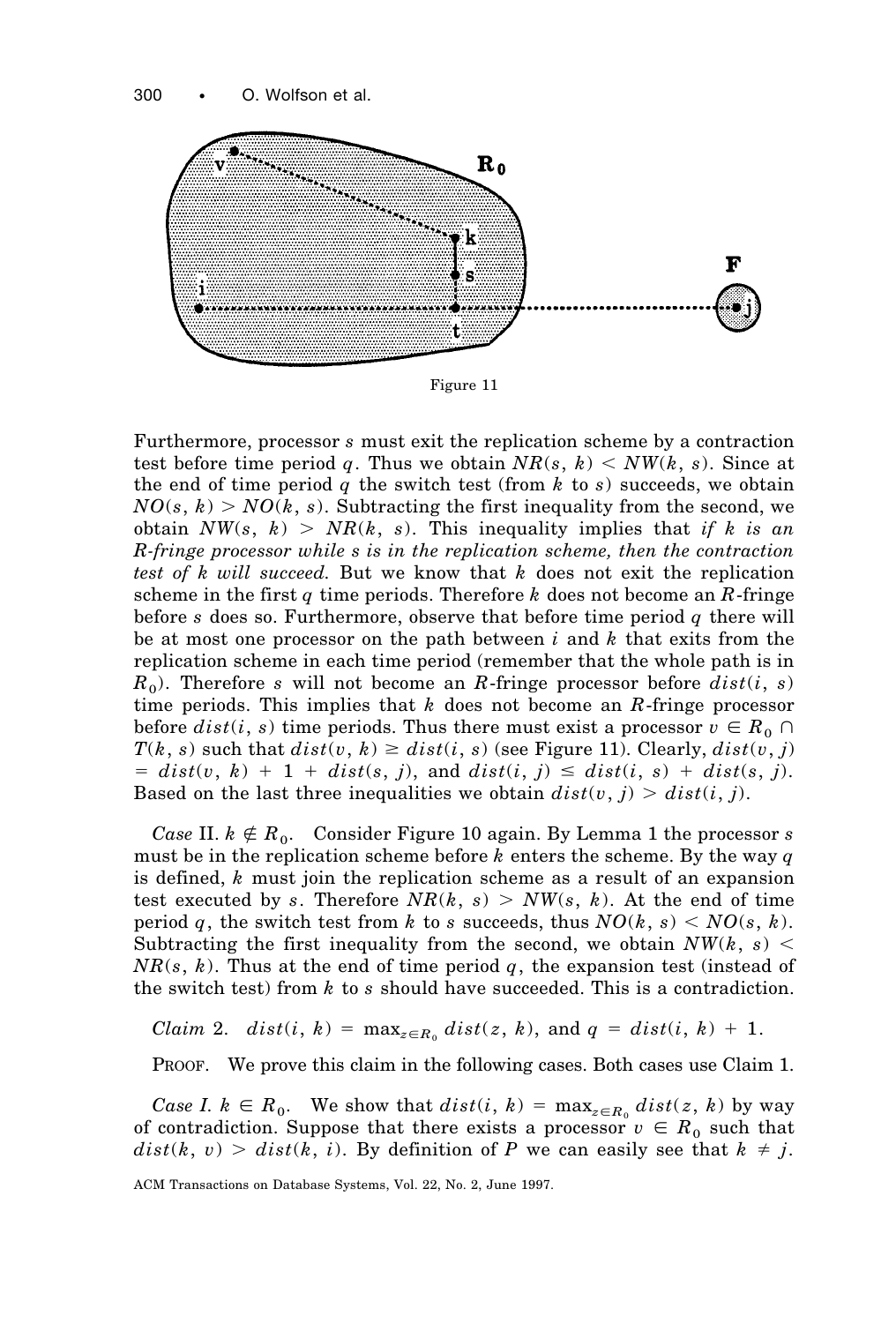Figure 11

Furthermore, processor $s$ must exit the replication scheme by a contraction test before time period $q$. Thus we obtain $NR(s, k) < NW(k, s)$. Since at the end of time period $q$ the switch test (from $k$ to $s$) succeeds, we obtain $NO(s, k) > NO(k, s)$. Subtracting the first inequality from the second, we obtain $NW(s, k) > NR(k, s)$. This inequality implies that *if $k$ is an $R$-fringe processor while $s$ is in the replication scheme, then the contraction test of $k$ will succeed.* But we know that $k$ does not exit the replication scheme in the first $q$ time periods. Therefore $k$ does not become an $R$-fringe before $s$ does so. Furthermore, observe that before time period $q$ there will be at most one processor on the path between $i$ and $k$ that exits from the replication scheme in each time period (remember that the whole path is in $R_0$). Therefore $s$ will not become an $R$-fringe processor before $dist(i, s)$ time periods. This implies that $k$ does not become an $R$-fringe processor before $dist(i, s)$ time periods. Thus there must exist a processor $v \in R_0 \cap T(k, s)$ such that $dist(v, k) \geq dist(i, s)$ (see Figure 11). Clearly, $dist(v, j) = dist(v, k) + 1 + dist(s, j)$, and $dist(i, j) \leq dist(i, s) + dist(s, j)$. Based on the last three inequalities we obtain $dist(v, j) > dist(i, j)$.

*Case* II. $k \notin R_0$. Consider Figure 10 again. By Lemma 1 the processor $s$ must be in the replication scheme before $k$ enters the scheme. By the way $q$ is defined, $k$ must join the replication scheme as a result of an expansion test executed by $s$. Therefore $NR(k, s) > NW(s, k)$. At the end of time period $q$, the switch test from $k$ to $s$ succeeds, thus $NO(k, s) < NO(s, k)$. Subtracting the first inequality from the second, we obtain $NW(k, s) < NR(s, k)$. Thus at the end of time period $q$, the expansion test (instead of the switch test) from $k$ to $s$ should have succeeded. This is a contradiction.

*Claim* 2. $dist(i, k) = \max_{z \in R_0} dist(z, k)$, and $q = dist(i, k) + 1$.

PROOF. We prove this claim in the following cases. Both cases use Claim 1.

*Case I.* $k \in R_0$. We show that $dist(i, k) = \max_{z \in R_0} dist(z, k)$ by way of contradiction. Suppose that there exists a processor $v \in R_0$ such that $dist(k, v) > dist(k, i)$. By definition of $P$ we can easily see that $k \neq j$.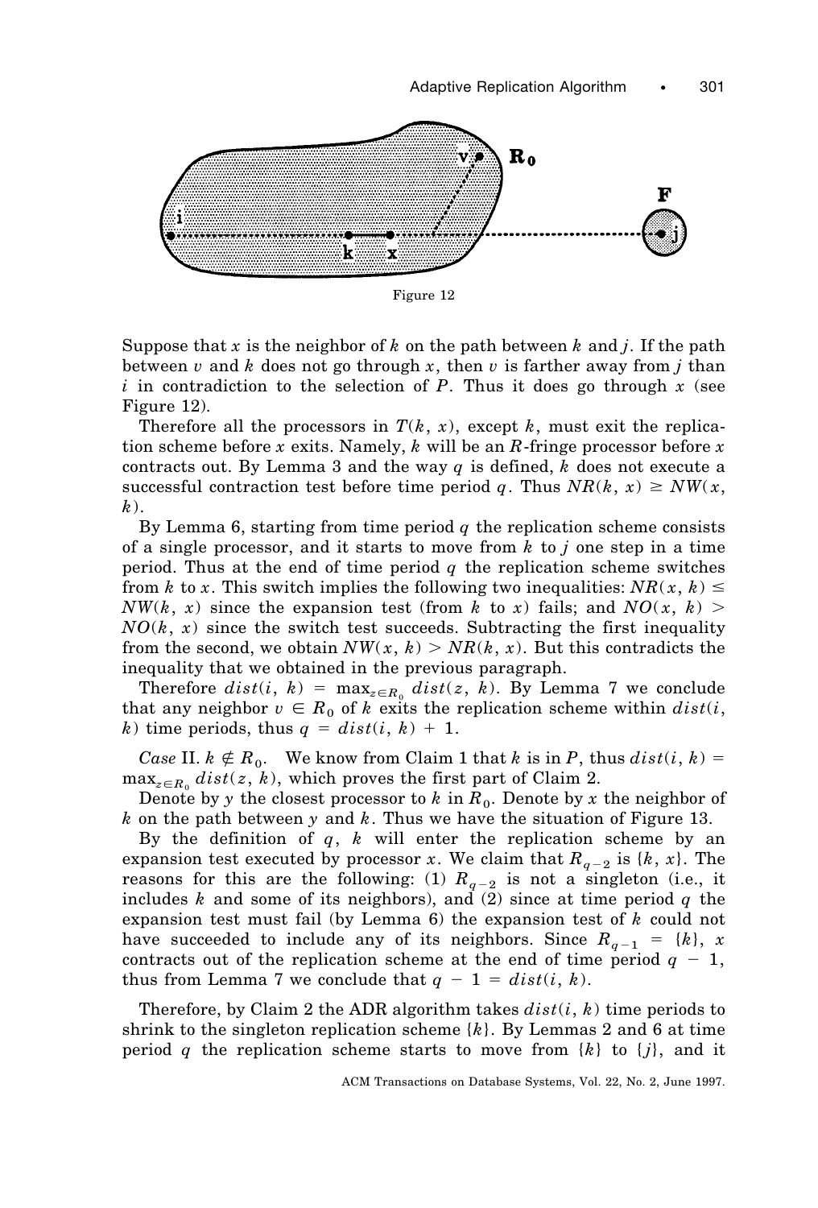Figure 12

Suppose that $x$ is the neighbor of $k$ on the path between $k$ and $j$. If the path between $v$ and $k$ does not go through $x$, then $v$ is farther away from $j$ than $i$ in contradiction to the selection of $P$. Thus it does go through $x$ (see Figure 12).

Therefore all the processors in $T(k, x)$, except $k$, must exit the replication scheme before $x$ exits. Namely, $k$ will be an $R$-fringe processor before $x$ contracts out. By Lemma 3 and the way $q$ is defined, $k$ does not execute a successful contraction test before time period $q$. Thus $NR(k, x) \geq NW(x, k)$.

By Lemma 6, starting from time period $q$ the replication scheme consists of a single processor, and it starts to move from $k$ to $j$ one step in a time period. Thus at the end of time period $q$ the replication scheme switches from $k$ to $x$. This switch implies the following two inequalities: $NR(x, k) \leq NW(k, x)$ since the expansion test (from $k$ to $x$) fails; and $NO(x, k) > NO(k, x)$ since the switch test succeeds. Subtracting the first inequality from the second, we obtain $NW(x, k) > NR(k, x)$. But this contradicts the inequality that we obtained in the previous paragraph.

Therefore $dist(i, k) = \max_{z \in R_0} dist(z, k)$. By Lemma 7 we conclude that any neighbor $v \in R_0$ of $k$ exits the replication scheme within $dist(i, k)$ time periods, thus $q = dist(i, k) + 1$.

*Case* II. $k \notin R_0$. We know from Claim 1 that $k$ is in $P$, thus $dist(i, k) = \max_{z \in R_0} dist(z, k)$, which proves the first part of Claim 2.

Denote by $y$ the closest processor to $k$ in $R_0$. Denote by $x$ the neighbor of $k$ on the path between $y$ and $k$. Thus we have the situation of Figure 13.

By the definition of $q$, $k$ will enter the replication scheme by an expansion test executed by processor $x$. We claim that $R_{q-2}$ is $\{k, x\}$. The reasons for this are the following: (1) $R_{q-2}$ is not a singleton (i.e., it includes $k$ and some of its neighbors), and (2) since at time period $q$ the expansion test must fail (by Lemma 6) the expansion test of $k$ could not have succeeded to include any of its neighbors. Since $R_{q-1} = \{k\}$, $x$ contracts out of the replication scheme at the end of time period $q - 1$, thus from Lemma 7 we conclude that $q - 1 = dist(i, k)$.

Therefore, by Claim 2 the ADR algorithm takes $dist(i, k)$ time periods to shrink to the singleton replication scheme $\{k\}$. By Lemmas 2 and 6 at time period $q$ the replication scheme starts to move from $\{k\}$ to $\{j\}$, and it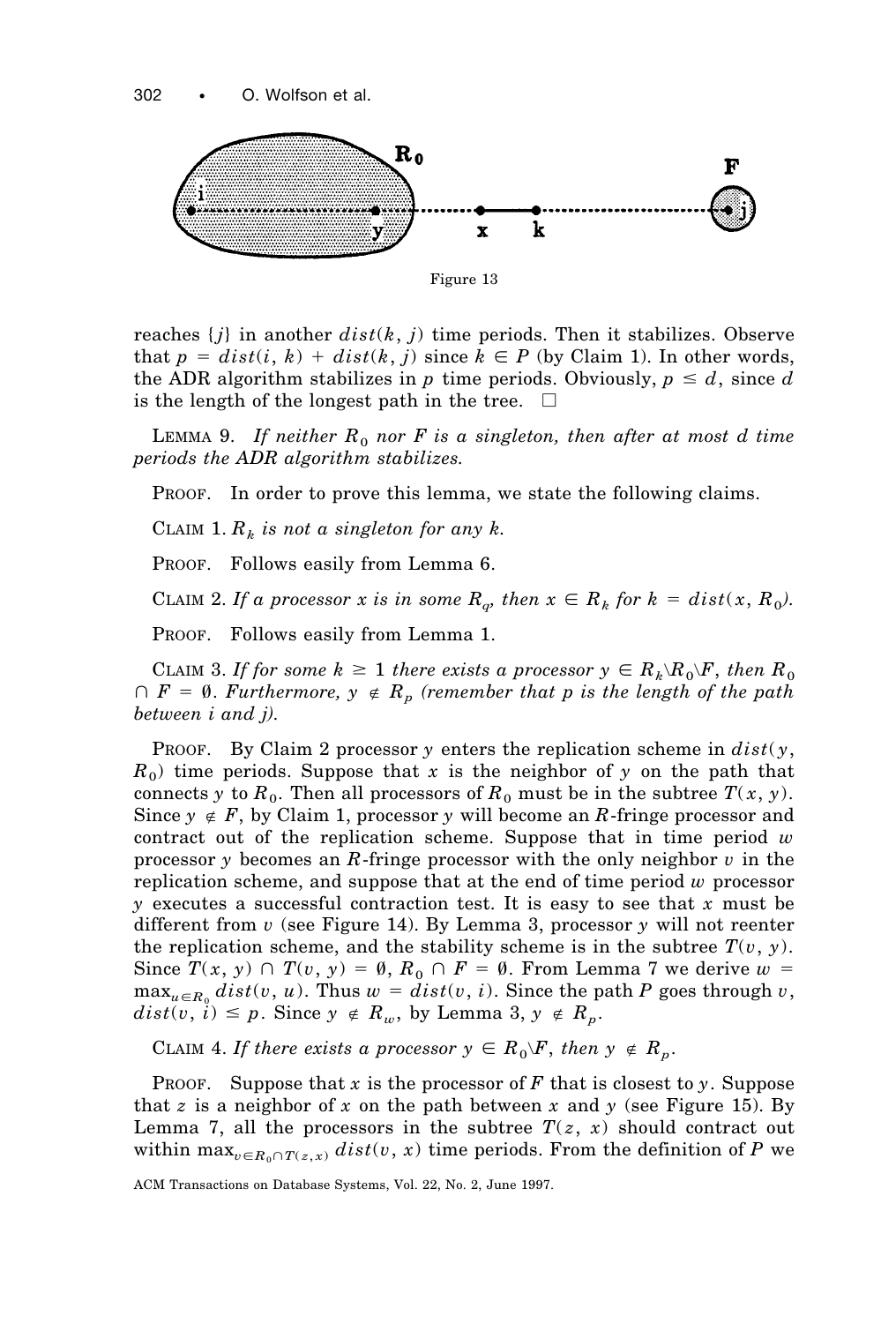Figure 13

reaches $\{j\}$ in another $dist(k, j)$ time periods. Then it stabilizes. Observe that $p = dist(i, k) + dist(k, j)$ since $k \in P$ (by Claim 1). In other words, the ADR algorithm stabilizes in $p$ time periods. Obviously, $p \leq d$, since $d$ is the length of the longest path in the tree. □

LEMMA 9. *If neither $R_0$ nor $F$ is a singleton, then after at most $d$ time periods the ADR algorithm stabilizes.*

PROOF. In order to prove this lemma, we state the following claims.

CLAIM 1. *$R_k$ is not a singleton for any $k$.*

PROOF. Follows easily from Lemma 6.

CLAIM 2. *If a processor $x$ is in some $R_q$, then $x \in R_k$ for $k = dist(x, R_0)$.*

PROOF. Follows easily from Lemma 1.

CLAIM 3. *If for some $k \geq 1$ there exists a processor $y \in R_k \backslash R_0 \backslash F$, then $R_0 \cap F = \emptyset$. Furthermore, $y \notin R_p$ (remember that $p$ is the length of the path between $i$ and $j$).*

PROOF. By Claim 2 processor $y$ enters the replication scheme in $dist(y, R_0)$ time periods. Suppose that $x$ is the neighbor of $y$ on the path that connects $y$ to $R_0$. Then all processors of $R_0$ must be in the subtree $T(x, y)$. Since $y \notin F$, by Claim 1, processor $y$ will become an $R$-fringe processor and contract out of the replication scheme. Suppose that in time period $w$ processor $y$ becomes an $R$-fringe processor with the only neighbor $v$ in the replication scheme, and suppose that at the end of time period $w$ processor $y$ executes a successful contraction test. It is easy to see that $x$ must be different from $v$ (see Figure 14). By Lemma 3, processor $y$ will not reenter the replication scheme, and the stability scheme is in the subtree $T(v, y)$. Since $T(x, y) \cap T(v, y) = \emptyset$, $R_0 \cap F = \emptyset$. From Lemma 7 we derive $w = \max_{u \in R_0} dist(v, u)$. Thus $w = dist(v, i)$. Since the path $P$ goes through $v$, $dist(v, i) \leq p$. Since $y \notin R_w$, by Lemma 3, $y \notin R_p$.

CLAIM 4. *If there exists a processor $y \in R_0 \backslash F$, then $y \notin R_p$.*

PROOF. Suppose that $x$ is the processor of $F$ that is closest to $y$. Suppose that $z$ is a neighbor of $x$ on the path between $x$ and $y$ (see Figure 15). By Lemma 7, all the processors in the subtree $T(z, x)$ should contract out within $\max_{v \in R_0 \cap T(z,x)} dist(v, x)$ time periods. From the definition of $P$ we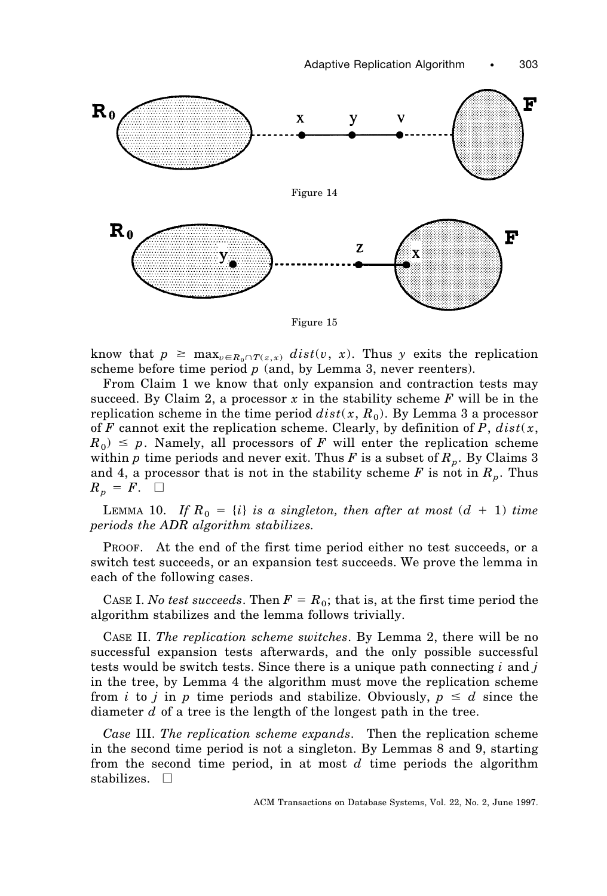Figure 14

Figure 15

know that $p \geq \max_{v \in R_0 \cap T(z,x)} dist(v, x)$. Thus $y$ exits the replication scheme before time period $p$ (and, by Lemma 3, never reenters).

From Claim 1 we know that only expansion and contraction tests may succeed. By Claim 2, a processor $x$ in the stability scheme $F$ will be in the replication scheme in the time period $dist(x, R_0)$. By Lemma 3 a processor of $F$ cannot exit the replication scheme. Clearly, by definition of $P$, $dist(x, R_0) \leq p$. Namely, all processors of $F$ will enter the replication scheme within $p$ time periods and never exit. Thus $F$ is a subset of $R_p$. By Claims 3 and 4, a processor that is not in the stability scheme $F$ is not in $R_p$. Thus $R_p = F$. □

LEMMA 10. *If $R_0 = \{i\}$ is a singleton, then after at most $(d + 1)$ time periods the ADR algorithm stabilizes.*

PROOF. At the end of the first time period either no test succeeds, or a switch test succeeds, or an expansion test succeeds. We prove the lemma in each of the following cases.

CASE I. *No test succeeds*. Then $F = R_0$; that is, at the first time period the algorithm stabilizes and the lemma follows trivially.

CASE II. *The replication scheme switches*. By Lemma 2, there will be no successful expansion tests afterwards, and the only possible successful tests would be switch tests. Since there is a unique path connecting $i$ and $j$ in the tree, by Lemma 4 the algorithm must move the replication scheme from $i$ to $j$ in $p$ time periods and stabilize. Obviously, $p \leq d$ since the diameter $d$ of a tree is the length of the longest path in the tree.

*Case* III. *The replication scheme expands*. Then the replication scheme in the second time period is not a singleton. By Lemmas 8 and 9, starting from the second time period, in at most $d$ time periods the algorithm stabilizes. □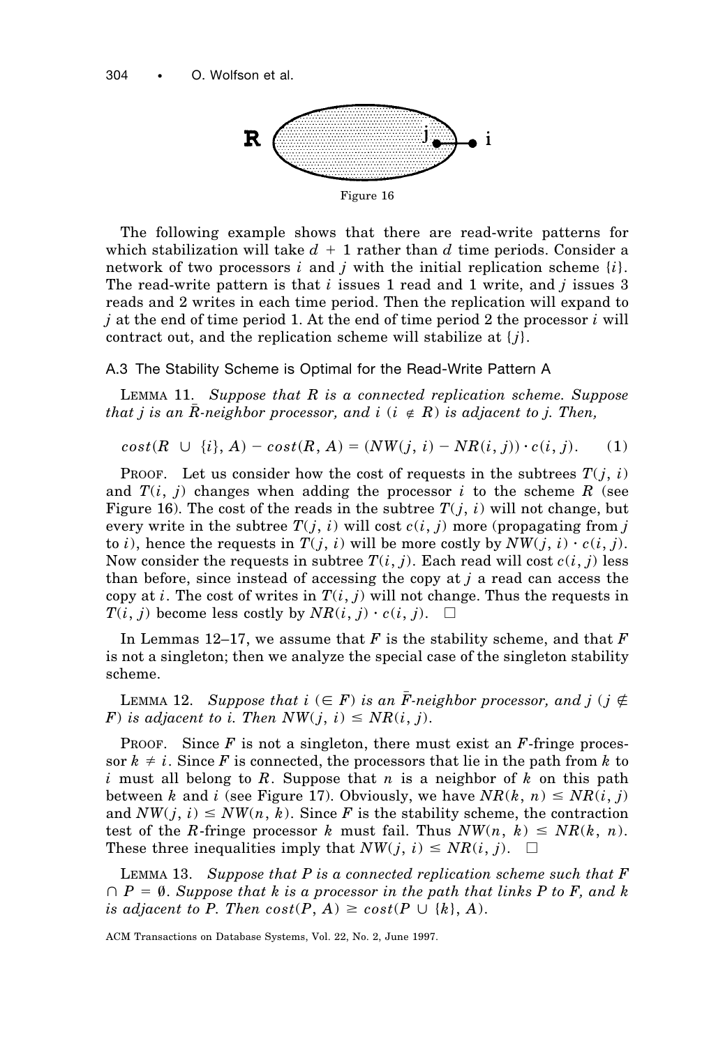Figure 16

The following example shows that there are read-write patterns for which stabilization will take $d + 1$ rather than $d$ time periods. Consider a network of two processors $i$ and $j$ with the initial replication scheme $\{i\}$. The read-write pattern is that $i$ issues 1 read and 1 write, and $j$ issues 3 reads and 2 writes in each time period. Then the replication will expand to $j$ at the end of time period 1. At the end of time period 2 the processor $i$ will contract out, and the replication scheme will stabilize at $\{j\}$.

### A.3 The Stability Scheme is Optimal for the Read-Write Pattern A

LEMMA 11. *Suppose that $R$ is a connected replication scheme. Suppose that $j$ is an $\bar{R}$-neighbor processor, and $i$ ($i \notin R$) is adjacent to $j$. Then,*

$$cost(R \cup \{i\}, A) - cost(R, A) = (NW(j, i) - NR(i, j)) \cdot c(i, j). \quad (1)$$

PROOF. Let us consider how the cost of requests in the subtrees $T(j, i)$ and $T(i, j)$ changes when adding the processor $i$ to the scheme $R$ (see Figure 16). The cost of the reads in the subtree $T(j, i)$ will not change, but every write in the subtree $T(j, i)$ will cost $c(i, j)$ more (propagating from $j$ to $i$), hence the requests in $T(j, i)$ will be more costly by $NW(j, i) \cdot c(i, j)$. Now consider the requests in subtree $T(i, j)$. Each read will cost $c(i, j)$ less than before, since instead of accessing the copy at $j$ a read can access the copy at $i$. The cost of writes in $T(i, j)$ will not change. Thus the requests in $T(i, j)$ become less costly by $NR(i, j) \cdot c(i, j)$. □

In Lemmas 12–17, we assume that $F$ is the stability scheme, and that $F$ is not a singleton; then we analyze the special case of the singleton stability scheme.

LEMMA 12. *Suppose that $i$ ($\in F$) is an $\bar{F}$-neighbor processor, and $j$ ($j \notin F$) is adjacent to $i$. Then $NW(j, i) \leq NR(i, j)$.*

PROOF. Since $F$ is not a singleton, there must exist an $F$-fringe processor $k \neq i$. Since $F$ is connected, the processors that lie in the path from $k$ to $i$ must all belong to $R$. Suppose that $n$ is a neighbor of $k$ on this path between $k$ and $i$ (see Figure 17). Obviously, we have $NR(k, n) \leq NR(i, j)$ and $NW(j, i) \leq NW(n, k)$. Since $F$ is the stability scheme, the contraction test of the $R$-fringe processor $k$ must fail. Thus $NW(n, k) \leq NR(k, n)$. These three inequalities imply that $NW(j, i) \leq NR(i, j)$. □

LEMMA 13. *Suppose that $P$ is a connected replication scheme such that $F \cap P = \emptyset$. Suppose that $k$ is a processor in the path that links $P$ to $F$, and $k$ is adjacent to $P$. Then $cost(P, A) \geq cost(P \cup \{k\}, A)$.*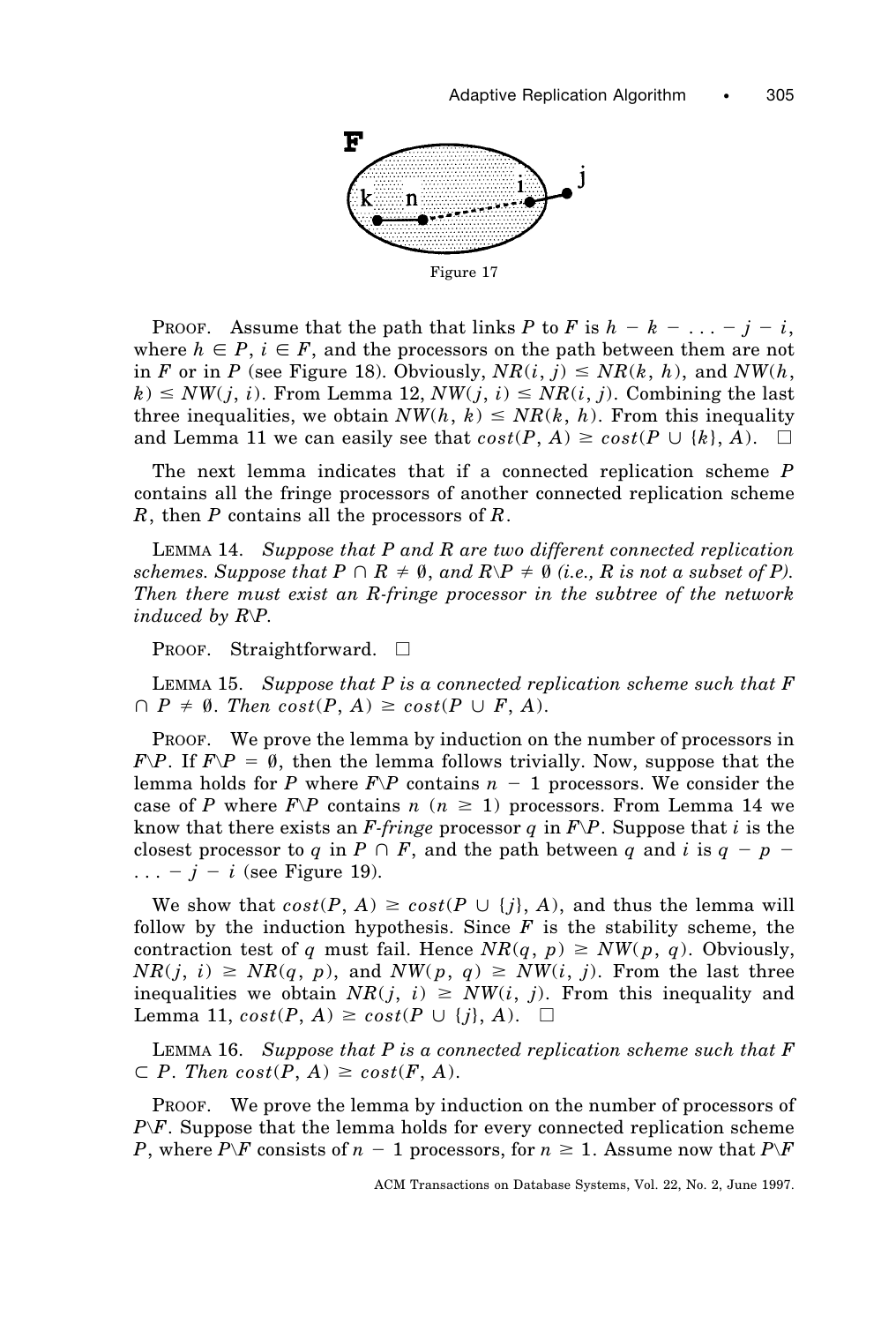Figure 17

PROOF. Assume that the path that links $P$ to $F$ is $h - k - \ldots - j - i$, where $h \in P$, $i \in F$, and the processors on the path between them are not in $F$ or in $P$ (see Figure 18). Obviously, $NR(i, j) \leq NR(k, h)$, and $NW(h, k) \leq NW(j, i)$. From Lemma 12, $NW(j, i) \leq NR(i, j)$. Combining the last three inequalities, we obtain $NW(h, k) \leq NR(k, h)$. From this inequality and Lemma 11 we can easily see that $cost(P, A) \geq cost(P \cup \{k\}, A)$. □

The next lemma indicates that if a connected replication scheme $P$ contains all the fringe processors of another connected replication scheme $R$, then $P$ contains all the processors of $R$.

LEMMA 14. *Suppose that $P$ and $R$ are two different connected replication schemes. Suppose that $P \cap R \neq \emptyset$, and $R \backslash P \neq \emptyset$ (i.e., $R$ is not a subset of $P$). Then there must exist an $R$-fringe processor in the subtree of the network induced by $R \backslash P$.*

PROOF. Straightforward. □

LEMMA 15. *Suppose that $P$ is a connected replication scheme such that $F \cap P \neq \emptyset$. Then $cost(P, A) \geq cost(P \cup F, A)$.*

PROOF. We prove the lemma by induction on the number of processors in $F \backslash P$. If $F \backslash P = \emptyset$, then the lemma follows trivially. Now, suppose that the lemma holds for $P$ where $F \backslash P$ contains $n - 1$ processors. We consider the case of $P$ where $F \backslash P$ contains $n$ ($n \geq 1$) processors. From Lemma 14 we know that there exists an *F-fringe* processor $q$ in $F \backslash P$. Suppose that $i$ is the closest processor to $q$ in $P \cap F$, and the path between $q$ and $i$ is $q - p - \ldots - j - i$ (see Figure 19).

We show that $cost(P, A) \geq cost(P \cup \{j\}, A)$, and thus the lemma will follow by the induction hypothesis. Since $F$ is the stability scheme, the contraction test of $q$ must fail. Hence $NR(q, p) \geq NW(p, q)$. Obviously, $NR(j, i) \geq NR(q, p)$, and $NW(p, q) \geq NW(i, j)$. From the last three inequalities we obtain $NR(j, i) \geq NW(i, j)$. From this inequality and Lemma 11, $cost(P, A) \geq cost(P \cup \{j\}, A)$. □

LEMMA 16. *Suppose that $P$ is a connected replication scheme such that $F \subset P$. Then $cost(P, A) \geq cost(F, A)$.*

PROOF. We prove the lemma by induction on the number of processors of $P \backslash F$. Suppose that the lemma holds for every connected replication scheme $P$, where $P \backslash F$ consists of $n - 1$ processors, for $n \geq 1$. Assume now that $P \backslash F$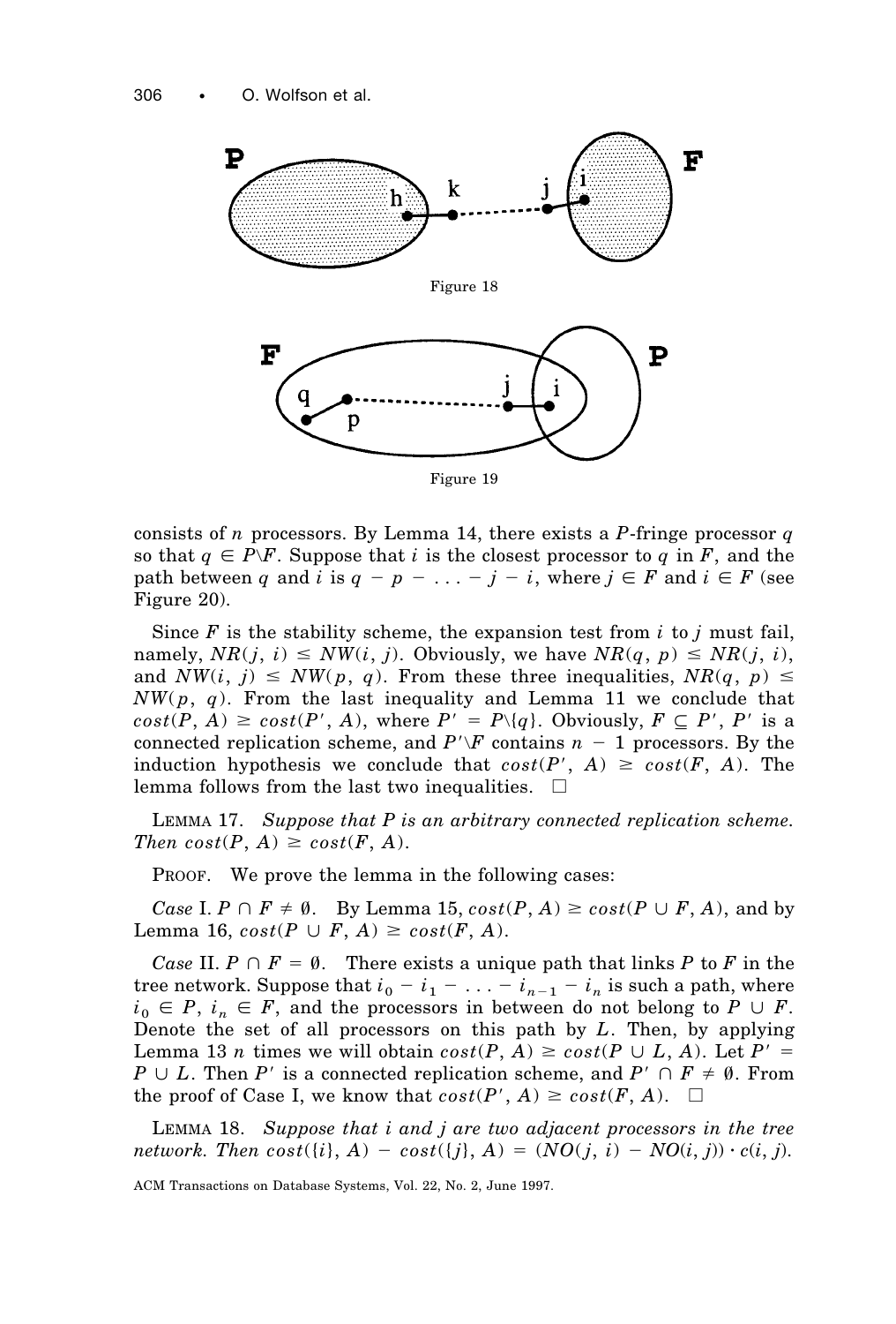Figure 18

Figure 19

consists of $n$ processors. By Lemma 14, there exists a $P$-fringe processor $q$ so that $q \in P \backslash F$. Suppose that $i$ is the closest processor to $q$ in $F$, and the path between $q$ and $i$ is $q - p - \ldots - j - i$, where $j \in F$ and $i \in F$ (see Figure 20).

Since $F$ is the stability scheme, the expansion test from $i$ to $j$ must fail, namely, $NR(j, i) \leq NW(i, j)$. Obviously, we have $NR(q, p) \leq NR(j, i)$, and $NW(i, j) \leq NW(p, q)$. From these three inequalities, $NR(q, p) \leq NW(p, q)$. From the last inequality and Lemma 11 we conclude that $cost(P, A) \geq cost(P', A)$, where $P' = P \backslash \{q\}$. Obviously, $F \subseteq P'$, $P'$ is a connected replication scheme, and $P' \backslash F$ contains $n - 1$ processors. By the induction hypothesis we conclude that $cost(P', A) \geq cost(F, A)$. The lemma follows from the last two inequalities. □

LEMMA 17. *Suppose that $P$ is an arbitrary connected replication scheme. Then $cost(P, A) \geq cost(F, A)$.*

PROOF. We prove the lemma in the following cases:

*Case* I. $P \cap F \neq \emptyset$. By Lemma 15, $cost(P, A) \geq cost(P \cup F, A)$, and by Lemma 16, $cost(P \cup F, A) \geq cost(F, A)$.

*Case* II. $P \cap F = \emptyset$. There exists a unique path that links $P$ to $F$ in the tree network. Suppose that $i_0 - i_1 - \ldots - i_{n-1} - i_n$ is such a path, where $i_0 \in P$, $i_n \in F$, and the processors in between do not belong to $P \cup F$. Denote the set of all processors on this path by $L$. Then, by applying Lemma 13 $n$ times we will obtain $cost(P, A) \geq cost(P \cup L, A)$. Let $P' = P \cup L$. Then $P'$ is a connected replication scheme, and $P' \cap F \neq \emptyset$. From the proof of Case I, we know that $cost(P', A) \geq cost(F, A)$. □

LEMMA 18. *Suppose that $i$ and $j$ are two adjacent processors in the tree network. Then $cost(\{i\}, A) - cost(\{j\}, A) = (NO(j, i) - NO(i, j)) \cdot c(i, j)$.*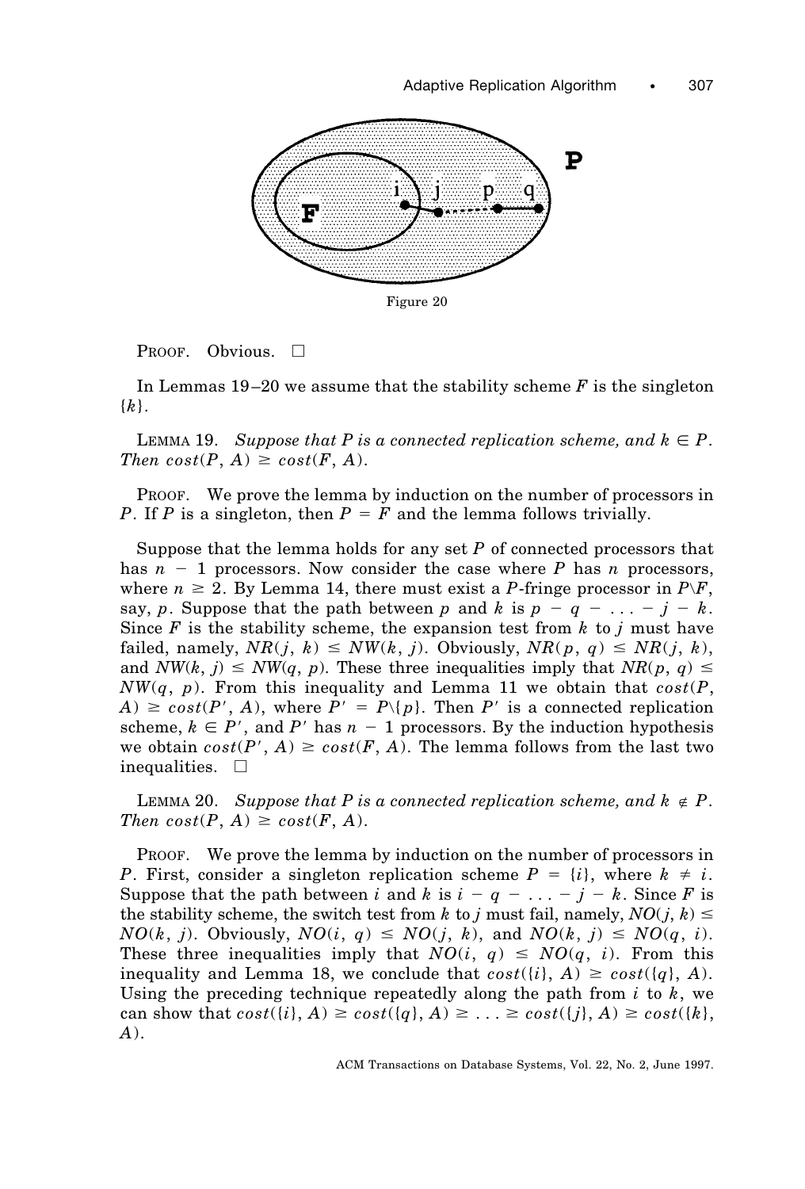Figure 20

PROOF. Obvious. □

In Lemmas 19–20 we assume that the stability scheme $F$ is the singleton $\{k\}$.

LEMMA 19. *Suppose that $P$ is a connected replication scheme, and $k \in P$. Then $cost(P, A) \geq cost(F, A)$.*

PROOF. We prove the lemma by induction on the number of processors in $P$. If $P$ is a singleton, then $P = F$ and the lemma follows trivially.

Suppose that the lemma holds for any set $P$ of connected processors that has $n - 1$ processors. Now consider the case where $P$ has $n$ processors, where $n \geq 2$. By Lemma 14, there must exist a $P$-fringe processor in $P \backslash F$, say, $p$. Suppose that the path between $p$ and $k$ is $p - q - \ldots - j - k$. Since $F$ is the stability scheme, the expansion test from $k$ to $j$ must have failed, namely, $NR(j, k) \leq NW(k, j)$. Obviously, $NR(p, q) \leq NR(j, k)$, and $NW(k, j) \leq NW(q, p)$. These three inequalities imply that $NR(p, q) \leq NW(q, p)$. From this inequality and Lemma 11 we obtain that $cost(P, A) \geq cost(P', A)$, where $P' = P \backslash \{p\}$. Then $P'$ is a connected replication scheme, $k \in P'$, and $P'$ has $n - 1$ processors. By the induction hypothesis we obtain $cost(P', A) \geq cost(F, A)$. The lemma follows from the last two inequalities. □

LEMMA 20. *Suppose that $P$ is a connected replication scheme, and $k \notin P$. Then $cost(P, A) \geq cost(F, A)$.*

PROOF. We prove the lemma by induction on the number of processors in $P$. First, consider a singleton replication scheme $P = \{i\}$, where $k \neq i$. Suppose that the path between $i$ and $k$ is $i - q - \ldots - j - k$. Since $F$ is the stability scheme, the switch test from $k$ to $j$ must fail, namely, $NO(j, k) \leq NO(k, j)$. Obviously, $NO(i, q) \leq NO(j, k)$, and $NO(k, j) \leq NO(q, i)$. These three inequalities imply that $NO(i, q) \leq NO(q, i)$. From this inequality and Lemma 18, we conclude that $cost(\{i\}, A) \geq cost(\{q\}, A)$. Using the preceding technique repeatedly along the path from $i$ to $k$, we can show that $cost(\{i\}, A) \geq cost(\{q\}, A) \geq \ldots \geq cost(\{j\}, A) \geq cost(\{k\}, A)$.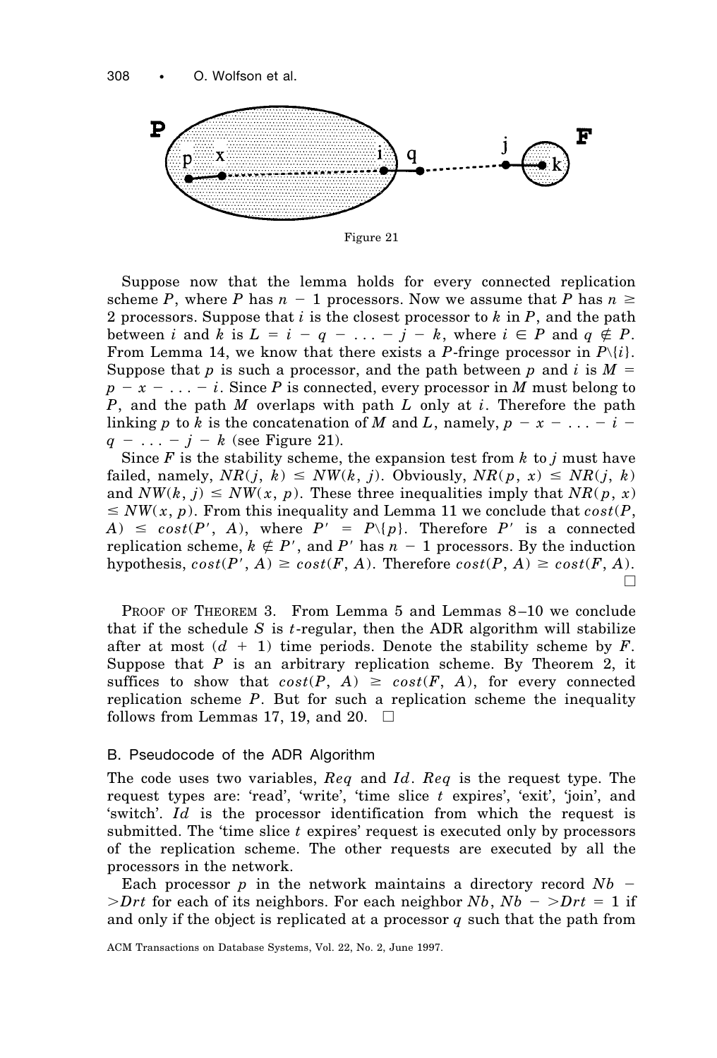Figure 21

Suppose now that the lemma holds for every connected replication scheme $P$, where $P$ has $n - 1$ processors. Now we assume that $P$ has $n \geq 2$ processors. Suppose that $i$ is the closest processor to $k$ in $P$, and the path between $i$ and $k$ is $L = i - q - \ldots - j - k$, where $i \in P$ and $q \notin P$. From Lemma 14, we know that there exists a $P$-fringe processor in $P \backslash \{i\}$. Suppose that $p$ is such a processor, and the path between $p$ and $i$ is $M = p - x - \ldots - i$. Since $P$ is connected, every processor in $M$ must belong to $P$, and the path $M$ overlaps with path $L$ only at $i$. Therefore the path linking $p$ to $k$ is the concatenation of $M$ and $L$, namely, $p - x - \ldots - i - q - \ldots - j - k$ (see Figure 21).

Since $F$ is the stability scheme, the expansion test from $k$ to $j$ must have failed, namely, $NR(j, k) \leq NW(k, j)$. Obviously, $NR(p, x) \leq NR(j, k)$ and $NW(k, j) \leq NW(x, p)$. These three inequalities imply that $NR(p, x) \leq NW(x, p)$. From this inequality and Lemma 11 we conclude that $cost(P, A) \leq cost(P', A)$, where $P' = P \backslash \{p\}$. Therefore $P'$ is a connected replication scheme, $k \notin P'$, and $P'$ has $n - 1$ processors. By the induction hypothesis, $cost(P', A) \geq cost(F, A)$. Therefore $cost(P, A) \geq cost(F, A)$. □

PROOF OF THEOREM 3. From Lemma 5 and Lemmas 8–10 we conclude that if the schedule $S$ is $t$-regular, then the ADR algorithm will stabilize after at most $(d + 1)$ time periods. Denote the stability scheme by $F$. Suppose that $P$ is an arbitrary replication scheme. By Theorem 2, it suffices to show that $cost(P, A) \geq cost(F, A)$, for every connected replication scheme $P$. But for such a replication scheme the inequality follows from Lemmas 17, 19, and 20. □

## B. Pseudocode of the ADR Algorithm

The code uses two variables, $Req$ and $Id$. $Req$ is the request type. The request types are: 'read', 'write', 'time slice $t$ expires', 'exit', 'join', and 'switch'. $Id$ is the processor identification from which the request is submitted. The 'time slice $t$ expires' request is executed only by processors of the replication scheme. The other requests are executed by all the processors in the network.

Each processor $p$ in the network maintains a directory record $Nb -> Drt$ for each of its neighbors. For each neighbor $Nb$, $Nb -> Drt = 1$ if and only if the object is replicated at a processor $q$ such that the path from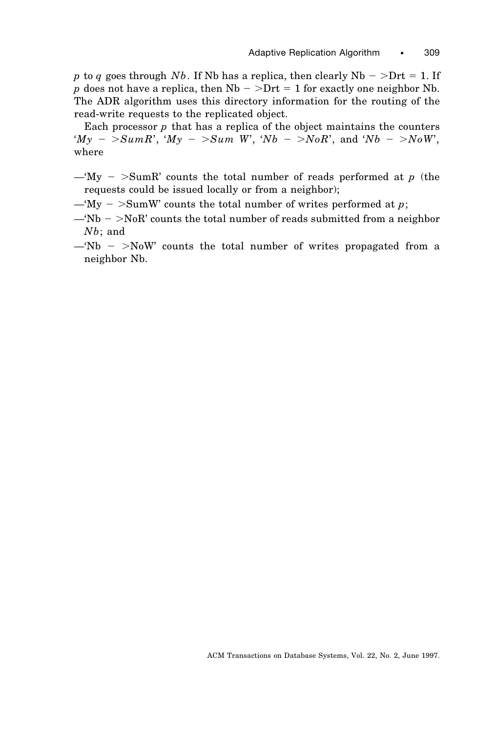$p$ to $q$ goes through $Nb$. If Nb has a replica, then clearly Nb − >Drt = 1. If $p$ does not have a replica, then Nb − >Drt = 1 for exactly one neighbor Nb. The ADR algorithm uses this directory information for the routing of the read-write requests to the replicated object.

Each processor $p$ that has a replica of the object maintains the counters '*My − >SumR*', '*My − >Sum W*', '*Nb − >NoR*', and '*Nb − >NoW*', where

—'My − >SumR' counts the total number of reads performed at $p$ (the requests could be issued locally or from a neighbor);

—'My − >SumW' counts the total number of writes performed at $p$;

—'Nb − >NoR' counts the total number of reads submitted from a neighbor $Nb$; and

—'Nb − >NoW' counts the total number of writes propagated from a neighbor Nb.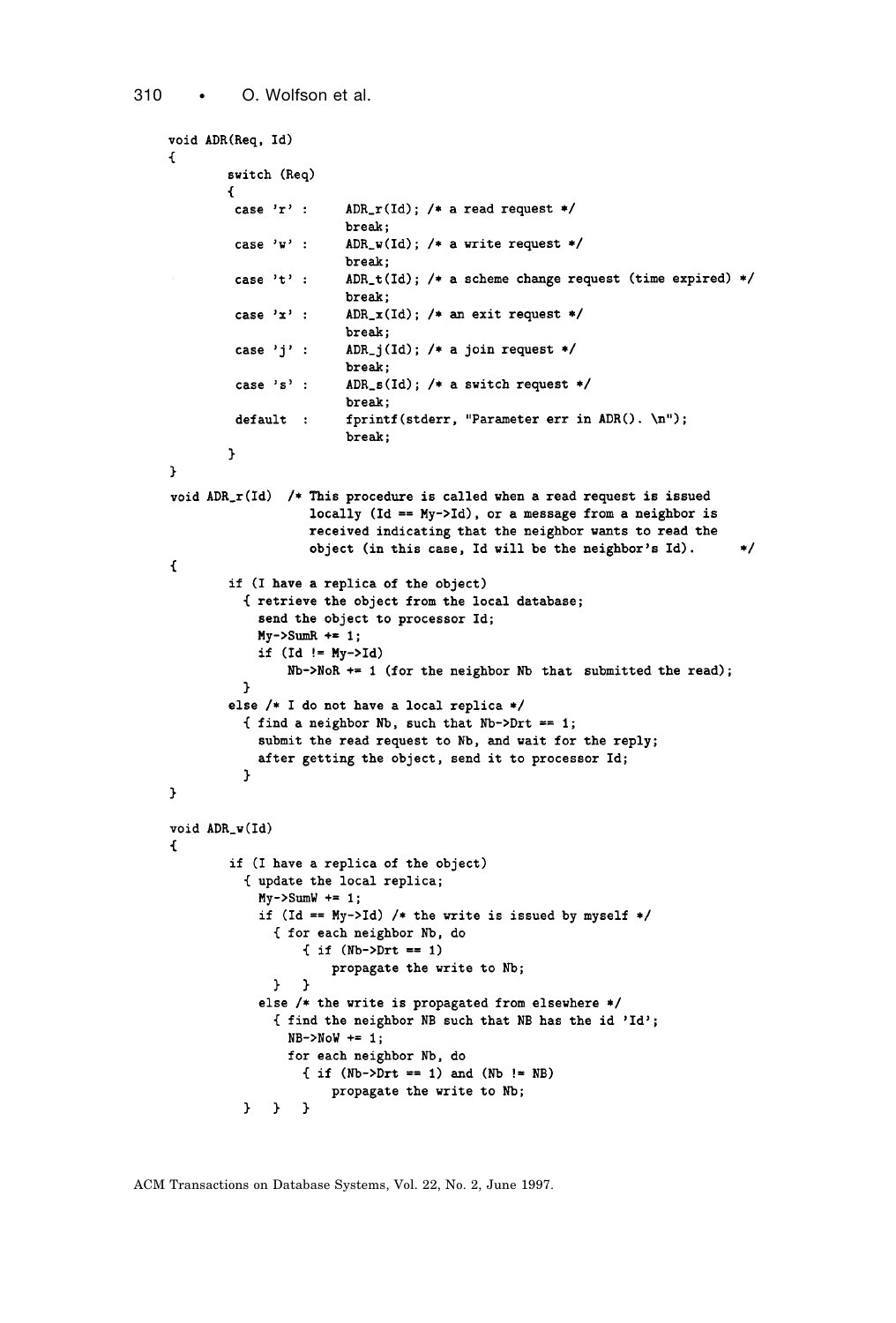```
void ADR(Req, Id)
{
        switch (Req)
        {
         case 'r' :     ADR_r(Id); /* a read request */
                        break;
         case 'w' :     ADR_w(Id); /* a write request */
                        break;
         case 't' :     ADR_t(Id); /* a scheme change request (time expired) */
                        break;
         case 'x' :     ADR_x(Id); /* an exit request */
                        break;
         case 'j' :     ADR_j(Id); /* a join request */
                        break;
         case 's' :     ADR_s(Id); /* a switch request */
                        break;
         default  :     fprintf(stderr, "Parameter err in ADR(). \n");
                        break;
        }
}
void ADR_r(Id)  /* This procedure is called when a read request is issued
                   locally (Id == My->Id), or a message from a neighbor is
                   received indicating that the neighbor wants to read the
                   object (in this case, Id will be the neighbor's Id).      */
{
        if (I have a replica of the object)
          { retrieve the object from the local database;
            send the object to processor Id;
            My->SumR += 1;
            if (Id != My->Id)
                Nb->NoR += 1 (for the neighbor Nb that submitted the read);
          }
        else /* I do not have a local replica */
          { find a neighbor Nb, such that Nb->Drt == 1;
            submit the read request to Nb, and wait for the reply;
            after getting the object, send it to processor Id;
          }
}

void ADR_w(Id)
{
        if (I have a replica of the object)
          { update the local replica;
            My->SumW += 1;
            if (Id == My->Id) /* the write is issued by myself */
              { for each neighbor Nb, do
                  { if (Nb->Drt == 1)
                        propagate the write to Nb;
              }  }
            else /* the write is propagated from elsewhere */
              { find the neighbor NB such that NB has the id 'Id';
                NB->NoW += 1;
                for each neighbor Nb, do
                  { if (Nb->Drt == 1) and (Nb != NB)
                        propagate the write to Nb;
          }  }  }
```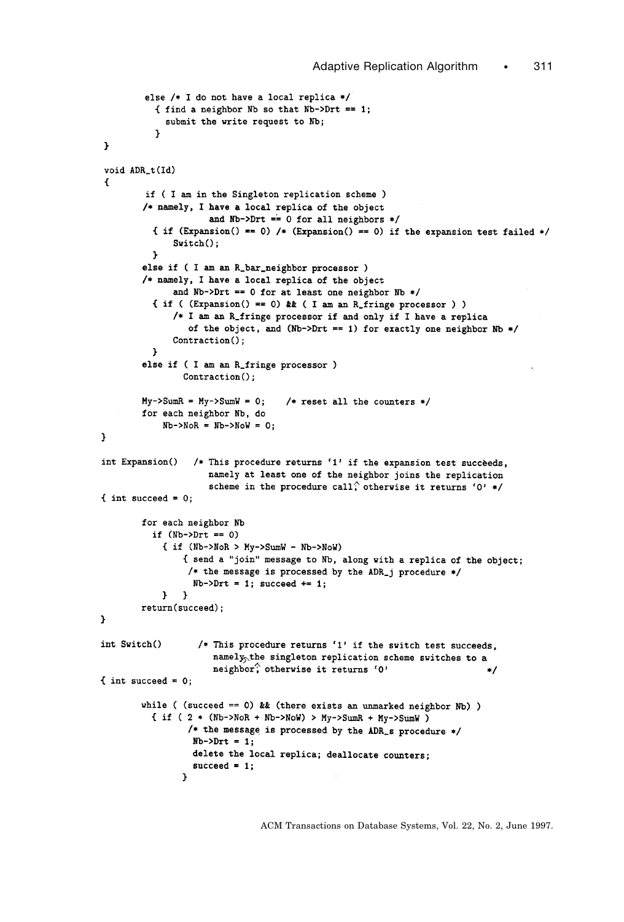```
        else /* I do not have a local replica */
          { find a neighbor Nb so that Nb->Drt == 1;
            submit the write request to Nb;
          }
}

void ADR_t(Id)
{
        if ( I am in the Singleton replication scheme )
        /* namely, I have a local replica of the object
                    and Nb->Drt == 0 for all neighbors */
          { if (Expansion() == 0) /* (Expansion() == 0) if the expansion test failed */
               Switch();
          }
        else if ( I am an R_bar_neighbor processor )
        /* namely, I have a local replica of the object
               and Nb->Drt == 0 for at least one neighbor Nb */
          { if ( (Expansion() == 0) && ( I am an R_fringe processor ) )
              /* I am an R_fringe processor if and only if I have a replica
                 of the object, and (Nb->Drt == 1) for exactly one neighbor Nb */
               Contraction();
          }
        else if ( I am an R_fringe processor )
               Contraction();

        My->SumR = My->SumW = 0;    /* reset all the counters */
        for each neighbor Nb, do
            Nb->NoR = Nb->NoW = 0;
}

int Expansion()   /* This procedure returns '1' if the expansion test succeeds,
                     namely at least one of the neighbor joins the replication
                     scheme in the procedure call; otherwise it returns '0' */
{ int succeed = 0;

        for each neighbor Nb
          if (Nb->Drt == 0)
            { if (Nb->NoR > My->SumW - Nb->NoW)
                { send a "join" message to Nb, along with a replica of the object;
                  /* the message is processed by the ADR_j procedure */
                  Nb->Drt = 1; succeed += 1;
            }  }
        return(succeed);
}

int Switch()        /* This procedure returns '1' if the switch test succeeds,
                       namely, the singleton replication scheme switches to a
                       neighbor; otherwise it returns '0'                    */
{ int succeed = 0;

        while ( (succeed == 0) && (there exists an unmarked neighbor Nb) )
          { if ( 2 * (Nb->NoR + Nb->NoW) > My->SumR + My->SumW )
                 /* the message is processed by the ADR_s procedure */
                  Nb->Drt = 1;
                  delete the local replica; deallocate counters;
                  succeed = 1;
                }
```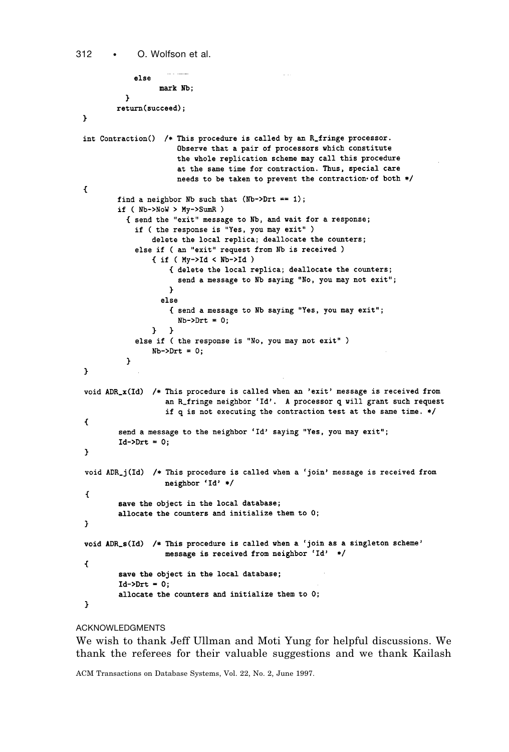```
            else
                  mark Nb;
          }
        return(succeed);
}

int Contraction()  /* This procedure is called by an R_fringe processor.
                      Observe that a pair of processors which constitute
                      the whole replication scheme may call this procedure
                      at the same time for contraction. Thus, special care
                      needs to be taken to prevent the contraction of both */
{
        find a neighbor Nb such that (Nb->Drt == 1);
        if ( Nb->NoW > My->SumR )
          { send the "exit" message to Nb, and wait for a response;
            if ( the response is "Yes, you may exit" )
                delete the local replica; deallocate the counters;
            else if ( an "exit" request from Nb is received )
                { if ( My->Id < Nb->Id )
                    { delete the local replica; deallocate the counters;
                      send a message to Nb saying "No, you may not exit";
                    }
                  else
                    { send a message to Nb saying "Yes, you may exit";
                      Nb->Drt = 0;
                }   }
            else if ( the response is "No, you may not exit" )
                Nb->Drt = 0;
          }
}

void ADR_x(Id)  /* This procedure is called when an 'exit' message is received from
                   an R_fringe neighbor 'Id'.  A processor q will grant such request
                   if q is not executing the contraction test at the same time. */
{
        send a message to the neighbor 'Id' saying "Yes, you may exit";
        Id->Drt = 0;
}

void ADR_j(Id)  /* This procedure is called when a 'join' message is received from
                   neighbor 'Id' */
{
        save the object in the local database;
        allocate the counters and initialize them to 0;
}

void ADR_s(Id)  /* This procedure is called when a 'join as a singleton scheme'
                   message is received from neighbor 'Id'  */
{
        save the object in the local database;
        Id->Drt = 0;
        allocate the counters and initialize them to 0;
}
```

## ACKNOWLEDGMENTS

We wish to thank Jeff Ullman and Moti Yung for helpful discussions. We thank the referees for their valuable suggestions and we thank Kailash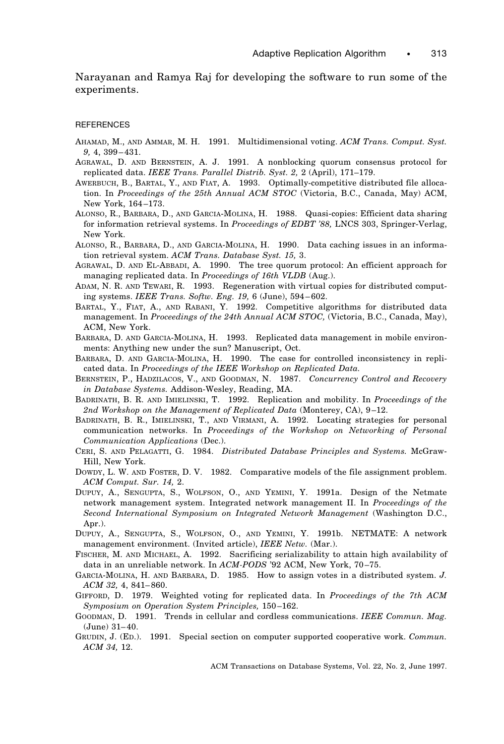Narayanan and Ramya Raj for developing the software to run some of the experiments.

## REFERENCES

AHAMAD, M., AND AMMAR, M. H. 1991. Multidimensional voting. *ACM Trans. Comput. Syst. 9,* 4, 399–431.

AGRAWAL, D. AND BERNSTEIN, A. J. 1991. A nonblocking quorum consensus protocol for replicated data. *IEEE Trans. Parallel Distrib. Syst. 2,* 2 (April), 171–179.

AWERBUCH, B., BARTAL, Y., AND FIAT, A. 1993. Optimally-competitive distributed file allocation. In *Proceedings of the 25th Annual ACM STOC* (Victoria, B.C., Canada, May) ACM, New York, 164–173.

ALONSO, R., BARBARA, D., AND GARCIA-MOLINA, H. 1988. Quasi-copies: Efficient data sharing for information retrieval systems. In *Proceedings of EDBT '88,* LNCS 303, Springer-Verlag, New York.

ALONSO, R., BARBARA, D., AND GARCIA-MOLINA, H. 1990. Data caching issues in an information retrieval system. *ACM Trans. Database Syst. 15,* 3.

AGRAWAL, D. AND EL-ABBADI, A. 1990. The tree quorum protocol: An efficient approach for managing replicated data. In *Proceedings of 16th VLDB* (Aug.).

ADAM, N. R. AND TEWARI, R. 1993. Regeneration with virtual copies for distributed computing systems. *IEEE Trans. Softw. Eng. 19,* 6 (June), 594–602.

BARTAL, Y., FIAT, A., AND RABANI, Y. 1992. Competitive algorithms for distributed data management. In *Proceedings of the 24th Annual ACM STOC,* (Victoria, B.C., Canada, May), ACM, New York.

BARBARA, D. AND GARCIA-MOLINA, H. 1993. Replicated data management in mobile environments: Anything new under the sun? Manuscript, Oct.

BARBARA, D. AND GARCIA-MOLINA, H. 1990. The case for controlled inconsistency in replicated data. In *Proceedings of the IEEE Workshop on Replicated Data.*

BERNSTEIN, P., HADZILACOS, V., AND GOODMAN, N. 1987. *Concurrency Control and Recovery in Database Systems.* Addison-Wesley, Reading, MA.

BADRINATH, B. R. AND IMIELINSKI, T. 1992. Replication and mobility. In *Proceedings of the 2nd Workshop on the Management of Replicated Data* (Monterey, CA), 9–12.

BADRINATH, B. R., IMIELINSKI, T., AND VIRMANI, A. 1992. Locating strategies for personal communication networks. In *Proceedings of the Workshop on Networking of Personal Communication Applications* (Dec.).

CERI, S. AND PELAGATTI, G. 1984. *Distributed Database Principles and Systems.* McGraw-Hill, New York.

DOWDY, L. W. AND FOSTER, D. V. 1982. Comparative models of the file assignment problem. *ACM Comput. Sur. 14,* 2.

DUPUY, A., SENGUPTA, S., WOLFSON, O., AND YEMINI, Y. 1991a. Design of the Netmate network management system. Integrated network management II. In *Proceedings of the Second International Symposium on Integrated Network Management* (Washington D.C., Apr.).

DUPUY, A., SENGUPTA, S., WOLFSON, O., AND YEMINI, Y. 1991b. NETMATE: A network management environment. (Invited article), *IEEE Netw.* (Mar.).

FISCHER, M. AND MICHAEL, A. 1992. Sacrificing serializability to attain high availability of data in an unreliable network. In *ACM-PODS* '92 ACM, New York, 70–75.

GARCIA-MOLINA, H. AND BARBARA, D. 1985. How to assign votes in a distributed system. *J. ACM 32,* 4, 841–860.

GIFFORD, D. 1979. Weighted voting for replicated data. In *Proceedings of the 7th ACM Symposium on Operation System Principles,* 150–162.

GOODMAN, D. 1991. Trends in cellular and cordless communications. *IEEE Commun. Mag.* (June) 31–40.

GRUDIN, J. (ED.). 1991. Special section on computer supported cooperative work. *Commun. ACM 34,* 12.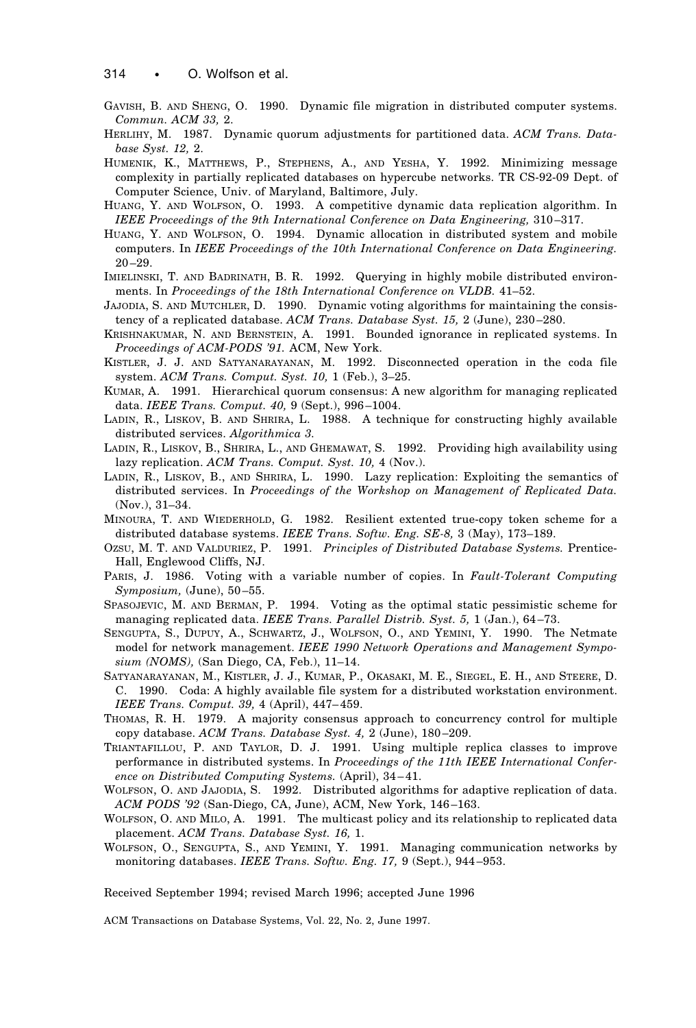GAVISH, B. AND SHENG, O. 1990. Dynamic file migration in distributed computer systems. *Commun. ACM 33,* 2.

HERLIHY, M. 1987. Dynamic quorum adjustments for partitioned data. *ACM Trans. Database Syst. 12,* 2.

HUMENIK, K., MATTHEWS, P., STEPHENS, A., AND YESHA, Y. 1992. Minimizing message complexity in partially replicated databases on hypercube networks. TR CS-92-09 Dept. of Computer Science, Univ. of Maryland, Baltimore, July.

HUANG, Y. AND WOLFSON, O. 1993. A competitive dynamic data replication algorithm. In *IEEE Proceedings of the 9th International Conference on Data Engineering,* 310–317.

HUANG, Y. AND WOLFSON, O. 1994. Dynamic allocation in distributed system and mobile computers. In *IEEE Proceedings of the 10th International Conference on Data Engineering.* 20–29.

IMIELINSKI, T. AND BADRINATH, B. R. 1992. Querying in highly mobile distributed environments. In *Proceedings of the 18th International Conference on VLDB.* 41–52.

JAJODIA, S. AND MUTCHLER, D. 1990. Dynamic voting algorithms for maintaining the consistency of a replicated database. *ACM Trans. Database Syst. 15,* 2 (June), 230–280.

KRISHNAKUMAR, N. AND BERNSTEIN, A. 1991. Bounded ignorance in replicated systems. In *Proceedings of ACM-PODS '91.* ACM, New York.

KISTLER, J. J. AND SATYANARAYANAN, M. 1992. Disconnected operation in the coda file system. *ACM Trans. Comput. Syst. 10,* 1 (Feb.), 3–25.

KUMAR, A. 1991. Hierarchical quorum consensus: A new algorithm for managing replicated data. *IEEE Trans. Comput. 40,* 9 (Sept.), 996–1004.

LADIN, R., LISKOV, B. AND SHRIRA, L. 1988. A technique for constructing highly available distributed services. *Algorithmica 3.*

LADIN, R., LISKOV, B., SHRIRA, L., AND GHEMAWAT, S. 1992. Providing high availability using lazy replication. *ACM Trans. Comput. Syst. 10,* 4 (Nov.).

LADIN, R., LISKOV, B., AND SHRIRA, L. 1990. Lazy replication: Exploiting the semantics of distributed services. In *Proceedings of the Workshop on Management of Replicated Data.* (Nov.), 31–34.

MINOURA, T. AND WIEDERHOLD, G. 1982. Resilient extented true-copy token scheme for a distributed database systems. *IEEE Trans. Softw. Eng. SE-8,* 3 (May), 173–189.

OZSU, M. T. AND VALDURIEZ, P. 1991. *Principles of Distributed Database Systems.* Prentice-Hall, Englewood Cliffs, NJ.

PARIS, J. 1986. Voting with a variable number of copies. In *Fault-Tolerant Computing Symposium,* (June), 50–55.

SPASOJEVIC, M. AND BERMAN, P. 1994. Voting as the optimal static pessimistic scheme for managing replicated data. *IEEE Trans. Parallel Distrib. Syst. 5,* 1 (Jan.), 64–73.

SENGUPTA, S., DUPUY, A., SCHWARTZ, J., WOLFSON, O., AND YEMINI, Y. 1990. The Netmate model for network management. *IEEE 1990 Network Operations and Management Symposium (NOMS),* (San Diego, CA, Feb.), 11–14.

SATYANARAYANAN, M., KISTLER, J. J., KUMAR, P., OKASAKI, M. E., SIEGEL, E. H., AND STEERE, D. C. 1990. Coda: A highly available file system for a distributed workstation environment. *IEEE Trans. Comput. 39,* 4 (April), 447–459.

THOMAS, R. H. 1979. A majority consensus approach to concurrency control for multiple copy database. *ACM Trans. Database Syst. 4,* 2 (June), 180–209.

TRIANTAFILLOU, P. AND TAYLOR, D. J. 1991. Using multiple replica classes to improve performance in distributed systems. In *Proceedings of the 11th IEEE International Conference on Distributed Computing Systems.* (April), 34–41.

WOLFSON, O. AND JAJODIA, S. 1992. Distributed algorithms for adaptive replication of data. *ACM PODS '92* (San-Diego, CA, June), ACM, New York, 146–163.

WOLFSON, O. AND MILO, A. 1991. The multicast policy and its relationship to replicated data placement. *ACM Trans. Database Syst. 16,* 1.

WOLFSON, O., SENGUPTA, S., AND YEMINI, Y. 1991. Managing communication networks by monitoring databases. *IEEE Trans. Softw. Eng. 17,* 9 (Sept.), 944–953.

Received September 1994; revised March 1996; accepted June 1996